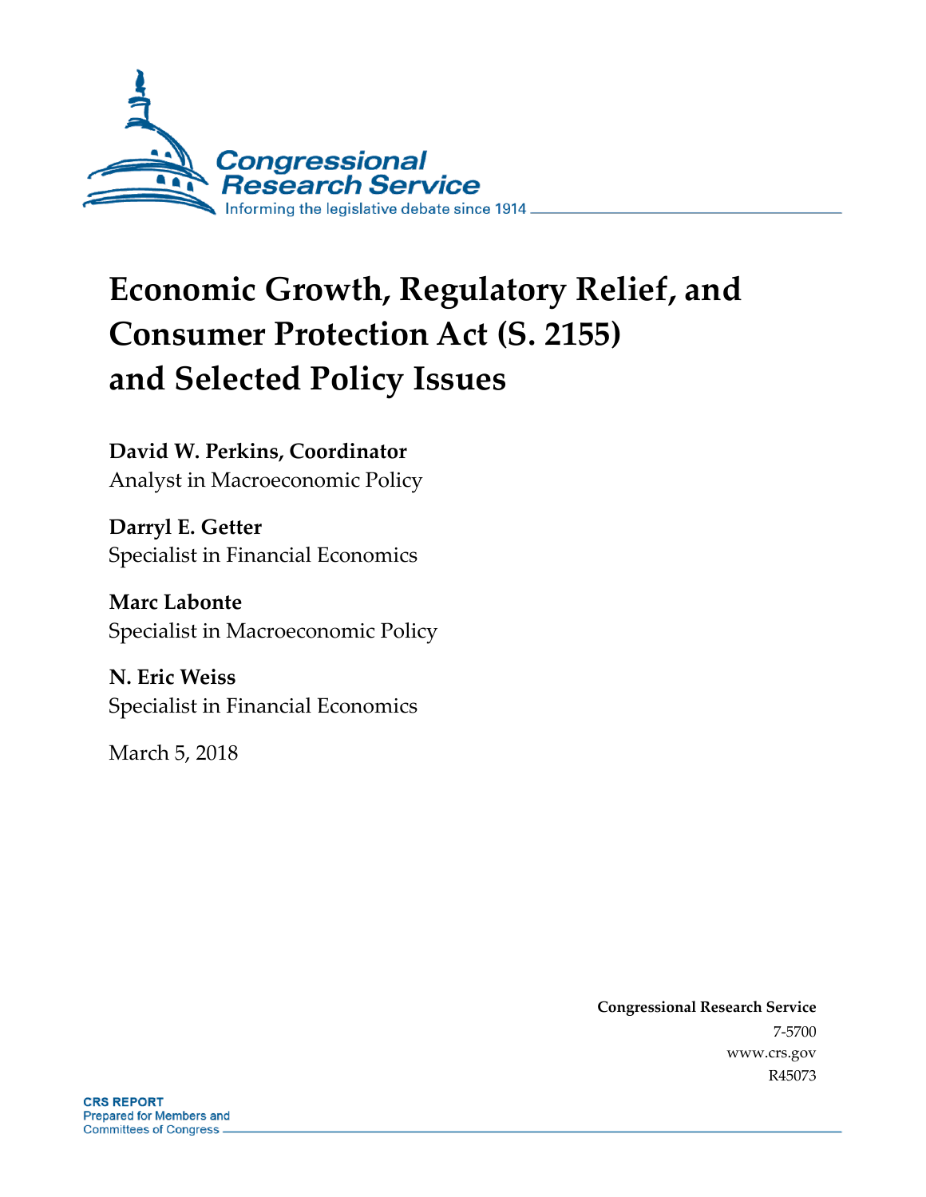Congressional Research Service

Informing the legislative debate since 1914

# Economic Growth, Regulatory Relief, and Consumer Protection Act (S. 2155) and Selected Policy Issues

**David W. Perkins, Coordinator**
Analyst in Macroeconomic Policy

**Darryl E. Getter**
Specialist in Financial Economics

**Marc Labonte**
Specialist in Macroeconomic Policy

**N. Eric Weiss**
Specialist in Financial Economics

March 5, 2018

**Congressional Research Service**
7-5700
www.crs.gov
R45073

**CRS REPORT**
Prepared for Members and Committees of Congress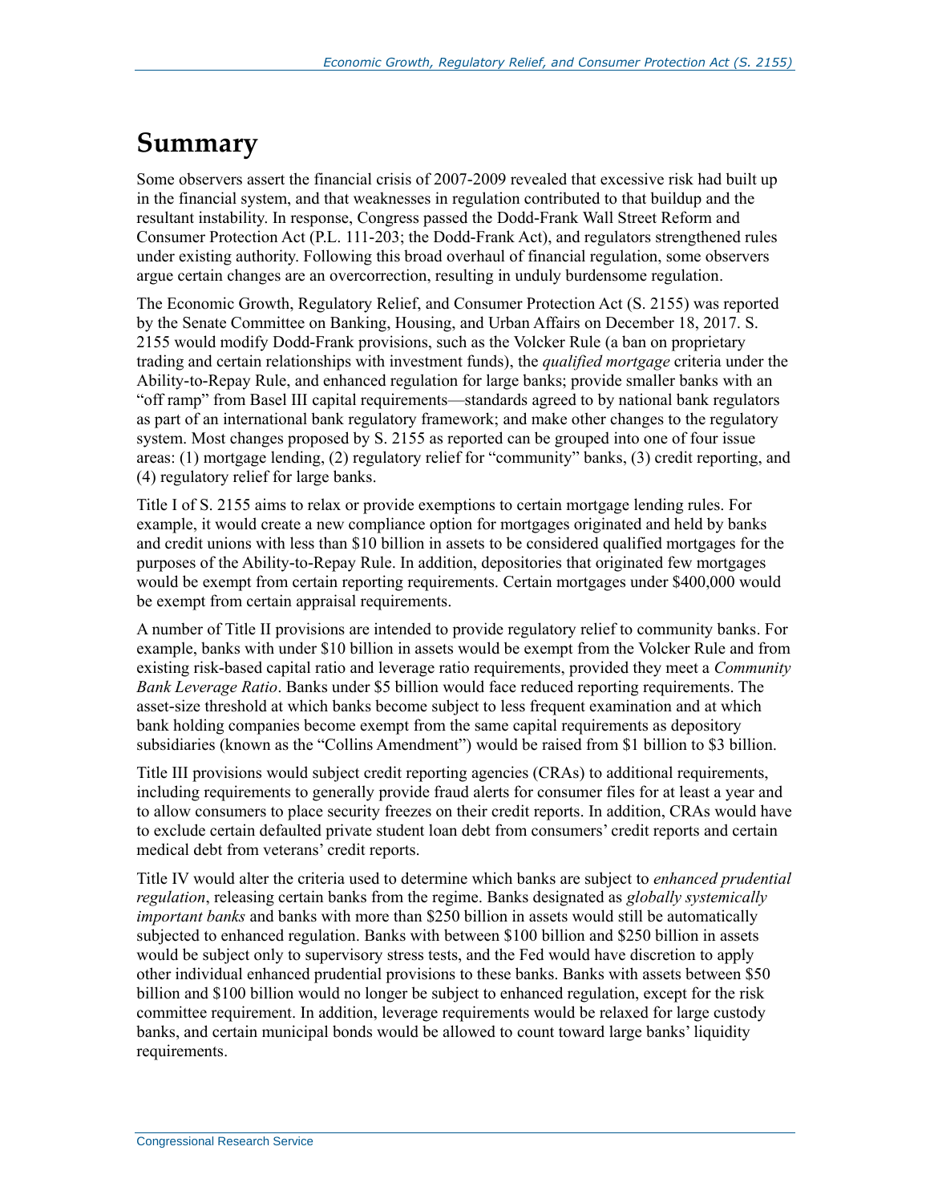# Summary

Some observers assert the financial crisis of 2007-2009 revealed that excessive risk had built up in the financial system, and that weaknesses in regulation contributed to that buildup and the resultant instability. In response, Congress passed the Dodd-Frank Wall Street Reform and Consumer Protection Act (P.L. 111-203; the Dodd-Frank Act), and regulators strengthened rules under existing authority. Following this broad overhaul of financial regulation, some observers argue certain changes are an overcorrection, resulting in unduly burdensome regulation.

The Economic Growth, Regulatory Relief, and Consumer Protection Act (S. 2155) was reported by the Senate Committee on Banking, Housing, and Urban Affairs on December 18, 2017. S. 2155 would modify Dodd-Frank provisions, such as the Volcker Rule (a ban on proprietary trading and certain relationships with investment funds), the *qualified mortgage* criteria under the Ability-to-Repay Rule, and enhanced regulation for large banks; provide smaller banks with an "off ramp" from Basel III capital requirements—standards agreed to by national bank regulators as part of an international bank regulatory framework; and make other changes to the regulatory system. Most changes proposed by S. 2155 as reported can be grouped into one of four issue areas: (1) mortgage lending, (2) regulatory relief for "community" banks, (3) credit reporting, and (4) regulatory relief for large banks.

Title I of S. 2155 aims to relax or provide exemptions to certain mortgage lending rules. For example, it would create a new compliance option for mortgages originated and held by banks and credit unions with less than $10 billion in assets to be considered qualified mortgages for the purposes of the Ability-to-Repay Rule. In addition, depositories that originated few mortgages would be exempt from certain reporting requirements. Certain mortgages under $400,000 would be exempt from certain appraisal requirements.

A number of Title II provisions are intended to provide regulatory relief to community banks. For example, banks with under $10 billion in assets would be exempt from the Volcker Rule and from existing risk-based capital ratio and leverage ratio requirements, provided they meet a *Community Bank Leverage Ratio*. Banks under $5 billion would face reduced reporting requirements. The asset-size threshold at which banks become subject to less frequent examination and at which bank holding companies become exempt from the same capital requirements as depository subsidiaries (known as the "Collins Amendment") would be raised from $1 billion to $3 billion.

Title III provisions would subject credit reporting agencies (CRAs) to additional requirements, including requirements to generally provide fraud alerts for consumer files for at least a year and to allow consumers to place security freezes on their credit reports. In addition, CRAs would have to exclude certain defaulted private student loan debt from consumers' credit reports and certain medical debt from veterans' credit reports.

Title IV would alter the criteria used to determine which banks are subject to *enhanced prudential regulation*, releasing certain banks from the regime. Banks designated as *globally systemically important banks* and banks with more than $250 billion in assets would still be automatically subjected to enhanced regulation. Banks with between $100 billion and $250 billion in assets would be subject only to supervisory stress tests, and the Fed would have discretion to apply other individual enhanced prudential provisions to these banks. Banks with assets between $50 billion and $100 billion would no longer be subject to enhanced regulation, except for the risk committee requirement. In addition, leverage requirements would be relaxed for large custody banks, and certain municipal bonds would be allowed to count toward large banks' liquidity requirements.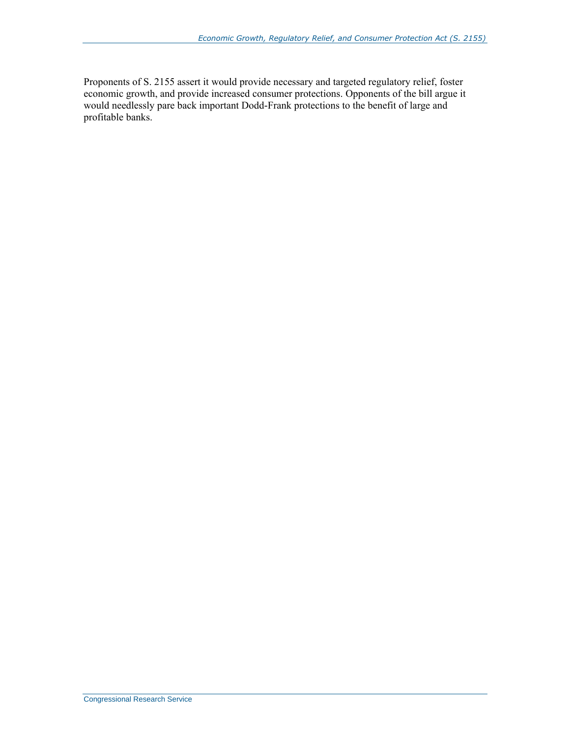Proponents of S. 2155 assert it would provide necessary and targeted regulatory relief, foster economic growth, and provide increased consumer protections. Opponents of the bill argue it would needlessly pare back important Dodd-Frank protections to the benefit of large and profitable banks.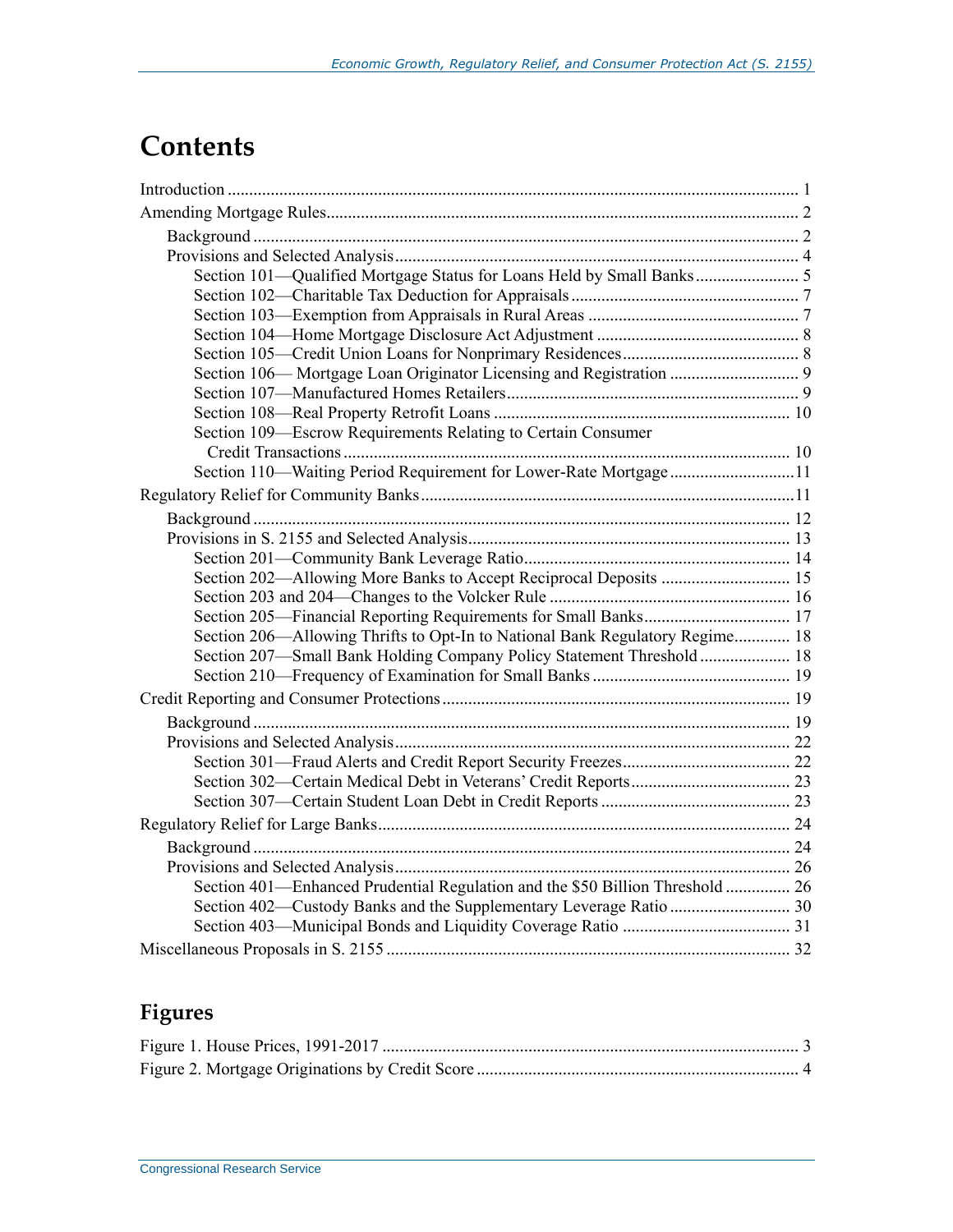# Contents

Introduction ..... 1

Amending Mortgage Rules ..... 2

- Background ..... 2
- Provisions and Selected Analysis ..... 4
  - Section 101—Qualified Mortgage Status for Loans Held by Small Banks ..... 5
  - Section 102—Charitable Tax Deduction for Appraisals ..... 7
  - Section 103—Exemption from Appraisals in Rural Areas ..... 7
  - Section 104—Home Mortgage Disclosure Act Adjustment ..... 8
  - Section 105—Credit Union Loans for Nonprimary Residences ..... 8
  - Section 106— Mortgage Loan Originator Licensing and Registration ..... 9
  - Section 107—Manufactured Homes Retailers ..... 9
  - Section 108—Real Property Retrofit Loans ..... 10
  - Section 109—Escrow Requirements Relating to Certain Consumer Credit Transactions ..... 10
  - Section 110—Waiting Period Requirement for Lower-Rate Mortgage ..... 11

Regulatory Relief for Community Banks ..... 11

- Background ..... 12
- Provisions in S. 2155 and Selected Analysis ..... 13
  - Section 201—Community Bank Leverage Ratio ..... 14
  - Section 202—Allowing More Banks to Accept Reciprocal Deposits ..... 15
  - Section 203 and 204—Changes to the Volcker Rule ..... 16
  - Section 205—Financial Reporting Requirements for Small Banks ..... 17
  - Section 206—Allowing Thrifts to Opt-In to National Bank Regulatory Regime ..... 18
  - Section 207—Small Bank Holding Company Policy Statement Threshold ..... 18
  - Section 210—Frequency of Examination for Small Banks ..... 19

Credit Reporting and Consumer Protections ..... 19

- Background ..... 19
- Provisions and Selected Analysis ..... 22
  - Section 301—Fraud Alerts and Credit Report Security Freezes ..... 22
  - Section 302—Certain Medical Debt in Veterans' Credit Reports ..... 23
  - Section 307—Certain Student Loan Debt in Credit Reports ..... 23

Regulatory Relief for Large Banks ..... 24

- Background ..... 24
- Provisions and Selected Analysis ..... 26
  - Section 401—Enhanced Prudential Regulation and the $50 Billion Threshold ..... 26
  - Section 402—Custody Banks and the Supplementary Leverage Ratio ..... 30
  - Section 403—Municipal Bonds and Liquidity Coverage Ratio ..... 31

Miscellaneous Proposals in S. 2155 ..... 32

## Figures

Figure 1. House Prices, 1991-2017 ..... 3

Figure 2. Mortgage Originations by Credit Score ..... 4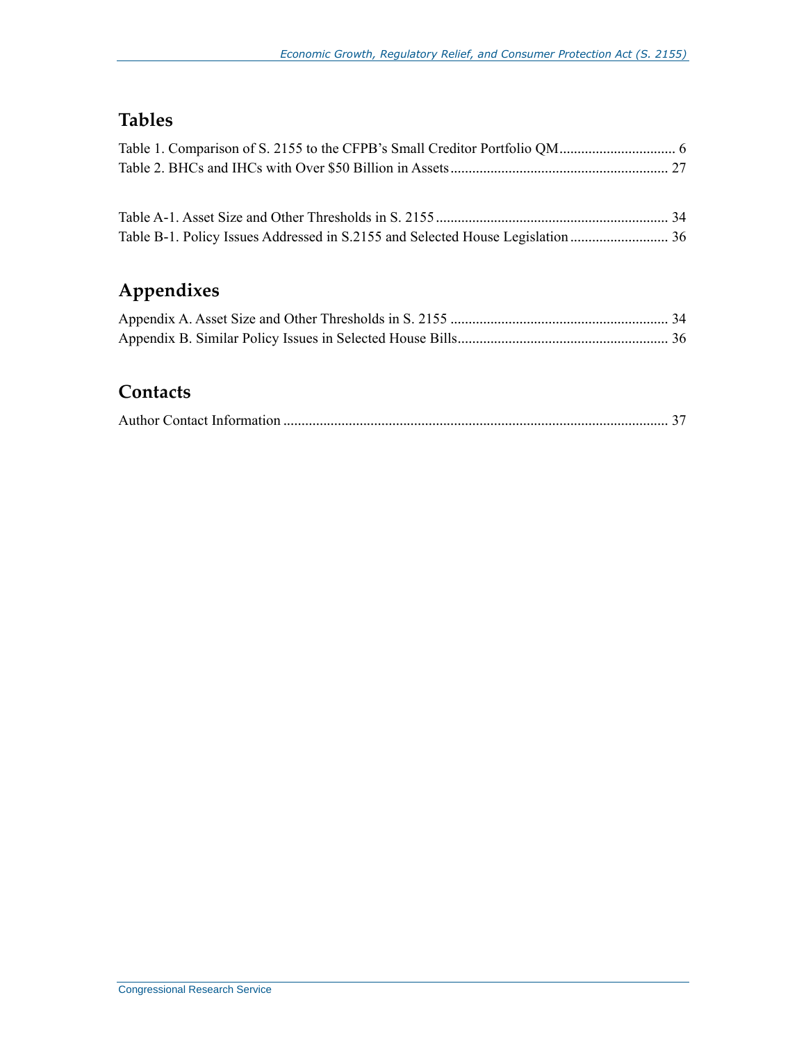## Tables

Table 1. Comparison of S. 2155 to the CFPB's Small Creditor Portfolio QM ................................ 6
Table 2. BHCs and IHCs with Over $50 Billion in Assets ............................................................ 27

Table A-1. Asset Size and Other Thresholds in S. 2155 ................................................................ 34
Table B-1. Policy Issues Addressed in S.2155 and Selected House Legislation ........................... 36

## Appendixes

Appendix A. Asset Size and Other Thresholds in S. 2155 ............................................................ 34
Appendix B. Similar Policy Issues in Selected House Bills .......................................................... 36

## Contacts

Author Contact Information .......................................................................................................... 37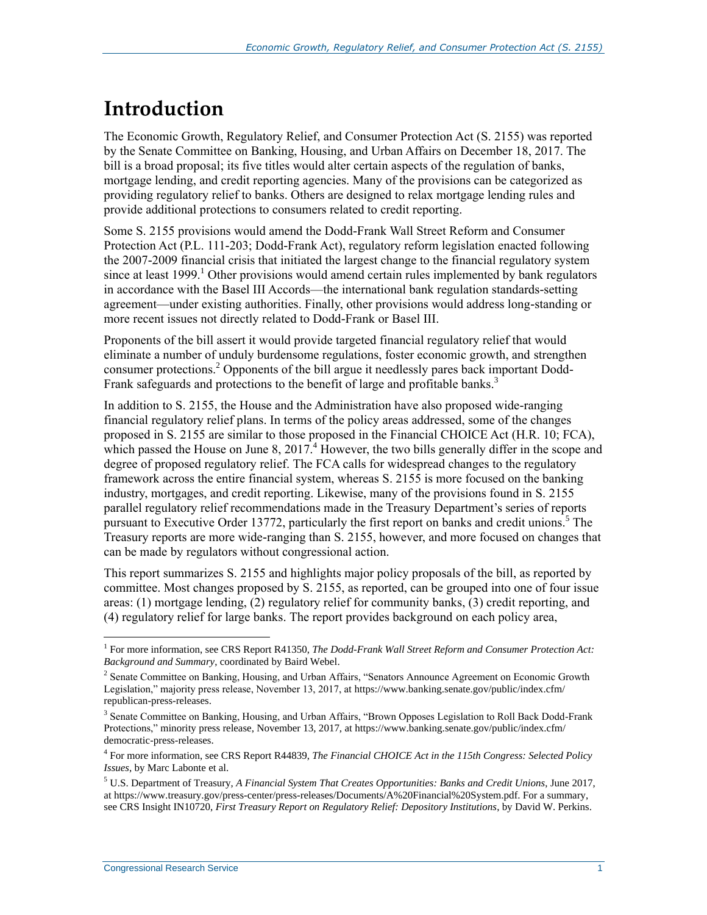# Introduction

The Economic Growth, Regulatory Relief, and Consumer Protection Act (S. 2155) was reported by the Senate Committee on Banking, Housing, and Urban Affairs on December 18, 2017. The bill is a broad proposal; its five titles would alter certain aspects of the regulation of banks, mortgage lending, and credit reporting agencies. Many of the provisions can be categorized as providing regulatory relief to banks. Others are designed to relax mortgage lending rules and provide additional protections to consumers related to credit reporting.

Some S. 2155 provisions would amend the Dodd-Frank Wall Street Reform and Consumer Protection Act (P.L. 111-203; Dodd-Frank Act), regulatory reform legislation enacted following the 2007-2009 financial crisis that initiated the largest change to the financial regulatory system since at least 1999.[1] Other provisions would amend certain rules implemented by bank regulators in accordance with the Basel III Accords—the international bank regulation standards-setting agreement—under existing authorities. Finally, other provisions would address long-standing or more recent issues not directly related to Dodd-Frank or Basel III.

Proponents of the bill assert it would provide targeted financial regulatory relief that would eliminate a number of unduly burdensome regulations, foster economic growth, and strengthen consumer protections.[2] Opponents of the bill argue it needlessly pares back important Dodd-Frank safeguards and protections to the benefit of large and profitable banks.[3]

In addition to S. 2155, the House and the Administration have also proposed wide-ranging financial regulatory relief plans. In terms of the policy areas addressed, some of the changes proposed in S. 2155 are similar to those proposed in the Financial CHOICE Act (H.R. 10; FCA), which passed the House on June 8, 2017.[4] However, the two bills generally differ in the scope and degree of proposed regulatory relief. The FCA calls for widespread changes to the regulatory framework across the entire financial system, whereas S. 2155 is more focused on the banking industry, mortgages, and credit reporting. Likewise, many of the provisions found in S. 2155 parallel regulatory relief recommendations made in the Treasury Department's series of reports pursuant to Executive Order 13772, particularly the first report on banks and credit unions.[5] The Treasury reports are more wide-ranging than S. 2155, however, and more focused on changes that can be made by regulators without congressional action.

This report summarizes S. 2155 and highlights major policy proposals of the bill, as reported by committee. Most changes proposed by S. 2155, as reported, can be grouped into one of four issue areas: (1) mortgage lending, (2) regulatory relief for community banks, (3) credit reporting, and (4) regulatory relief for large banks. The report provides background on each policy area,

---

[1] For more information, see CRS Report R41350, *The Dodd-Frank Wall Street Reform and Consumer Protection Act: Background and Summary*, coordinated by Baird Webel.

[2] Senate Committee on Banking, Housing, and Urban Affairs, "Senators Announce Agreement on Economic Growth Legislation," majority press release, November 13, 2017, at https://www.banking.senate.gov/public/index.cfm/republican-press-releases.

[3] Senate Committee on Banking, Housing, and Urban Affairs, "Brown Opposes Legislation to Roll Back Dodd-Frank Protections," minority press release, November 13, 2017, at https://www.banking.senate.gov/public/index.cfm/democratic-press-releases.

[4] For more information, see CRS Report R44839, *The Financial CHOICE Act in the 115th Congress: Selected Policy Issues*, by Marc Labonte et al.

[5] U.S. Department of Treasury, *A Financial System That Creates Opportunities: Banks and Credit Unions*, June 2017, at https://www.treasury.gov/press-center/press-releases/Documents/A%20Financial%20System.pdf. For a summary, see CRS Insight IN10720, *First Treasury Report on Regulatory Relief: Depository Institutions*, by David W. Perkins.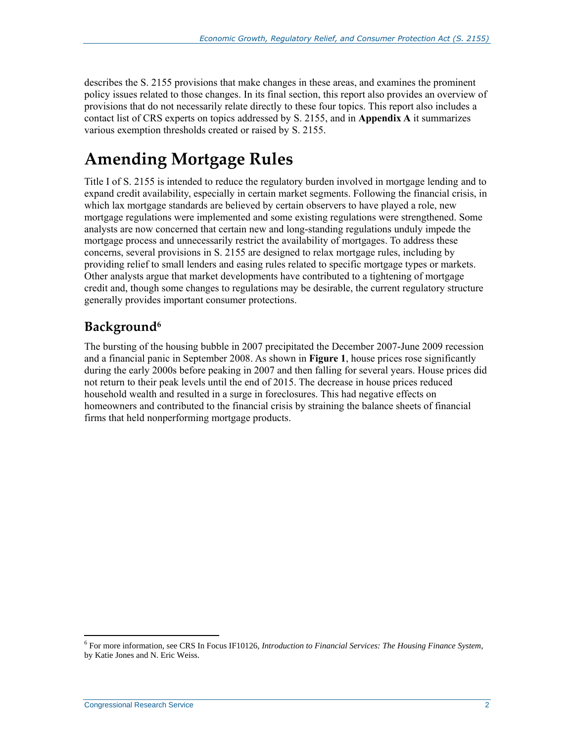describes the S. 2155 provisions that make changes in these areas, and examines the prominent policy issues related to those changes. In its final section, this report also provides an overview of provisions that do not necessarily relate directly to these four topics. This report also includes a contact list of CRS experts on topics addressed by S. 2155, and in **Appendix A** it summarizes various exemption thresholds created or raised by S. 2155.

# Amending Mortgage Rules

Title I of S. 2155 is intended to reduce the regulatory burden involved in mortgage lending and to expand credit availability, especially in certain market segments. Following the financial crisis, in which lax mortgage standards are believed by certain observers to have played a role, new mortgage regulations were implemented and some existing regulations were strengthened. Some analysts are now concerned that certain new and long-standing regulations unduly impede the mortgage process and unnecessarily restrict the availability of mortgages. To address these concerns, several provisions in S. 2155 are designed to relax mortgage rules, including by providing relief to small lenders and easing rules related to specific mortgage types or markets. Other analysts argue that market developments have contributed to a tightening of mortgage credit and, though some changes to regulations may be desirable, the current regulatory structure generally provides important consumer protections.

## Background[6]

The bursting of the housing bubble in 2007 precipitated the December 2007-June 2009 recession and a financial panic in September 2008. As shown in **Figure 1**, house prices rose significantly during the early 2000s before peaking in 2007 and then falling for several years. House prices did not return to their peak levels until the end of 2015. The decrease in house prices reduced household wealth and resulted in a surge in foreclosures. This had negative effects on homeowners and contributed to the financial crisis by straining the balance sheets of financial firms that held nonperforming mortgage products.

[6] For more information, see CRS In Focus IF10126, *Introduction to Financial Services: The Housing Finance System*, by Katie Jones and N. Eric Weiss.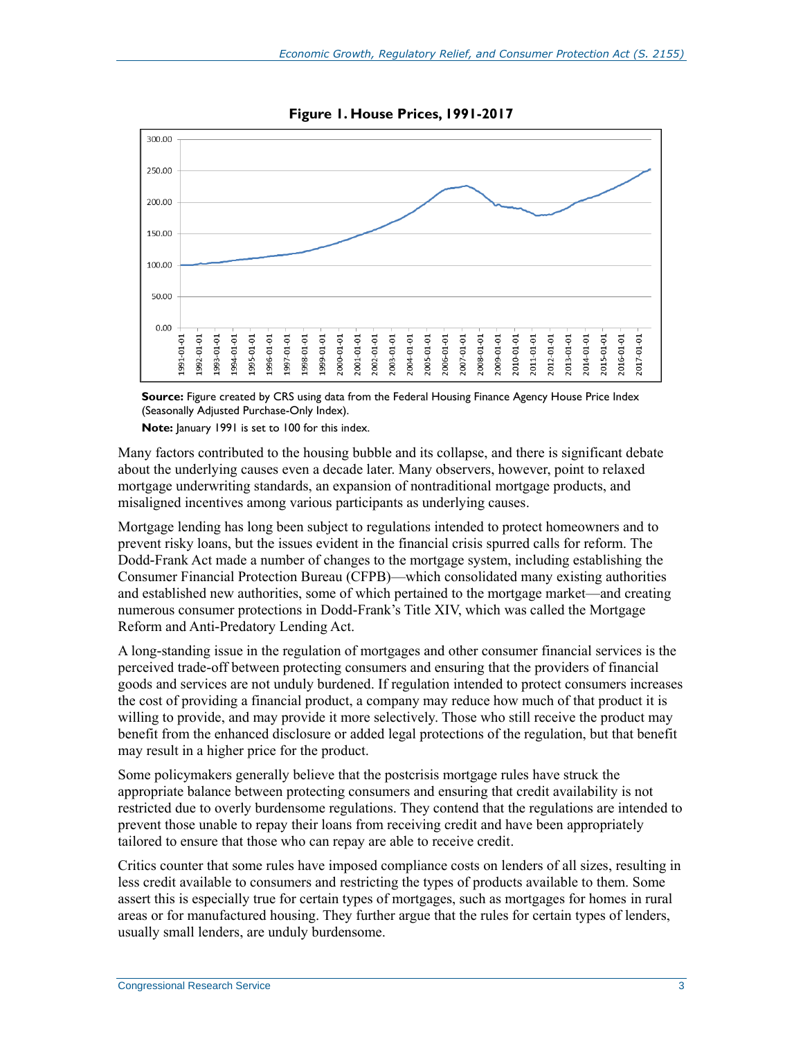**Figure 1. House Prices, 1991-2017**

300.00
250.00
200.00
150.00
100.00
50.00
0.00

1991-01-01
1992-01-01
1993-01-01
1994-01-01
1995-01-01
1996-01-01
1997-01-01
1998-01-01
1999-01-01
2000-01-01
2001-01-01
2002-01-01
2003-01-01
2004-01-01
2005-01-01
2006-01-01
2007-01-01
2008-01-01
2009-01-01
2010-01-01
2011-01-01
2012-01-01
2013-01-01
2014-01-01
2015-01-01
2016-01-01
2017-01-01

**Source:** Figure created by CRS using data from the Federal Housing Finance Agency House Price Index (Seasonally Adjusted Purchase-Only Index).

**Note:** January 1991 is set to 100 for this index.

Many factors contributed to the housing bubble and its collapse, and there is significant debate about the underlying causes even a decade later. Many observers, however, point to relaxed mortgage underwriting standards, an expansion of nontraditional mortgage products, and misaligned incentives among various participants as underlying causes.

Mortgage lending has long been subject to regulations intended to protect homeowners and to prevent risky loans, but the issues evident in the financial crisis spurred calls for reform. The Dodd-Frank Act made a number of changes to the mortgage system, including establishing the Consumer Financial Protection Bureau (CFPB)—which consolidated many existing authorities and established new authorities, some of which pertained to the mortgage market—and creating numerous consumer protections in Dodd-Frank's Title XIV, which was called the Mortgage Reform and Anti-Predatory Lending Act.

A long-standing issue in the regulation of mortgages and other consumer financial services is the perceived trade-off between protecting consumers and ensuring that the providers of financial goods and services are not unduly burdened. If regulation intended to protect consumers increases the cost of providing a financial product, a company may reduce how much of that product it is willing to provide, and may provide it more selectively. Those who still receive the product may benefit from the enhanced disclosure or added legal protections of the regulation, but that benefit may result in a higher price for the product.

Some policymakers generally believe that the postcrisis mortgage rules have struck the appropriate balance between protecting consumers and ensuring that credit availability is not restricted due to overly burdensome regulations. They contend that the regulations are intended to prevent those unable to repay their loans from receiving credit and have been appropriately tailored to ensure that those who can repay are able to receive credit.

Critics counter that some rules have imposed compliance costs on lenders of all sizes, resulting in less credit available to consumers and restricting the types of products available to them. Some assert this is especially true for certain types of mortgages, such as mortgages for homes in rural areas or for manufactured housing. They further argue that the rules for certain types of lenders, usually small lenders, are unduly burdensome.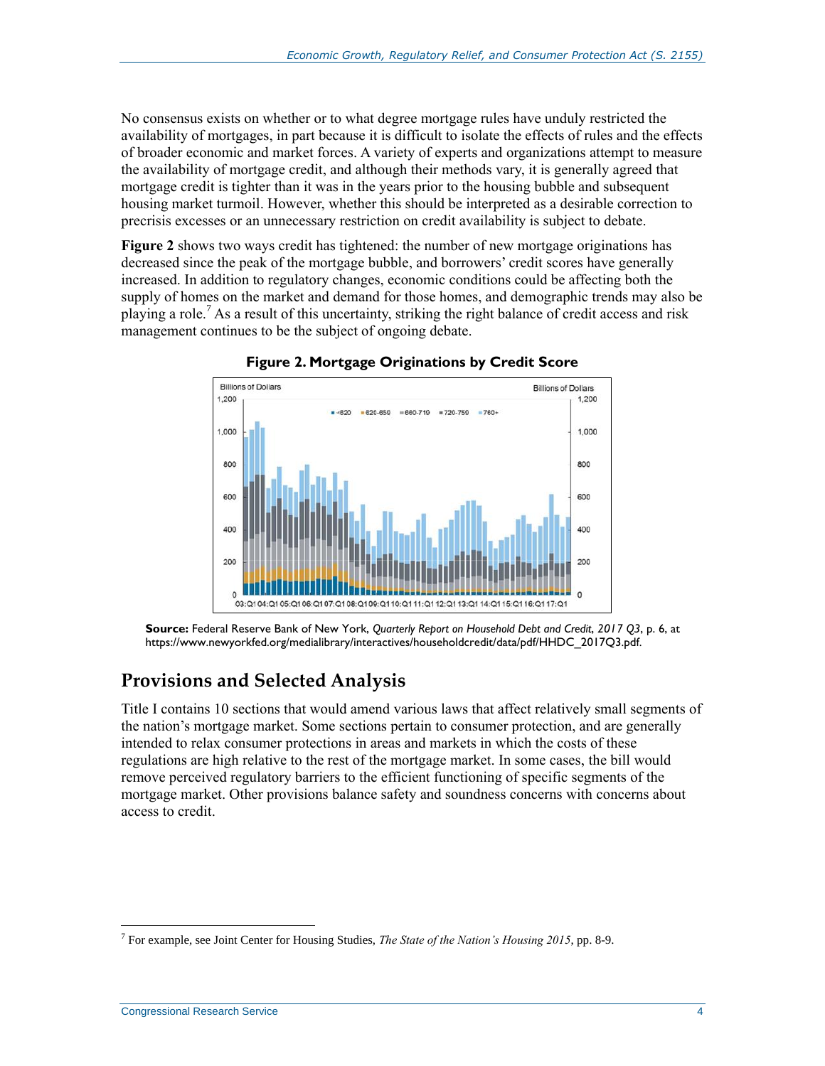No consensus exists on whether or to what degree mortgage rules have unduly restricted the availability of mortgages, in part because it is difficult to isolate the effects of rules and the effects of broader economic and market forces. A variety of experts and organizations attempt to measure the availability of mortgage credit, and although their methods vary, it is generally agreed that mortgage credit is tighter than it was in the years prior to the housing bubble and subsequent housing market turmoil. However, whether this should be interpreted as a desirable correction to precrisis excesses or an unnecessary restriction on credit availability is subject to debate.

**Figure 2** shows two ways credit has tightened: the number of new mortgage originations has decreased since the peak of the mortgage bubble, and borrowers' credit scores have generally increased. In addition to regulatory changes, economic conditions could be affecting both the supply of homes on the market and demand for those homes, and demographic trends may also be playing a role.[7] As a result of this uncertainty, striking the right balance of credit access and risk management continues to be the subject of ongoing debate.

**Figure 2. Mortgage Originations by Credit Score**

Billions of Dollars

Billions of Dollars

1,200

1,000

800

600

400

200

0

<620 620-659 660-719 720-759 760+

03:Q1 04:Q1 05:Q1 06:Q1 07:Q1 08:Q1 09:Q1 10:Q1 11:Q1 12:Q1 13:Q1 14:Q1 15:Q1 16:Q1 17:Q1

**Source:** Federal Reserve Bank of New York, *Quarterly Report on Household Debt and Credit, 2017 Q3*, p. 6, at https://www.newyorkfed.org/medialibrary/interactives/householdcredit/data/pdf/HHDC_2017Q3.pdf.

## Provisions and Selected Analysis

Title I contains 10 sections that would amend various laws that affect relatively small segments of the nation's mortgage market. Some sections pertain to consumer protection, and are generally intended to relax consumer protections in areas and markets in which the costs of these regulations are high relative to the rest of the mortgage market. In some cases, the bill would remove perceived regulatory barriers to the efficient functioning of specific segments of the mortgage market. Other provisions balance safety and soundness concerns with concerns about access to credit.

---

[7] For example, see Joint Center for Housing Studies, *The State of the Nation's Housing 2015*, pp. 8-9.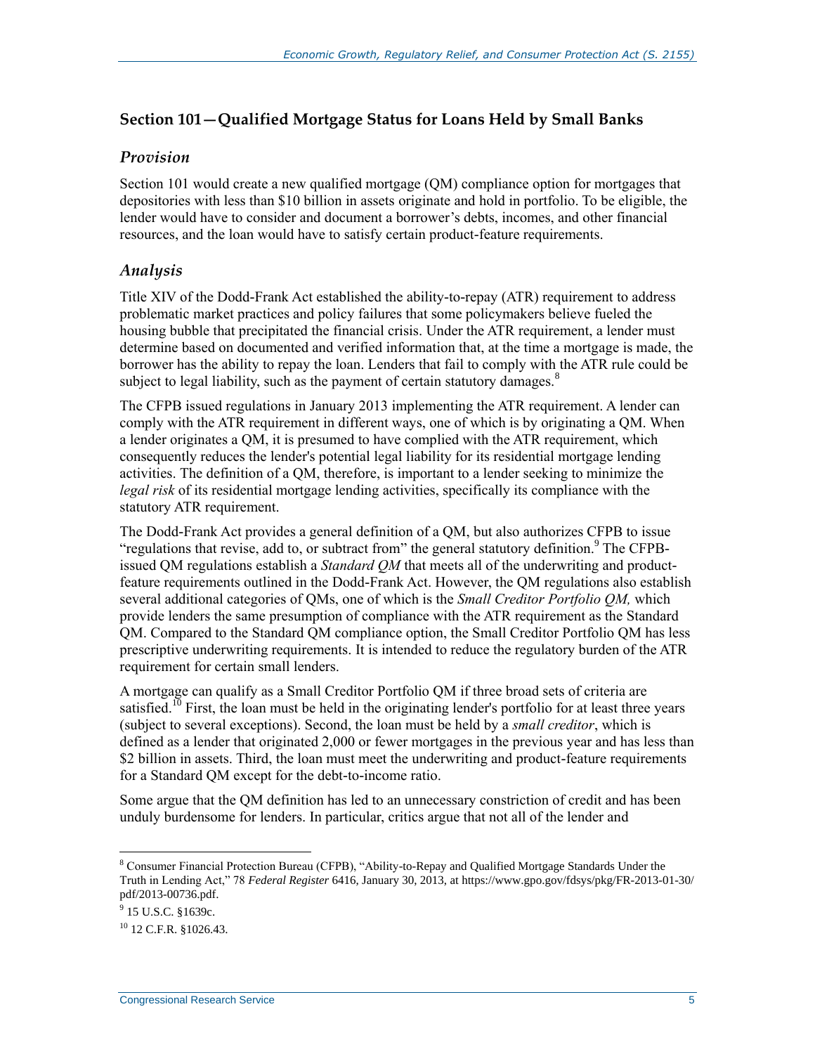## Section 101—Qualified Mortgage Status for Loans Held by Small Banks

### *Provision*

Section 101 would create a new qualified mortgage (QM) compliance option for mortgages that depositories with less than $10 billion in assets originate and hold in portfolio. To be eligible, the lender would have to consider and document a borrower's debts, incomes, and other financial resources, and the loan would have to satisfy certain product-feature requirements.

### *Analysis*

Title XIV of the Dodd-Frank Act established the ability-to-repay (ATR) requirement to address problematic market practices and policy failures that some policymakers believe fueled the housing bubble that precipitated the financial crisis. Under the ATR requirement, a lender must determine based on documented and verified information that, at the time a mortgage is made, the borrower has the ability to repay the loan. Lenders that fail to comply with the ATR rule could be subject to legal liability, such as the payment of certain statutory damages.[8]

The CFPB issued regulations in January 2013 implementing the ATR requirement. A lender can comply with the ATR requirement in different ways, one of which is by originating a QM. When a lender originates a QM, it is presumed to have complied with the ATR requirement, which consequently reduces the lender's potential legal liability for its residential mortgage lending activities. The definition of a QM, therefore, is important to a lender seeking to minimize the *legal risk* of its residential mortgage lending activities, specifically its compliance with the statutory ATR requirement.

The Dodd-Frank Act provides a general definition of a QM, but also authorizes CFPB to issue "regulations that revise, add to, or subtract from" the general statutory definition.[9] The CFPB-issued QM regulations establish a *Standard QM* that meets all of the underwriting and product-feature requirements outlined in the Dodd-Frank Act. However, the QM regulations also establish several additional categories of QMs, one of which is the *Small Creditor Portfolio QM,* which provide lenders the same presumption of compliance with the ATR requirement as the Standard QM. Compared to the Standard QM compliance option, the Small Creditor Portfolio QM has less prescriptive underwriting requirements. It is intended to reduce the regulatory burden of the ATR requirement for certain small lenders.

A mortgage can qualify as a Small Creditor Portfolio QM if three broad sets of criteria are satisfied.[10] First, the loan must be held in the originating lender's portfolio for at least three years (subject to several exceptions). Second, the loan must be held by a *small creditor*, which is defined as a lender that originated 2,000 or fewer mortgages in the previous year and has less than $2 billion in assets. Third, the loan must meet the underwriting and product-feature requirements for a Standard QM except for the debt-to-income ratio.

Some argue that the QM definition has led to an unnecessary constriction of credit and has been unduly burdensome for lenders. In particular, critics argue that not all of the lender and

---

[8] Consumer Financial Protection Bureau (CFPB), "Ability-to-Repay and Qualified Mortgage Standards Under the Truth in Lending Act," 78 *Federal Register* 6416, January 30, 2013, at https://www.gpo.gov/fdsys/pkg/FR-2013-01-30/pdf/2013-00736.pdf.

[9] 15 U.S.C. §1639c.

[10] 12 C.F.R. §1026.43.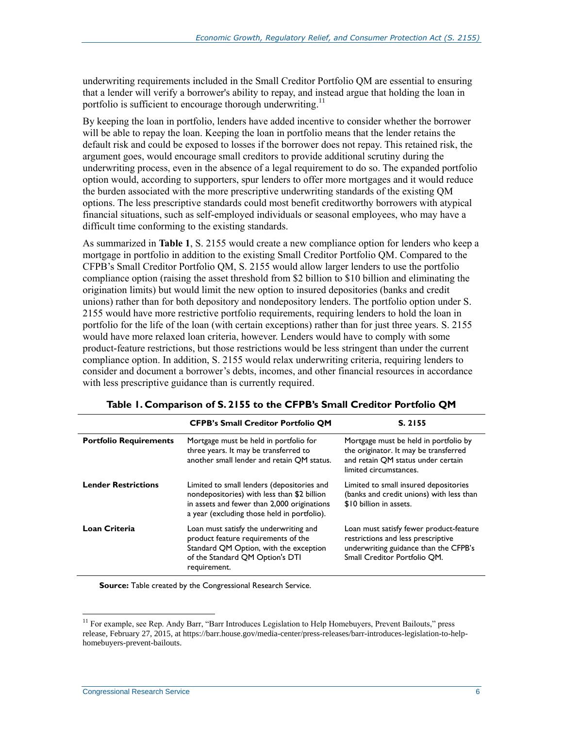underwriting requirements included in the Small Creditor Portfolio QM are essential to ensuring that a lender will verify a borrower's ability to repay, and instead argue that holding the loan in portfolio is sufficient to encourage thorough underwriting.[11]

By keeping the loan in portfolio, lenders have added incentive to consider whether the borrower will be able to repay the loan. Keeping the loan in portfolio means that the lender retains the default risk and could be exposed to losses if the borrower does not repay. This retained risk, the argument goes, would encourage small creditors to provide additional scrutiny during the underwriting process, even in the absence of a legal requirement to do so. The expanded portfolio option would, according to supporters, spur lenders to offer more mortgages and it would reduce the burden associated with the more prescriptive underwriting standards of the existing QM options. The less prescriptive standards could most benefit creditworthy borrowers with atypical financial situations, such as self-employed individuals or seasonal employees, who may have a difficult time conforming to the existing standards.

As summarized in **Table 1**, S. 2155 would create a new compliance option for lenders who keep a mortgage in portfolio in addition to the existing Small Creditor Portfolio QM. Compared to the CFPB's Small Creditor Portfolio QM, S. 2155 would allow larger lenders to use the portfolio compliance option (raising the asset threshold from $2 billion to $10 billion and eliminating the origination limits) but would limit the new option to insured depositories (banks and credit unions) rather than for both depository and nondepository lenders. The portfolio option under S. 2155 would have more restrictive portfolio requirements, requiring lenders to hold the loan in portfolio for the life of the loan (with certain exceptions) rather than for just three years. S. 2155 would have more relaxed loan criteria, however. Lenders would have to comply with some product-feature restrictions, but those restrictions would be less stringent than under the current compliance option. In addition, S. 2155 would relax underwriting criteria, requiring lenders to consider and document a borrower's debts, incomes, and other financial resources in accordance with less prescriptive guidance than is currently required.

**Table 1. Comparison of S. 2155 to the CFPB's Small Creditor Portfolio QM**

| | CFPB's Small Creditor Portfolio QM | S. 2155 |
| --- | --- | --- |
| **Portfolio Requirements** | Mortgage must be held in portfolio for three years. It may be transferred to another small lender and retain QM status. | Mortgage must be held in portfolio by the originator. It may be transferred and retain QM status under certain limited circumstances. |
| **Lender Restrictions** | Limited to small lenders (depositories and nondepositories) with less than $2 billion in assets and fewer than 2,000 originations a year (excluding those held in portfolio). | Limited to small insured depositories (banks and credit unions) with less than $10 billion in assets. |
| **Loan Criteria** | Loan must satisfy the underwriting and product feature requirements of the Standard QM Option, with the exception of the Standard QM Option's DTI requirement. | Loan must satisfy fewer product-feature restrictions and less prescriptive underwriting guidance than the CFPB's Small Creditor Portfolio QM. |

**Source:** Table created by the Congressional Research Service.

[11] For example, see Rep. Andy Barr, "Barr Introduces Legislation to Help Homebuyers, Prevent Bailouts," press release, February 27, 2015, at https://barr.house.gov/media-center/press-releases/barr-introduces-legislation-to-help-homebuyers-prevent-bailouts.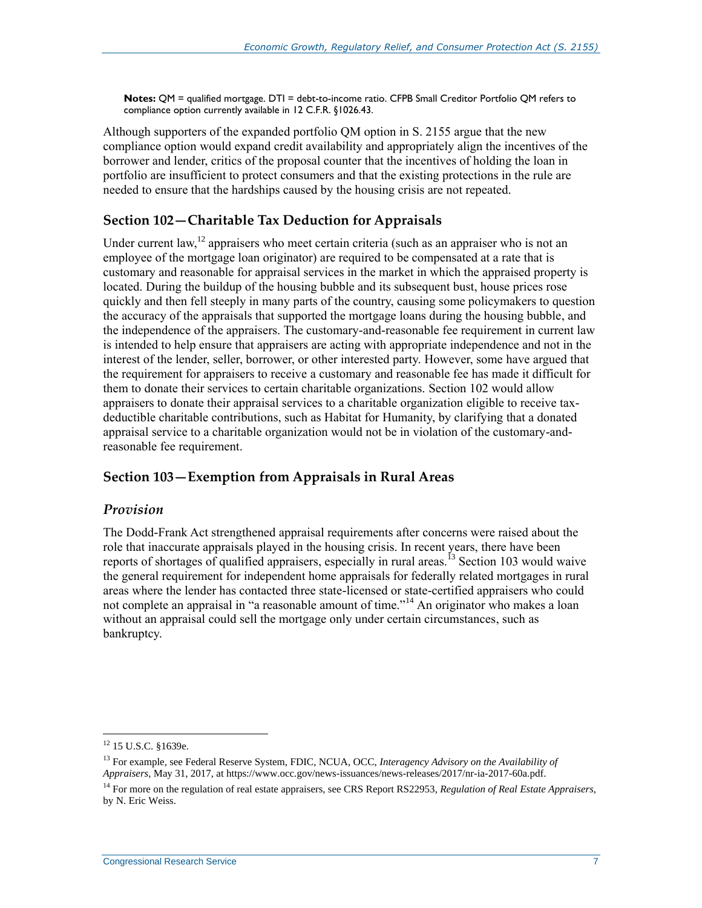**Notes:** QM = qualified mortgage. DTI = debt-to-income ratio. CFPB Small Creditor Portfolio QM refers to compliance option currently available in 12 C.F.R. §1026.43.

Although supporters of the expanded portfolio QM option in S. 2155 argue that the new compliance option would expand credit availability and appropriately align the incentives of the borrower and lender, critics of the proposal counter that the incentives of holding the loan in portfolio are insufficient to protect consumers and that the existing protections in the rule are needed to ensure that the hardships caused by the housing crisis are not repeated.

## Section 102—Charitable Tax Deduction for Appraisals

Under current law,[12] appraisers who meet certain criteria (such as an appraiser who is not an employee of the mortgage loan originator) are required to be compensated at a rate that is customary and reasonable for appraisal services in the market in which the appraised property is located. During the buildup of the housing bubble and its subsequent bust, house prices rose quickly and then fell steeply in many parts of the country, causing some policymakers to question the accuracy of the appraisals that supported the mortgage loans during the housing bubble, and the independence of the appraisers. The customary-and-reasonable fee requirement in current law is intended to help ensure that appraisers are acting with appropriate independence and not in the interest of the lender, seller, borrower, or other interested party. However, some have argued that the requirement for appraisers to receive a customary and reasonable fee has made it difficult for them to donate their services to certain charitable organizations. Section 102 would allow appraisers to donate their appraisal services to a charitable organization eligible to receive tax-deductible charitable contributions, such as Habitat for Humanity, by clarifying that a donated appraisal service to a charitable organization would not be in violation of the customary-and-reasonable fee requirement.

## Section 103—Exemption from Appraisals in Rural Areas

### *Provision*

The Dodd-Frank Act strengthened appraisal requirements after concerns were raised about the role that inaccurate appraisals played in the housing crisis. In recent years, there have been reports of shortages of qualified appraisers, especially in rural areas.[13] Section 103 would waive the general requirement for independent home appraisals for federally related mortgages in rural areas where the lender has contacted three state-licensed or state-certified appraisers who could not complete an appraisal in "a reasonable amount of time."[14] An originator who makes a loan without an appraisal could sell the mortgage only under certain circumstances, such as bankruptcy.

---

[12] 15 U.S.C. §1639e.

[13] For example, see Federal Reserve System, FDIC, NCUA, OCC, *Interagency Advisory on the Availability of Appraisers*, May 31, 2017, at https://www.occ.gov/news-issuances/news-releases/2017/nr-ia-2017-60a.pdf.

[14] For more on the regulation of real estate appraisers, see CRS Report RS22953, *Regulation of Real Estate Appraisers*, by N. Eric Weiss.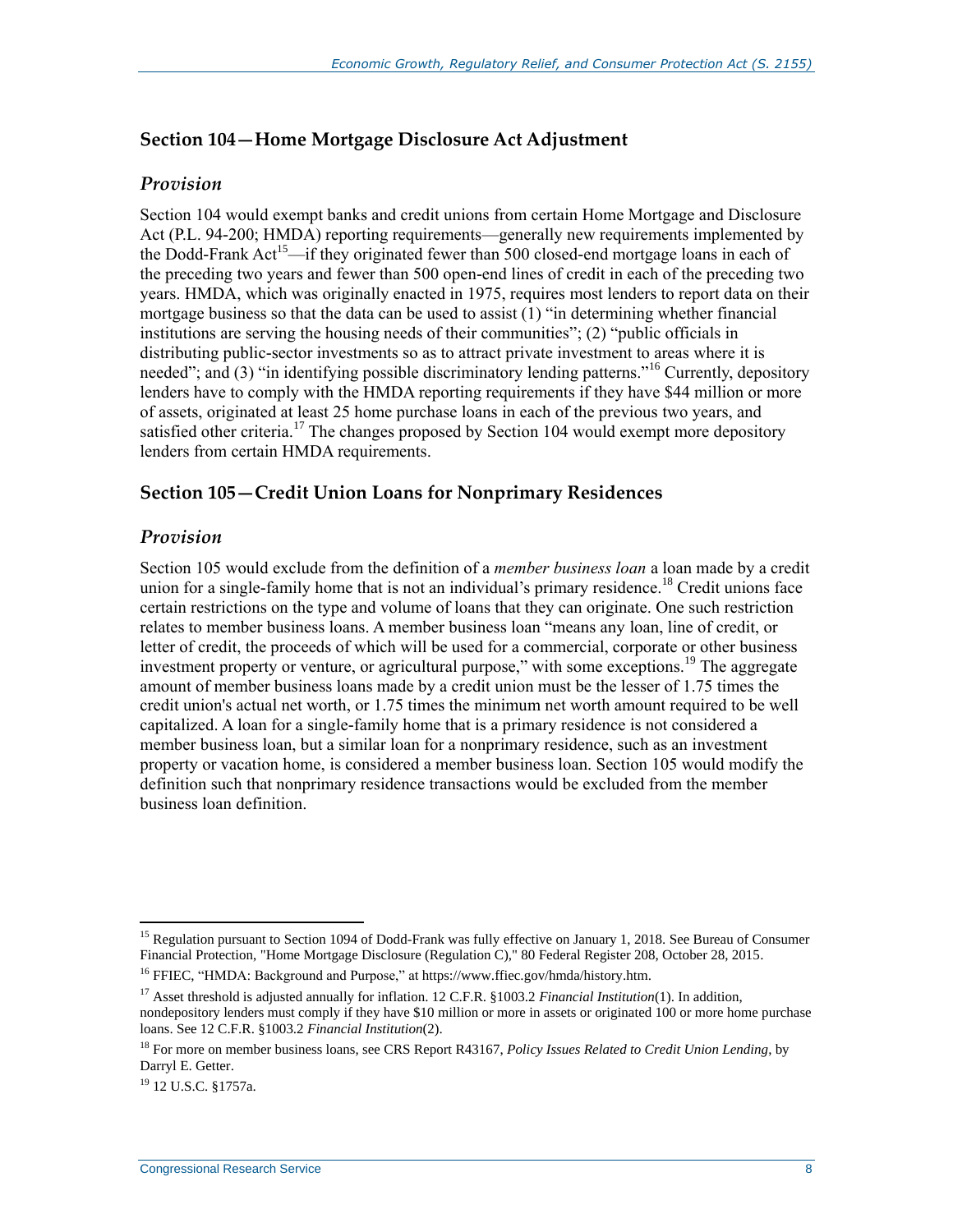## Section 104—Home Mortgage Disclosure Act Adjustment

### *Provision*

Section 104 would exempt banks and credit unions from certain Home Mortgage and Disclosure Act (P.L. 94-200; HMDA) reporting requirements—generally new requirements implemented by the Dodd-Frank Act[15]—if they originated fewer than 500 closed-end mortgage loans in each of the preceding two years and fewer than 500 open-end lines of credit in each of the preceding two years. HMDA, which was originally enacted in 1975, requires most lenders to report data on their mortgage business so that the data can be used to assist (1) "in determining whether financial institutions are serving the housing needs of their communities"; (2) "public officials in distributing public-sector investments so as to attract private investment to areas where it is needed"; and (3) "in identifying possible discriminatory lending patterns."[16] Currently, depository lenders have to comply with the HMDA reporting requirements if they have $44 million or more of assets, originated at least 25 home purchase loans in each of the previous two years, and satisfied other criteria.[17] The changes proposed by Section 104 would exempt more depository lenders from certain HMDA requirements.

## Section 105—Credit Union Loans for Nonprimary Residences

### *Provision*

Section 105 would exclude from the definition of a *member business loan* a loan made by a credit union for a single-family home that is not an individual's primary residence.[18] Credit unions face certain restrictions on the type and volume of loans that they can originate. One such restriction relates to member business loans. A member business loan "means any loan, line of credit, or letter of credit, the proceeds of which will be used for a commercial, corporate or other business investment property or venture, or agricultural purpose," with some exceptions.[19] The aggregate amount of member business loans made by a credit union must be the lesser of 1.75 times the credit union's actual net worth, or 1.75 times the minimum net worth amount required to be well capitalized. A loan for a single-family home that is a primary residence is not considered a member business loan, but a similar loan for a nonprimary residence, such as an investment property or vacation home, is considered a member business loan. Section 105 would modify the definition such that nonprimary residence transactions would be excluded from the member business loan definition.

---

[15] Regulation pursuant to Section 1094 of Dodd-Frank was fully effective on January 1, 2018. See Bureau of Consumer Financial Protection, "Home Mortgage Disclosure (Regulation C)," 80 Federal Register 208, October 28, 2015.

[16] FFIEC, "HMDA: Background and Purpose," at https://www.ffiec.gov/hmda/history.htm.

[17] Asset threshold is adjusted annually for inflation. 12 C.F.R. §1003.2 *Financial Institution*(1). In addition, nondepository lenders must comply if they have $10 million or more in assets or originated 100 or more home purchase loans. See 12 C.F.R. §1003.2 *Financial Institution*(2).

[18] For more on member business loans, see CRS Report R43167, *Policy Issues Related to Credit Union Lending*, by Darryl E. Getter.

[19] 12 U.S.C. §1757a.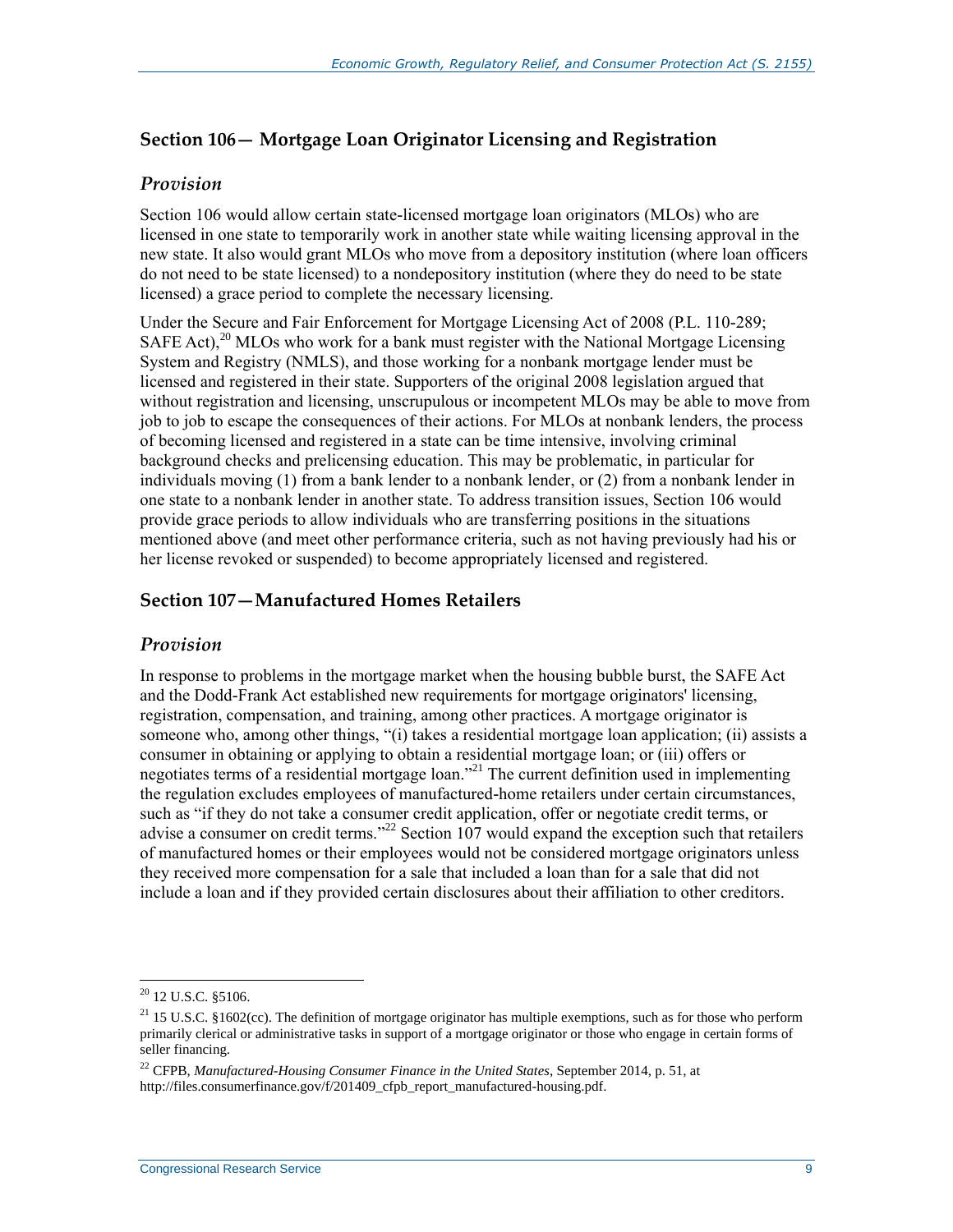## Section 106— Mortgage Loan Originator Licensing and Registration

### *Provision*

Section 106 would allow certain state-licensed mortgage loan originators (MLOs) who are licensed in one state to temporarily work in another state while waiting licensing approval in the new state. It also would grant MLOs who move from a depository institution (where loan officers do not need to be state licensed) to a nondepository institution (where they do need to be state licensed) a grace period to complete the necessary licensing.

Under the Secure and Fair Enforcement for Mortgage Licensing Act of 2008 (P.L. 110-289; SAFE Act),[20] MLOs who work for a bank must register with the National Mortgage Licensing System and Registry (NMLS), and those working for a nonbank mortgage lender must be licensed and registered in their state. Supporters of the original 2008 legislation argued that without registration and licensing, unscrupulous or incompetent MLOs may be able to move from job to job to escape the consequences of their actions. For MLOs at nonbank lenders, the process of becoming licensed and registered in a state can be time intensive, involving criminal background checks and prelicensing education. This may be problematic, in particular for individuals moving (1) from a bank lender to a nonbank lender, or (2) from a nonbank lender in one state to a nonbank lender in another state. To address transition issues, Section 106 would provide grace periods to allow individuals who are transferring positions in the situations mentioned above (and meet other performance criteria, such as not having previously had his or her license revoked or suspended) to become appropriately licensed and registered.

## Section 107—Manufactured Homes Retailers

### *Provision*

In response to problems in the mortgage market when the housing bubble burst, the SAFE Act and the Dodd-Frank Act established new requirements for mortgage originators' licensing, registration, compensation, and training, among other practices. A mortgage originator is someone who, among other things, "(i) takes a residential mortgage loan application; (ii) assists a consumer in obtaining or applying to obtain a residential mortgage loan; or (iii) offers or negotiates terms of a residential mortgage loan."[21] The current definition used in implementing the regulation excludes employees of manufactured-home retailers under certain circumstances, such as "if they do not take a consumer credit application, offer or negotiate credit terms, or advise a consumer on credit terms."[22] Section 107 would expand the exception such that retailers of manufactured homes or their employees would not be considered mortgage originators unless they received more compensation for a sale that included a loan than for a sale that did not include a loan and if they provided certain disclosures about their affiliation to other creditors.

---

[20] 12 U.S.C. §5106.

[21] 15 U.S.C. §1602(cc). The definition of mortgage originator has multiple exemptions, such as for those who perform primarily clerical or administrative tasks in support of a mortgage originator or those who engage in certain forms of seller financing.

[22] CFPB, *Manufactured-Housing Consumer Finance in the United States*, September 2014, p. 51, at http://files.consumerfinance.gov/f/201409_cfpb_report_manufactured-housing.pdf.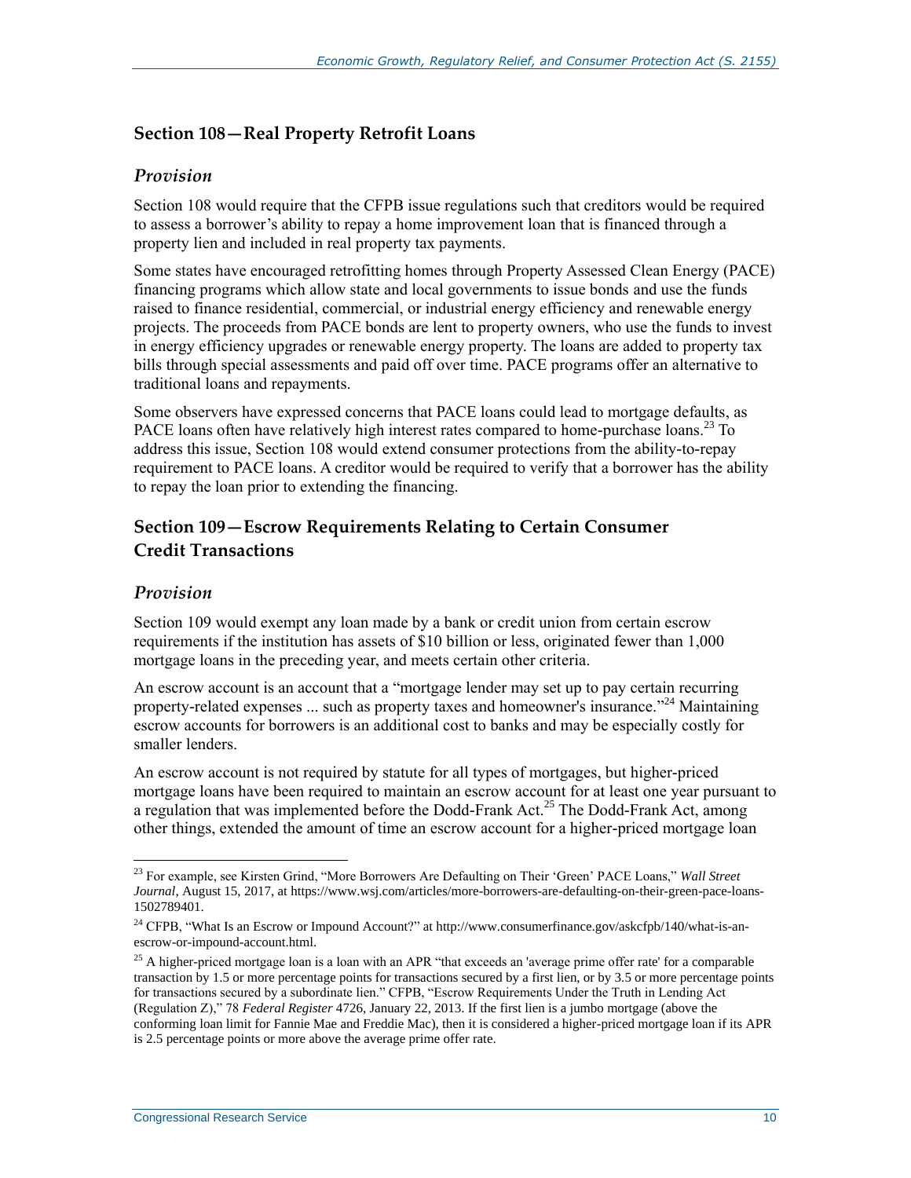## Section 108—Real Property Retrofit Loans

### *Provision*

Section 108 would require that the CFPB issue regulations such that creditors would be required to assess a borrower's ability to repay a home improvement loan that is financed through a property lien and included in real property tax payments.

Some states have encouraged retrofitting homes through Property Assessed Clean Energy (PACE) financing programs which allow state and local governments to issue bonds and use the funds raised to finance residential, commercial, or industrial energy efficiency and renewable energy projects. The proceeds from PACE bonds are lent to property owners, who use the funds to invest in energy efficiency upgrades or renewable energy property. The loans are added to property tax bills through special assessments and paid off over time. PACE programs offer an alternative to traditional loans and repayments.

Some observers have expressed concerns that PACE loans could lead to mortgage defaults, as PACE loans often have relatively high interest rates compared to home-purchase loans.[23] To address this issue, Section 108 would extend consumer protections from the ability-to-repay requirement to PACE loans. A creditor would be required to verify that a borrower has the ability to repay the loan prior to extending the financing.

## Section 109—Escrow Requirements Relating to Certain Consumer Credit Transactions

### *Provision*

Section 109 would exempt any loan made by a bank or credit union from certain escrow requirements if the institution has assets of $10 billion or less, originated fewer than 1,000 mortgage loans in the preceding year, and meets certain other criteria.

An escrow account is an account that a "mortgage lender may set up to pay certain recurring property-related expenses ... such as property taxes and homeowner's insurance."[24] Maintaining escrow accounts for borrowers is an additional cost to banks and may be especially costly for smaller lenders.

An escrow account is not required by statute for all types of mortgages, but higher-priced mortgage loans have been required to maintain an escrow account for at least one year pursuant to a regulation that was implemented before the Dodd-Frank Act.[25] The Dodd-Frank Act, among other things, extended the amount of time an escrow account for a higher-priced mortgage loan

---

[23] For example, see Kirsten Grind, "More Borrowers Are Defaulting on Their 'Green' PACE Loans," *Wall Street Journal*, August 15, 2017, at https://www.wsj.com/articles/more-borrowers-are-defaulting-on-their-green-pace-loans-1502789401.

[24] CFPB, "What Is an Escrow or Impound Account?" at http://www.consumerfinance.gov/askcfpb/140/what-is-an-escrow-or-impound-account.html.

[25] A higher-priced mortgage loan is a loan with an APR "that exceeds an 'average prime offer rate' for a comparable transaction by 1.5 or more percentage points for transactions secured by a first lien, or by 3.5 or more percentage points for transactions secured by a subordinate lien." CFPB, "Escrow Requirements Under the Truth in Lending Act (Regulation Z)," 78 *Federal Register* 4726, January 22, 2013. If the first lien is a jumbo mortgage (above the conforming loan limit for Fannie Mae and Freddie Mac), then it is considered a higher-priced mortgage loan if its APR is 2.5 percentage points or more above the average prime offer rate.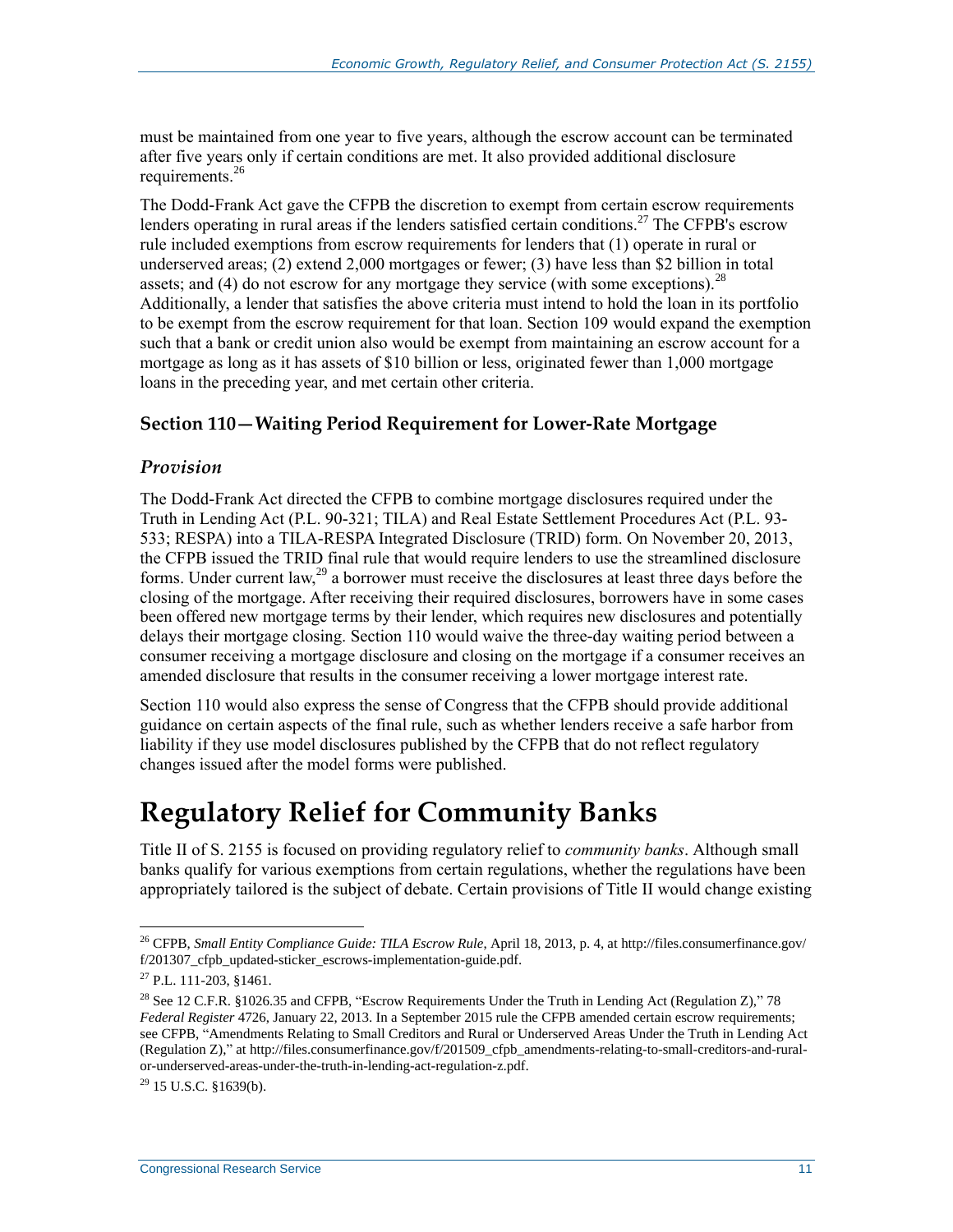must be maintained from one year to five years, although the escrow account can be terminated after five years only if certain conditions are met. It also provided additional disclosure requirements.[26]

The Dodd-Frank Act gave the CFPB the discretion to exempt from certain escrow requirements lenders operating in rural areas if the lenders satisfied certain conditions.[27] The CFPB's escrow rule included exemptions from escrow requirements for lenders that (1) operate in rural or underserved areas; (2) extend 2,000 mortgages or fewer; (3) have less than $2 billion in total assets; and (4) do not escrow for any mortgage they service (with some exceptions).[28] Additionally, a lender that satisfies the above criteria must intend to hold the loan in its portfolio to be exempt from the escrow requirement for that loan. Section 109 would expand the exemption such that a bank or credit union also would be exempt from maintaining an escrow account for a mortgage as long as it has assets of $10 billion or less, originated fewer than 1,000 mortgage loans in the preceding year, and met certain other criteria.

### Section 110—Waiting Period Requirement for Lower-Rate Mortgage

#### *Provision*

The Dodd-Frank Act directed the CFPB to combine mortgage disclosures required under the Truth in Lending Act (P.L. 90-321; TILA) and Real Estate Settlement Procedures Act (P.L. 93-533; RESPA) into a TILA-RESPA Integrated Disclosure (TRID) form. On November 20, 2013, the CFPB issued the TRID final rule that would require lenders to use the streamlined disclosure forms. Under current law,[29] a borrower must receive the disclosures at least three days before the closing of the mortgage. After receiving their required disclosures, borrowers have in some cases been offered new mortgage terms by their lender, which requires new disclosures and potentially delays their mortgage closing. Section 110 would waive the three-day waiting period between a consumer receiving a mortgage disclosure and closing on the mortgage if a consumer receives an amended disclosure that results in the consumer receiving a lower mortgage interest rate.

Section 110 would also express the sense of Congress that the CFPB should provide additional guidance on certain aspects of the final rule, such as whether lenders receive a safe harbor from liability if they use model disclosures published by the CFPB that do not reflect regulatory changes issued after the model forms were published.

# Regulatory Relief for Community Banks

Title II of S. 2155 is focused on providing regulatory relief to *community banks*. Although small banks qualify for various exemptions from certain regulations, whether the regulations have been appropriately tailored is the subject of debate. Certain provisions of Title II would change existing

---

[26] CFPB, *Small Entity Compliance Guide: TILA Escrow Rule*, April 18, 2013, p. 4, at http://files.consumerfinance.gov/f/201307_cfpb_updated-sticker_escrows-implementation-guide.pdf.

[27] P.L. 111-203, §1461.

[28] See 12 C.F.R. §1026.35 and CFPB, "Escrow Requirements Under the Truth in Lending Act (Regulation Z)," 78 *Federal Register* 4726, January 22, 2013. In a September 2015 rule the CFPB amended certain escrow requirements; see CFPB, "Amendments Relating to Small Creditors and Rural or Underserved Areas Under the Truth in Lending Act (Regulation Z)," at http://files.consumerfinance.gov/f/201509_cfpb_amendments-relating-to-small-creditors-and-rural-or-underserved-areas-under-the-truth-in-lending-act-regulation-z.pdf.

[29] 15 U.S.C. §1639(b).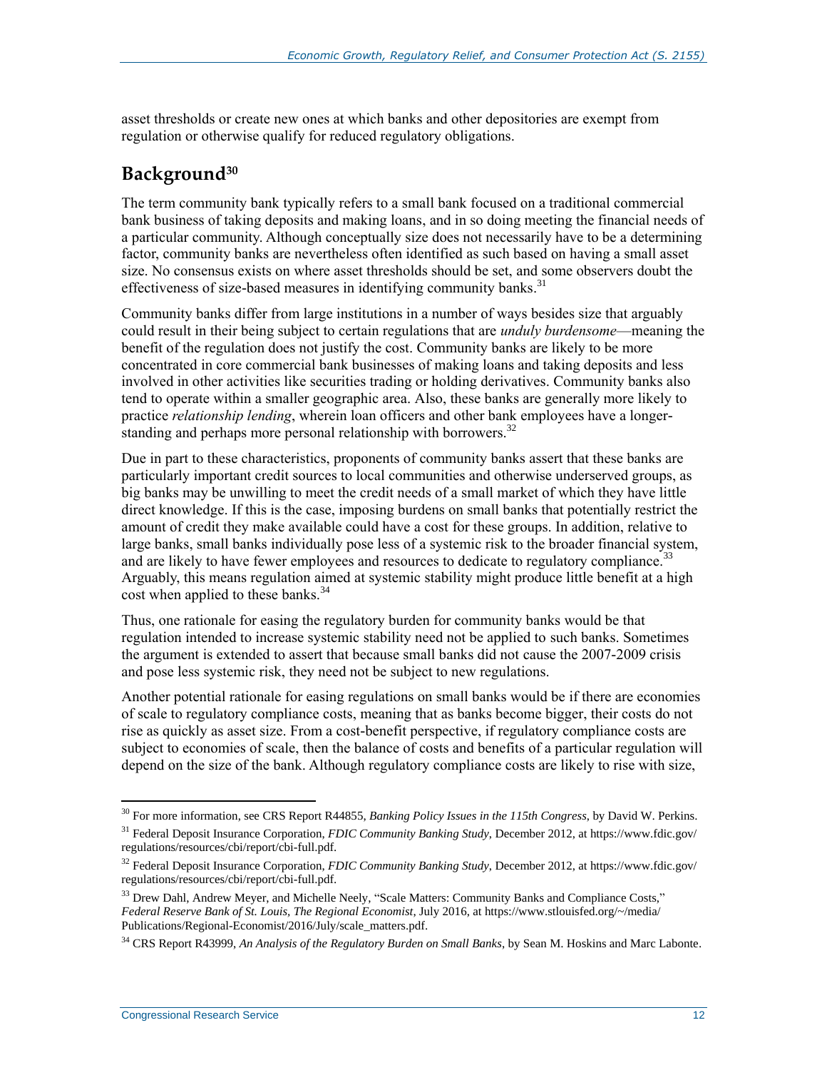asset thresholds or create new ones at which banks and other depositories are exempt from regulation or otherwise qualify for reduced regulatory obligations.

## Background[30]

The term community bank typically refers to a small bank focused on a traditional commercial bank business of taking deposits and making loans, and in so doing meeting the financial needs of a particular community. Although conceptually size does not necessarily have to be a determining factor, community banks are nevertheless often identified as such based on having a small asset size. No consensus exists on where asset thresholds should be set, and some observers doubt the effectiveness of size-based measures in identifying community banks.[31]

Community banks differ from large institutions in a number of ways besides size that arguably could result in their being subject to certain regulations that are *unduly burdensome*—meaning the benefit of the regulation does not justify the cost. Community banks are likely to be more concentrated in core commercial bank businesses of making loans and taking deposits and less involved in other activities like securities trading or holding derivatives. Community banks also tend to operate within a smaller geographic area. Also, these banks are generally more likely to practice *relationship lending*, wherein loan officers and other bank employees have a longer-standing and perhaps more personal relationship with borrowers.[32]

Due in part to these characteristics, proponents of community banks assert that these banks are particularly important credit sources to local communities and otherwise underserved groups, as big banks may be unwilling to meet the credit needs of a small market of which they have little direct knowledge. If this is the case, imposing burdens on small banks that potentially restrict the amount of credit they make available could have a cost for these groups. In addition, relative to large banks, small banks individually pose less of a systemic risk to the broader financial system, and are likely to have fewer employees and resources to dedicate to regulatory compliance.[33] Arguably, this means regulation aimed at systemic stability might produce little benefit at a high cost when applied to these banks.[34]

Thus, one rationale for easing the regulatory burden for community banks would be that regulation intended to increase systemic stability need not be applied to such banks. Sometimes the argument is extended to assert that because small banks did not cause the 2007-2009 crisis and pose less systemic risk, they need not be subject to new regulations.

Another potential rationale for easing regulations on small banks would be if there are economies of scale to regulatory compliance costs, meaning that as banks become bigger, their costs do not rise as quickly as asset size. From a cost-benefit perspective, if regulatory compliance costs are subject to economies of scale, then the balance of costs and benefits of a particular regulation will depend on the size of the bank. Although regulatory compliance costs are likely to rise with size,

---

[30] For more information, see CRS Report R44855, *Banking Policy Issues in the 115th Congress*, by David W. Perkins.

[31] Federal Deposit Insurance Corporation, *FDIC Community Banking Study*, December 2012, at https://www.fdic.gov/regulations/resources/cbi/report/cbi-full.pdf.

[32] Federal Deposit Insurance Corporation, *FDIC Community Banking Study*, December 2012, at https://www.fdic.gov/regulations/resources/cbi/report/cbi-full.pdf.

[33] Drew Dahl, Andrew Meyer, and Michelle Neely, "Scale Matters: Community Banks and Compliance Costs," *Federal Reserve Bank of St. Louis, The Regional Economist*, July 2016, at https://www.stlouisfed.org/~/media/Publications/Regional-Economist/2016/July/scale_matters.pdf.

[34] CRS Report R43999, *An Analysis of the Regulatory Burden on Small Banks*, by Sean M. Hoskins and Marc Labonte.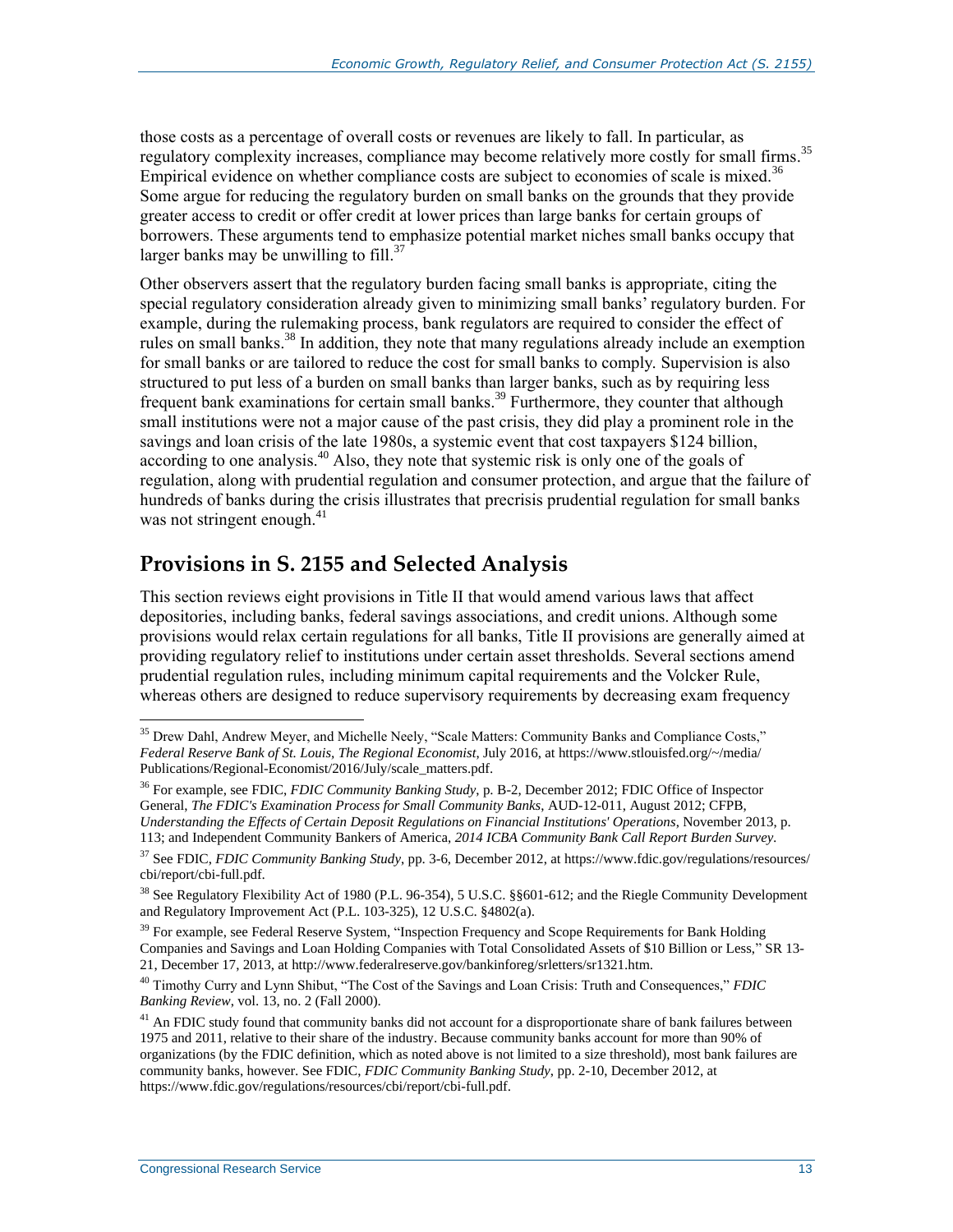those costs as a percentage of overall costs or revenues are likely to fall. In particular, as regulatory complexity increases, compliance may become relatively more costly for small firms.[35] Empirical evidence on whether compliance costs are subject to economies of scale is mixed.[36] Some argue for reducing the regulatory burden on small banks on the grounds that they provide greater access to credit or offer credit at lower prices than large banks for certain groups of borrowers. These arguments tend to emphasize potential market niches small banks occupy that larger banks may be unwilling to fill.[37]

Other observers assert that the regulatory burden facing small banks is appropriate, citing the special regulatory consideration already given to minimizing small banks' regulatory burden. For example, during the rulemaking process, bank regulators are required to consider the effect of rules on small banks.[38] In addition, they note that many regulations already include an exemption for small banks or are tailored to reduce the cost for small banks to comply. Supervision is also structured to put less of a burden on small banks than larger banks, such as by requiring less frequent bank examinations for certain small banks.[39] Furthermore, they counter that although small institutions were not a major cause of the past crisis, they did play a prominent role in the savings and loan crisis of the late 1980s, a systemic event that cost taxpayers $124 billion, according to one analysis.[40] Also, they note that systemic risk is only one of the goals of regulation, along with prudential regulation and consumer protection, and argue that the failure of hundreds of banks during the crisis illustrates that precrisis prudential regulation for small banks was not stringent enough.[41]

## Provisions in S. 2155 and Selected Analysis

This section reviews eight provisions in Title II that would amend various laws that affect depositories, including banks, federal savings associations, and credit unions. Although some provisions would relax certain regulations for all banks, Title II provisions are generally aimed at providing regulatory relief to institutions under certain asset thresholds. Several sections amend prudential regulation rules, including minimum capital requirements and the Volcker Rule, whereas others are designed to reduce supervisory requirements by decreasing exam frequency

---

[35] Drew Dahl, Andrew Meyer, and Michelle Neely, "Scale Matters: Community Banks and Compliance Costs," *Federal Reserve Bank of St. Louis, The Regional Economist*, July 2016, at https://www.stlouisfed.org/~/media/Publications/Regional-Economist/2016/July/scale_matters.pdf.

[36] For example, see FDIC, *FDIC Community Banking Study*, p. B-2, December 2012; FDIC Office of Inspector General, *The FDIC's Examination Process for Small Community Banks*, AUD-12-011, August 2012; CFPB, *Understanding the Effects of Certain Deposit Regulations on Financial Institutions' Operations*, November 2013, p. 113; and Independent Community Bankers of America, *2014 ICBA Community Bank Call Report Burden Survey*.

[37] See FDIC, *FDIC Community Banking Study*, pp. 3-6, December 2012, at https://www.fdic.gov/regulations/resources/cbi/report/cbi-full.pdf.

[38] See Regulatory Flexibility Act of 1980 (P.L. 96-354), 5 U.S.C. §§601-612; and the Riegle Community Development and Regulatory Improvement Act (P.L. 103-325), 12 U.S.C. §4802(a).

[39] For example, see Federal Reserve System, "Inspection Frequency and Scope Requirements for Bank Holding Companies and Savings and Loan Holding Companies with Total Consolidated Assets of $10 Billion or Less," SR 13-21, December 17, 2013, at http://www.federalreserve.gov/bankinforeg/srletters/sr1321.htm.

[40] Timothy Curry and Lynn Shibut, "The Cost of the Savings and Loan Crisis: Truth and Consequences," *FDIC Banking Review*, vol. 13, no. 2 (Fall 2000).

[41] An FDIC study found that community banks did not account for a disproportionate share of bank failures between 1975 and 2011, relative to their share of the industry. Because community banks account for more than 90% of organizations (by the FDIC definition, which as noted above is not limited to a size threshold), most bank failures are community banks, however. See FDIC, *FDIC Community Banking Study*, pp. 2-10, December 2012, at https://www.fdic.gov/regulations/resources/cbi/report/cbi-full.pdf.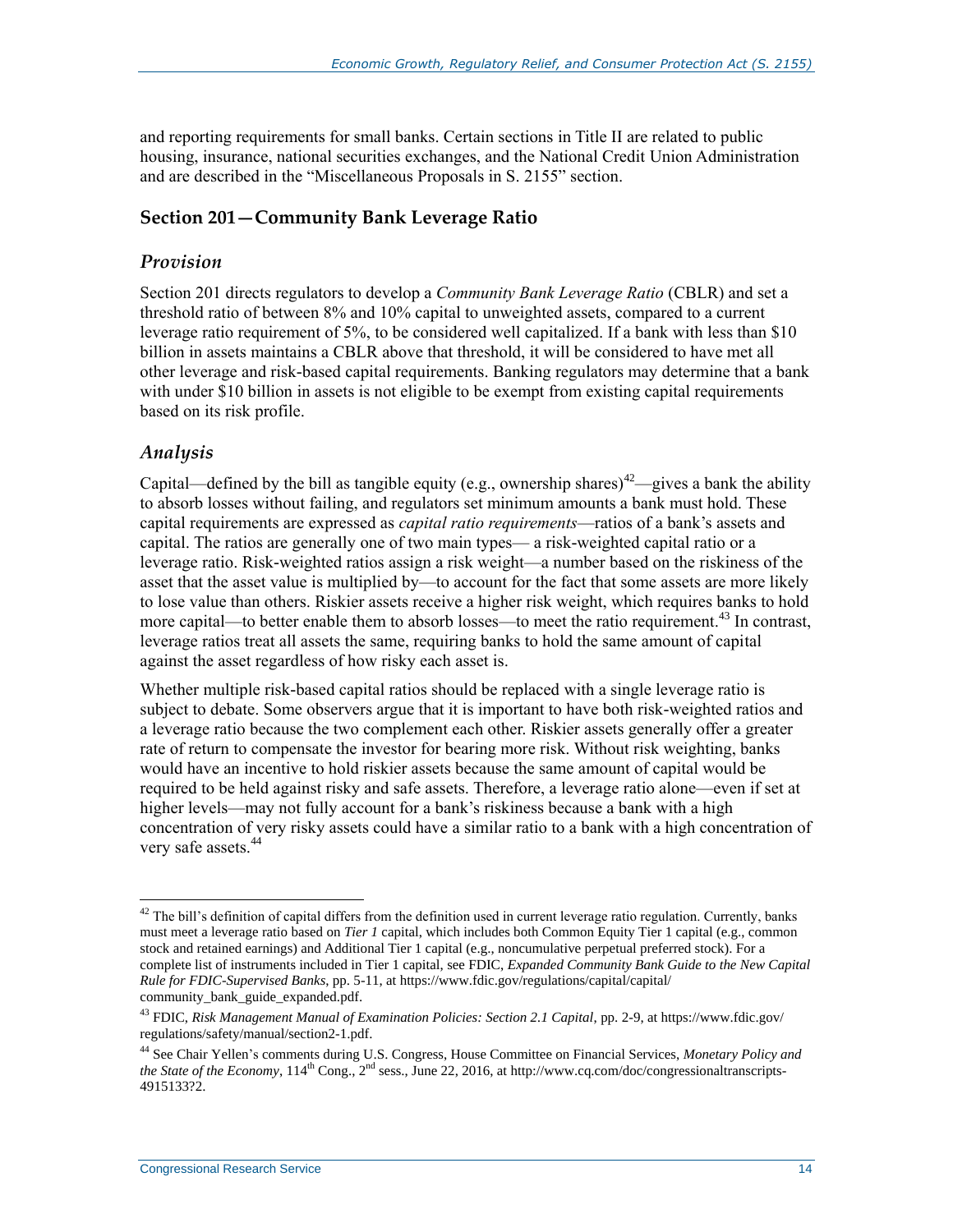and reporting requirements for small banks. Certain sections in Title II are related to public housing, insurance, national securities exchanges, and the National Credit Union Administration and are described in the "Miscellaneous Proposals in S. 2155" section.

## Section 201—Community Bank Leverage Ratio

### *Provision*

Section 201 directs regulators to develop a *Community Bank Leverage Ratio* (CBLR) and set a threshold ratio of between 8% and 10% capital to unweighted assets, compared to a current leverage ratio requirement of 5%, to be considered well capitalized. If a bank with less than $10 billion in assets maintains a CBLR above that threshold, it will be considered to have met all other leverage and risk-based capital requirements. Banking regulators may determine that a bank with under $10 billion in assets is not eligible to be exempt from existing capital requirements based on its risk profile.

### *Analysis*

Capital—defined by the bill as tangible equity (e.g., ownership shares)[42]—gives a bank the ability to absorb losses without failing, and regulators set minimum amounts a bank must hold. These capital requirements are expressed as *capital ratio requirements*—ratios of a bank's assets and capital. The ratios are generally one of two main types— a risk-weighted capital ratio or a leverage ratio. Risk-weighted ratios assign a risk weight—a number based on the riskiness of the asset that the asset value is multiplied by—to account for the fact that some assets are more likely to lose value than others. Riskier assets receive a higher risk weight, which requires banks to hold more capital—to better enable them to absorb losses—to meet the ratio requirement.[43] In contrast, leverage ratios treat all assets the same, requiring banks to hold the same amount of capital against the asset regardless of how risky each asset is.

Whether multiple risk-based capital ratios should be replaced with a single leverage ratio is subject to debate. Some observers argue that it is important to have both risk-weighted ratios and a leverage ratio because the two complement each other. Riskier assets generally offer a greater rate of return to compensate the investor for bearing more risk. Without risk weighting, banks would have an incentive to hold riskier assets because the same amount of capital would be required to be held against risky and safe assets. Therefore, a leverage ratio alone—even if set at higher levels—may not fully account for a bank's riskiness because a bank with a high concentration of very risky assets could have a similar ratio to a bank with a high concentration of very safe assets.[44]

---

[42] The bill's definition of capital differs from the definition used in current leverage ratio regulation. Currently, banks must meet a leverage ratio based on *Tier 1* capital, which includes both Common Equity Tier 1 capital (e.g., common stock and retained earnings) and Additional Tier 1 capital (e.g., noncumulative perpetual preferred stock). For a complete list of instruments included in Tier 1 capital, see FDIC, *Expanded Community Bank Guide to the New Capital Rule for FDIC-Supervised Banks*, pp. 5-11, at https://www.fdic.gov/regulations/capital/capital/community_bank_guide_expanded.pdf.

[43] FDIC, *Risk Management Manual of Examination Policies: Section 2.1 Capital*, pp. 2-9, at https://www.fdic.gov/regulations/safety/manual/section2-1.pdf.

[44] See Chair Yellen's comments during U.S. Congress, House Committee on Financial Services, *Monetary Policy and the State of the Economy*, 114th Cong., 2nd sess., June 22, 2016, at http://www.cq.com/doc/congressionaltranscripts-4915133?2.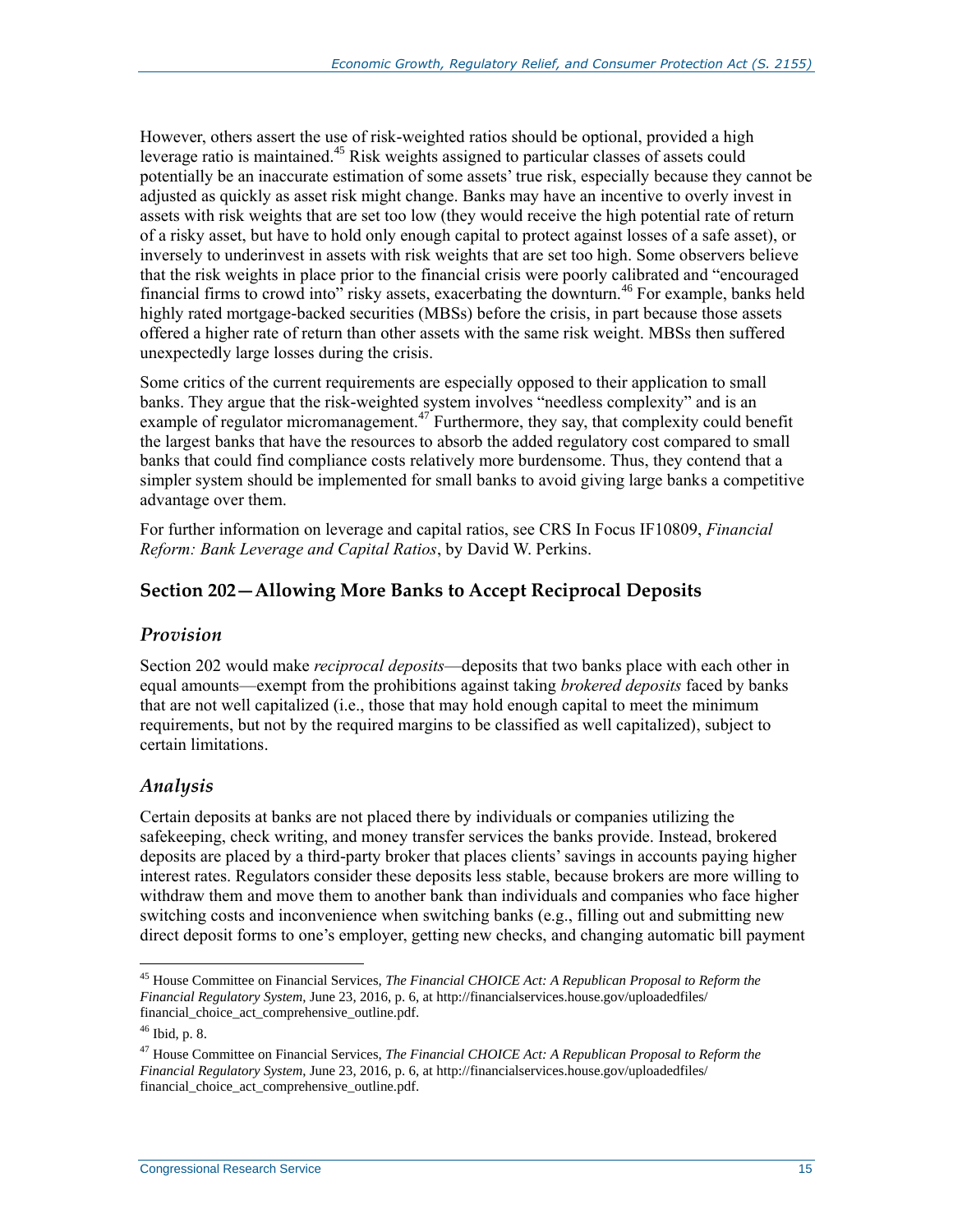However, others assert the use of risk-weighted ratios should be optional, provided a high leverage ratio is maintained.[45] Risk weights assigned to particular classes of assets could potentially be an inaccurate estimation of some assets' true risk, especially because they cannot be adjusted as quickly as asset risk might change. Banks may have an incentive to overly invest in assets with risk weights that are set too low (they would receive the high potential rate of return of a risky asset, but have to hold only enough capital to protect against losses of a safe asset), or inversely to underinvest in assets with risk weights that are set too high. Some observers believe that the risk weights in place prior to the financial crisis were poorly calibrated and "encouraged financial firms to crowd into" risky assets, exacerbating the downturn.[46] For example, banks held highly rated mortgage-backed securities (MBSs) before the crisis, in part because those assets offered a higher rate of return than other assets with the same risk weight. MBSs then suffered unexpectedly large losses during the crisis.

Some critics of the current requirements are especially opposed to their application to small banks. They argue that the risk-weighted system involves "needless complexity" and is an example of regulator micromanagement.[47] Furthermore, they say, that complexity could benefit the largest banks that have the resources to absorb the added regulatory cost compared to small banks that could find compliance costs relatively more burdensome. Thus, they contend that a simpler system should be implemented for small banks to avoid giving large banks a competitive advantage over them.

For further information on leverage and capital ratios, see CRS In Focus IF10809, *Financial Reform: Bank Leverage and Capital Ratios*, by David W. Perkins.

## Section 202—Allowing More Banks to Accept Reciprocal Deposits

### *Provision*

Section 202 would make *reciprocal deposits*—deposits that two banks place with each other in equal amounts—exempt from the prohibitions against taking *brokered deposits* faced by banks that are not well capitalized (i.e., those that may hold enough capital to meet the minimum requirements, but not by the required margins to be classified as well capitalized), subject to certain limitations.

### *Analysis*

Certain deposits at banks are not placed there by individuals or companies utilizing the safekeeping, check writing, and money transfer services the banks provide. Instead, brokered deposits are placed by a third-party broker that places clients' savings in accounts paying higher interest rates. Regulators consider these deposits less stable, because brokers are more willing to withdraw them and move them to another bank than individuals and companies who face higher switching costs and inconvenience when switching banks (e.g., filling out and submitting new direct deposit forms to one's employer, getting new checks, and changing automatic bill payment

---

[45] House Committee on Financial Services, *The Financial CHOICE Act: A Republican Proposal to Reform the Financial Regulatory System*, June 23, 2016, p. 6, at http://financialservices.house.gov/uploadedfiles/financial_choice_act_comprehensive_outline.pdf.

[46] Ibid, p. 8.

[47] House Committee on Financial Services, *The Financial CHOICE Act: A Republican Proposal to Reform the Financial Regulatory System*, June 23, 2016, p. 6, at http://financialservices.house.gov/uploadedfiles/financial_choice_act_comprehensive_outline.pdf.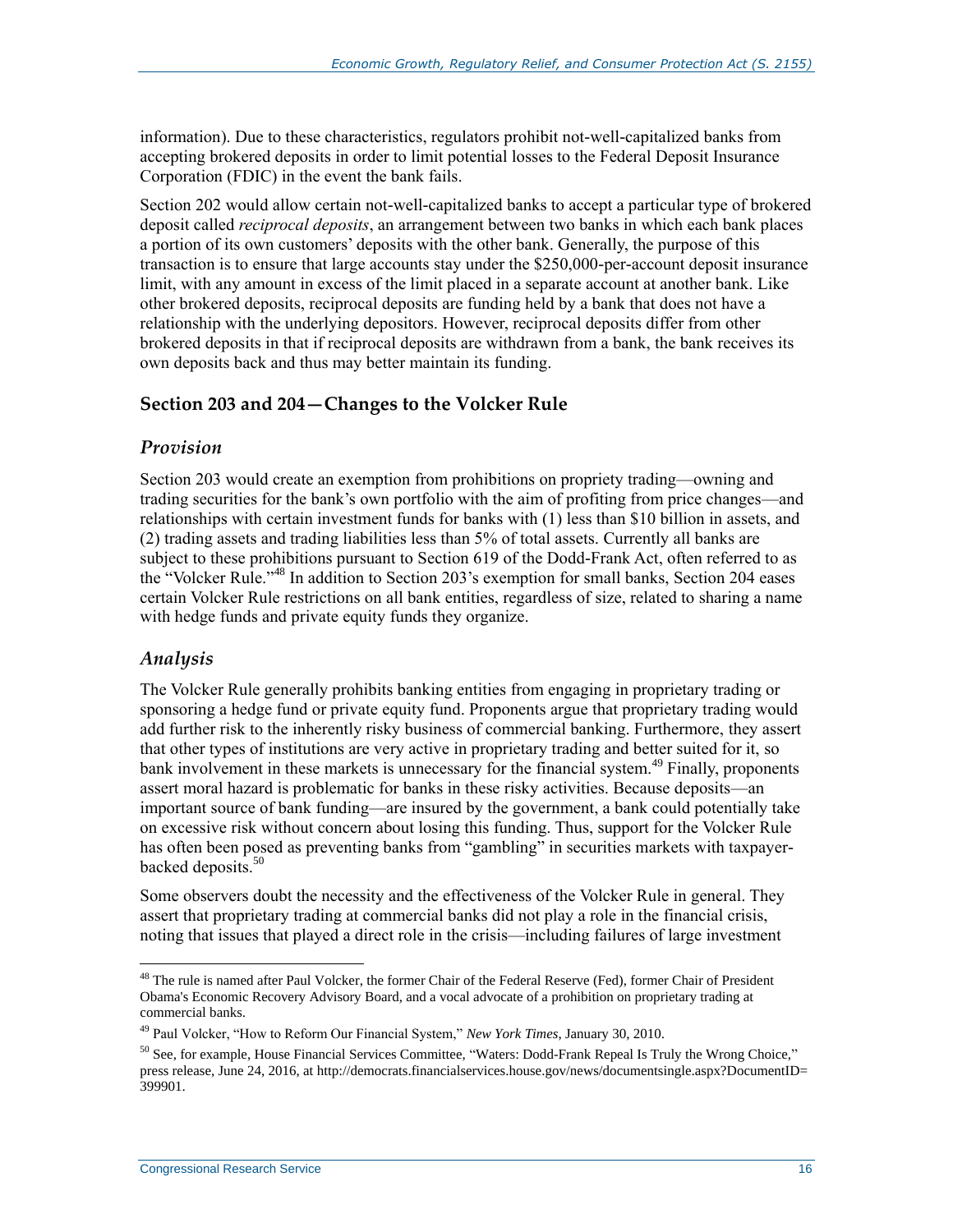information). Due to these characteristics, regulators prohibit not-well-capitalized banks from accepting brokered deposits in order to limit potential losses to the Federal Deposit Insurance Corporation (FDIC) in the event the bank fails.

Section 202 would allow certain not-well-capitalized banks to accept a particular type of brokered deposit called *reciprocal deposits*, an arrangement between two banks in which each bank places a portion of its own customers' deposits with the other bank. Generally, the purpose of this transaction is to ensure that large accounts stay under the $250,000-per-account deposit insurance limit, with any amount in excess of the limit placed in a separate account at another bank. Like other brokered deposits, reciprocal deposits are funding held by a bank that does not have a relationship with the underlying depositors. However, reciprocal deposits differ from other brokered deposits in that if reciprocal deposits are withdrawn from a bank, the bank receives its own deposits back and thus may better maintain its funding.

## Section 203 and 204—Changes to the Volcker Rule

### *Provision*

Section 203 would create an exemption from prohibitions on propriety trading—owning and trading securities for the bank's own portfolio with the aim of profiting from price changes—and relationships with certain investment funds for banks with (1) less than $10 billion in assets, and (2) trading assets and trading liabilities less than 5% of total assets. Currently all banks are subject to these prohibitions pursuant to Section 619 of the Dodd-Frank Act, often referred to as the "Volcker Rule."[48] In addition to Section 203's exemption for small banks, Section 204 eases certain Volcker Rule restrictions on all bank entities, regardless of size, related to sharing a name with hedge funds and private equity funds they organize.

### *Analysis*

The Volcker Rule generally prohibits banking entities from engaging in proprietary trading or sponsoring a hedge fund or private equity fund. Proponents argue that proprietary trading would add further risk to the inherently risky business of commercial banking. Furthermore, they assert that other types of institutions are very active in proprietary trading and better suited for it, so bank involvement in these markets is unnecessary for the financial system.[49] Finally, proponents assert moral hazard is problematic for banks in these risky activities. Because deposits—an important source of bank funding—are insured by the government, a bank could potentially take on excessive risk without concern about losing this funding. Thus, support for the Volcker Rule has often been posed as preventing banks from "gambling" in securities markets with taxpayer-backed deposits.[50]

Some observers doubt the necessity and the effectiveness of the Volcker Rule in general. They assert that proprietary trading at commercial banks did not play a role in the financial crisis, noting that issues that played a direct role in the crisis—including failures of large investment

---

[48] The rule is named after Paul Volcker, the former Chair of the Federal Reserve (Fed), former Chair of President Obama's Economic Recovery Advisory Board, and a vocal advocate of a prohibition on proprietary trading at commercial banks.

[49] Paul Volcker, "How to Reform Our Financial System," *New York Times*, January 30, 2010.

[50] See, for example, House Financial Services Committee, "Waters: Dodd-Frank Repeal Is Truly the Wrong Choice," press release, June 24, 2016, at http://democrats.financialservices.house.gov/news/documentsingle.aspx?DocumentID=399901.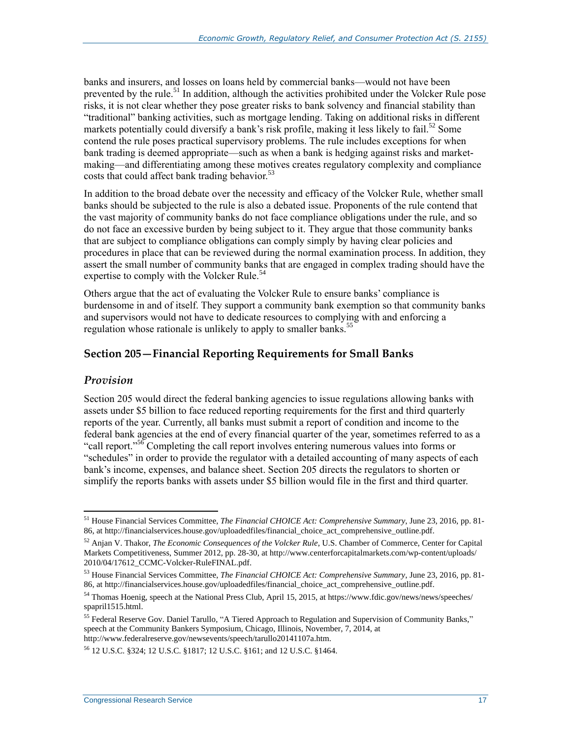banks and insurers, and losses on loans held by commercial banks—would not have been prevented by the rule.[51] In addition, although the activities prohibited under the Volcker Rule pose risks, it is not clear whether they pose greater risks to bank solvency and financial stability than "traditional" banking activities, such as mortgage lending. Taking on additional risks in different markets potentially could diversify a bank's risk profile, making it less likely to fail.[52] Some contend the rule poses practical supervisory problems. The rule includes exceptions for when bank trading is deemed appropriate—such as when a bank is hedging against risks and market-making—and differentiating among these motives creates regulatory complexity and compliance costs that could affect bank trading behavior.[53]

In addition to the broad debate over the necessity and efficacy of the Volcker Rule, whether small banks should be subjected to the rule is also a debated issue. Proponents of the rule contend that the vast majority of community banks do not face compliance obligations under the rule, and so do not face an excessive burden by being subject to it. They argue that those community banks that are subject to compliance obligations can comply simply by having clear policies and procedures in place that can be reviewed during the normal examination process. In addition, they assert the small number of community banks that are engaged in complex trading should have the expertise to comply with the Volcker Rule.[54]

Others argue that the act of evaluating the Volcker Rule to ensure banks' compliance is burdensome in and of itself. They support a community bank exemption so that community banks and supervisors would not have to dedicate resources to complying with and enforcing a regulation whose rationale is unlikely to apply to smaller banks.[55]

## Section 205—Financial Reporting Requirements for Small Banks

### *Provision*

Section 205 would direct the federal banking agencies to issue regulations allowing banks with assets under $5 billion to face reduced reporting requirements for the first and third quarterly reports of the year. Currently, all banks must submit a report of condition and income to the federal bank agencies at the end of every financial quarter of the year, sometimes referred to as a "call report."[56] Completing the call report involves entering numerous values into forms or "schedules" in order to provide the regulator with a detailed accounting of many aspects of each bank's income, expenses, and balance sheet. Section 205 directs the regulators to shorten or simplify the reports banks with assets under $5 billion would file in the first and third quarter.

---

[51] House Financial Services Committee, *The Financial CHOICE Act: Comprehensive Summary*, June 23, 2016, pp. 81-86, at http://financialservices.house.gov/uploadedfiles/financial_choice_act_comprehensive_outline.pdf.

[52] Anjan V. Thakor, *The Economic Consequences of the Volcker Rule*, U.S. Chamber of Commerce, Center for Capital Markets Competitiveness, Summer 2012, pp. 28-30, at http://www.centerforcapitalmarkets.com/wp-content/uploads/2010/04/17612_CCMC-Volcker-RuleFINAL.pdf.

[53] House Financial Services Committee, *The Financial CHOICE Act: Comprehensive Summary*, June 23, 2016, pp. 81-86, at http://financialservices.house.gov/uploadedfiles/financial_choice_act_comprehensive_outline.pdf.

[54] Thomas Hoenig, speech at the National Press Club, April 15, 2015, at https://www.fdic.gov/news/news/speeches/spapril1515.html.

[55] Federal Reserve Gov. Daniel Tarullo, "A Tiered Approach to Regulation and Supervision of Community Banks," speech at the Community Bankers Symposium, Chicago, Illinois, November, 7, 2014, at http://www.federalreserve.gov/newsevents/speech/tarullo20141107a.htm.

[56] 12 U.S.C. §324; 12 U.S.C. §1817; 12 U.S.C. §161; and 12 U.S.C. §1464.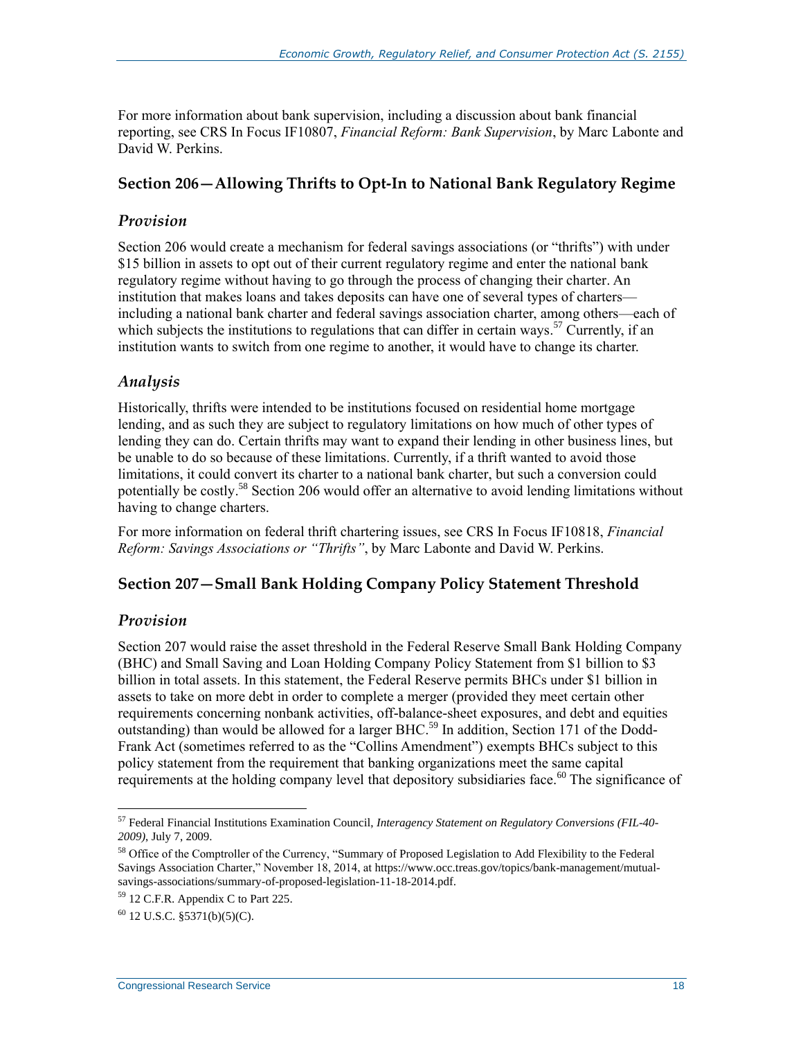For more information about bank supervision, including a discussion about bank financial reporting, see CRS In Focus IF10807, *Financial Reform: Bank Supervision*, by Marc Labonte and David W. Perkins.

## Section 206—Allowing Thrifts to Opt-In to National Bank Regulatory Regime

### *Provision*

Section 206 would create a mechanism for federal savings associations (or "thrifts") with under $15 billion in assets to opt out of their current regulatory regime and enter the national bank regulatory regime without having to go through the process of changing their charter. An institution that makes loans and takes deposits can have one of several types of charters—including a national bank charter and federal savings association charter, among others—each of which subjects the institutions to regulations that can differ in certain ways.[57] Currently, if an institution wants to switch from one regime to another, it would have to change its charter.

### *Analysis*

Historically, thrifts were intended to be institutions focused on residential home mortgage lending, and as such they are subject to regulatory limitations on how much of other types of lending they can do. Certain thrifts may want to expand their lending in other business lines, but be unable to do so because of these limitations. Currently, if a thrift wanted to avoid those limitations, it could convert its charter to a national bank charter, but such a conversion could potentially be costly.[58] Section 206 would offer an alternative to avoid lending limitations without having to change charters.

For more information on federal thrift chartering issues, see CRS In Focus IF10818, *Financial Reform: Savings Associations or "Thrifts"*, by Marc Labonte and David W. Perkins.

## Section 207—Small Bank Holding Company Policy Statement Threshold

### *Provision*

Section 207 would raise the asset threshold in the Federal Reserve Small Bank Holding Company (BHC) and Small Saving and Loan Holding Company Policy Statement from $1 billion to $3 billion in total assets. In this statement, the Federal Reserve permits BHCs under $1 billion in assets to take on more debt in order to complete a merger (provided they meet certain other requirements concerning nonbank activities, off-balance-sheet exposures, and debt and equities outstanding) than would be allowed for a larger BHC.[59] In addition, Section 171 of the Dodd-Frank Act (sometimes referred to as the "Collins Amendment") exempts BHCs subject to this policy statement from the requirement that banking organizations meet the same capital requirements at the holding company level that depository subsidiaries face.[60] The significance of

---

[57] Federal Financial Institutions Examination Council, *Interagency Statement on Regulatory Conversions (FIL-40-2009)*, July 7, 2009.

[58] Office of the Comptroller of the Currency, "Summary of Proposed Legislation to Add Flexibility to the Federal Savings Association Charter," November 18, 2014, at https://www.occ.treas.gov/topics/bank-management/mutual-savings-associations/summary-of-proposed-legislation-11-18-2014.pdf.

[59] 12 C.F.R. Appendix C to Part 225.

[60] 12 U.S.C. §5371(b)(5)(C).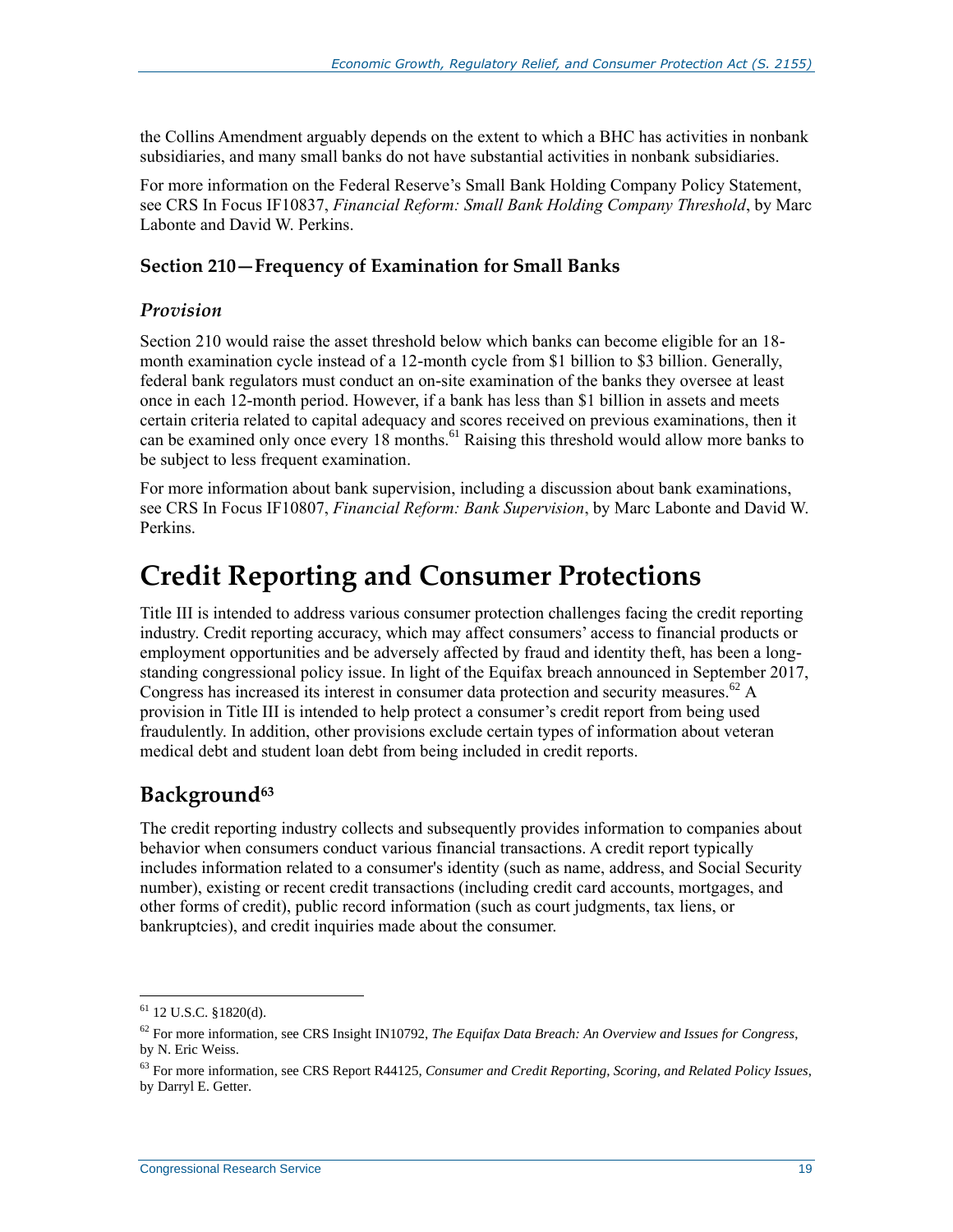the Collins Amendment arguably depends on the extent to which a BHC has activities in nonbank subsidiaries, and many small banks do not have substantial activities in nonbank subsidiaries.

For more information on the Federal Reserve's Small Bank Holding Company Policy Statement, see CRS In Focus IF10837, *Financial Reform: Small Bank Holding Company Threshold*, by Marc Labonte and David W. Perkins.

### Section 210—Frequency of Examination for Small Banks

#### *Provision*

Section 210 would raise the asset threshold below which banks can become eligible for an 18-month examination cycle instead of a 12-month cycle from $1 billion to $3 billion. Generally, federal bank regulators must conduct an on-site examination of the banks they oversee at least once in each 12-month period. However, if a bank has less than $1 billion in assets and meets certain criteria related to capital adequacy and scores received on previous examinations, then it can be examined only once every 18 months.[61] Raising this threshold would allow more banks to be subject to less frequent examination.

For more information about bank supervision, including a discussion about bank examinations, see CRS In Focus IF10807, *Financial Reform: Bank Supervision*, by Marc Labonte and David W. Perkins.

# Credit Reporting and Consumer Protections

Title III is intended to address various consumer protection challenges facing the credit reporting industry. Credit reporting accuracy, which may affect consumers' access to financial products or employment opportunities and be adversely affected by fraud and identity theft, has been a long-standing congressional policy issue. In light of the Equifax breach announced in September 2017, Congress has increased its interest in consumer data protection and security measures.[62] A provision in Title III is intended to help protect a consumer's credit report from being used fraudulently. In addition, other provisions exclude certain types of information about veteran medical debt and student loan debt from being included in credit reports.

## Background[63]

The credit reporting industry collects and subsequently provides information to companies about behavior when consumers conduct various financial transactions. A credit report typically includes information related to a consumer's identity (such as name, address, and Social Security number), existing or recent credit transactions (including credit card accounts, mortgages, and other forms of credit), public record information (such as court judgments, tax liens, or bankruptcies), and credit inquiries made about the consumer.

---

[61] 12 U.S.C. §1820(d).

[62] For more information, see CRS Insight IN10792, *The Equifax Data Breach: An Overview and Issues for Congress*, by N. Eric Weiss.

[63] For more information, see CRS Report R44125, *Consumer and Credit Reporting, Scoring, and Related Policy Issues*, by Darryl E. Getter.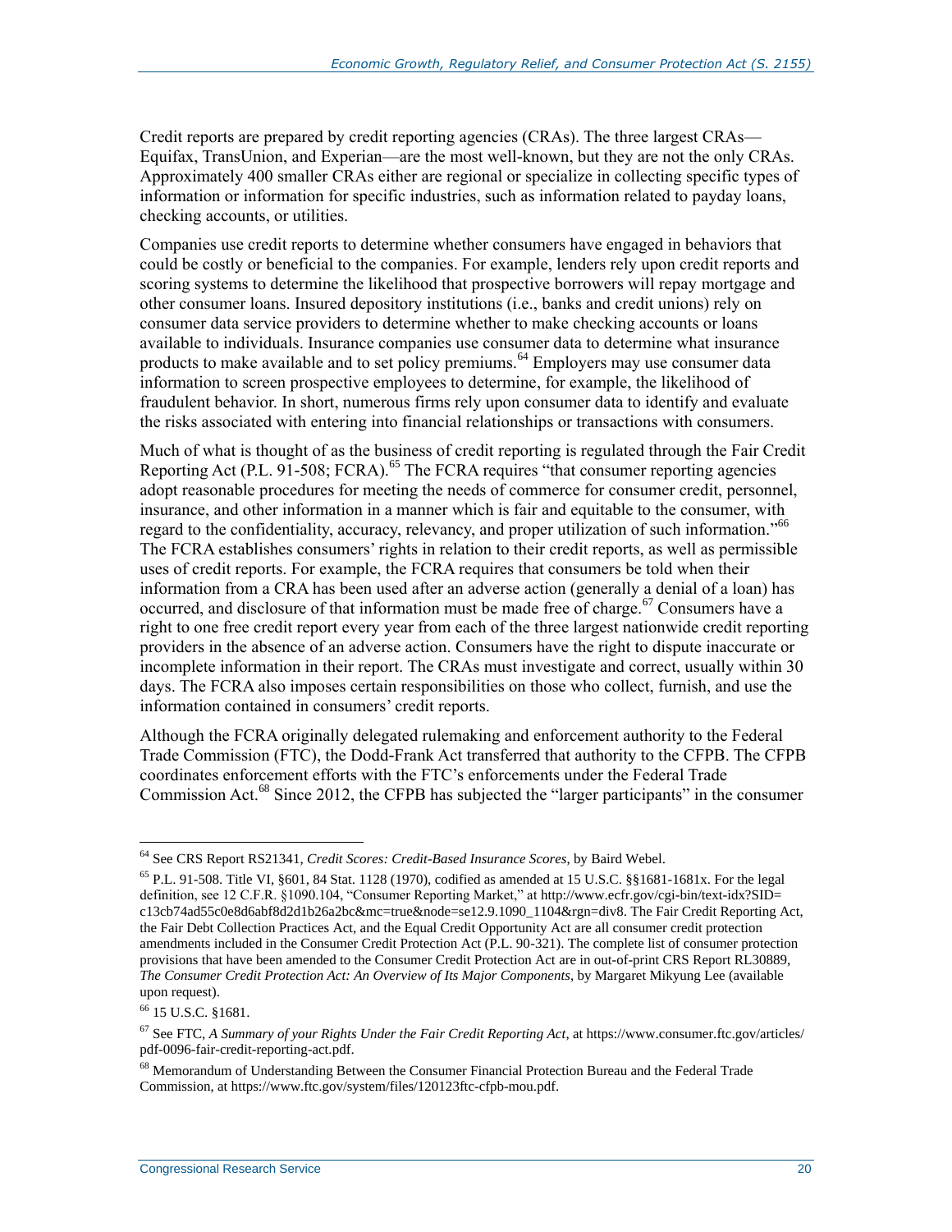Credit reports are prepared by credit reporting agencies (CRAs). The three largest CRAs—Equifax, TransUnion, and Experian—are the most well-known, but they are not the only CRAs. Approximately 400 smaller CRAs either are regional or specialize in collecting specific types of information or information for specific industries, such as information related to payday loans, checking accounts, or utilities.

Companies use credit reports to determine whether consumers have engaged in behaviors that could be costly or beneficial to the companies. For example, lenders rely upon credit reports and scoring systems to determine the likelihood that prospective borrowers will repay mortgage and other consumer loans. Insured depository institutions (i.e., banks and credit unions) rely on consumer data service providers to determine whether to make checking accounts or loans available to individuals. Insurance companies use consumer data to determine what insurance products to make available and to set policy premiums.[64] Employers may use consumer data information to screen prospective employees to determine, for example, the likelihood of fraudulent behavior. In short, numerous firms rely upon consumer data to identify and evaluate the risks associated with entering into financial relationships or transactions with consumers.

Much of what is thought of as the business of credit reporting is regulated through the Fair Credit Reporting Act (P.L. 91-508; FCRA).[65] The FCRA requires "that consumer reporting agencies adopt reasonable procedures for meeting the needs of commerce for consumer credit, personnel, insurance, and other information in a manner which is fair and equitable to the consumer, with regard to the confidentiality, accuracy, relevancy, and proper utilization of such information."[66] The FCRA establishes consumers' rights in relation to their credit reports, as well as permissible uses of credit reports. For example, the FCRA requires that consumers be told when their information from a CRA has been used after an adverse action (generally a denial of a loan) has occurred, and disclosure of that information must be made free of charge.[67] Consumers have a right to one free credit report every year from each of the three largest nationwide credit reporting providers in the absence of an adverse action. Consumers have the right to dispute inaccurate or incomplete information in their report. The CRAs must investigate and correct, usually within 30 days. The FCRA also imposes certain responsibilities on those who collect, furnish, and use the information contained in consumers' credit reports.

Although the FCRA originally delegated rulemaking and enforcement authority to the Federal Trade Commission (FTC), the Dodd-Frank Act transferred that authority to the CFPB. The CFPB coordinates enforcement efforts with the FTC's enforcements under the Federal Trade Commission Act.[68] Since 2012, the CFPB has subjected the "larger participants" in the consumer

---

[64] See CRS Report RS21341, *Credit Scores: Credit-Based Insurance Scores*, by Baird Webel.

[65] P.L. 91-508. Title VI, §601, 84 Stat. 1128 (1970), codified as amended at 15 U.S.C. §§1681-1681x. For the legal definition, see 12 C.F.R. §1090.104, "Consumer Reporting Market," at http://www.ecfr.gov/cgi-bin/text-idx?SID=c13cb74ad55c0e8d6abf8d2d1b26a2bc&mc=true&node=se12.9.1090_1104&rgn=div8. The Fair Credit Reporting Act, the Fair Debt Collection Practices Act, and the Equal Credit Opportunity Act are all consumer credit protection amendments included in the Consumer Credit Protection Act (P.L. 90-321). The complete list of consumer protection provisions that have been amended to the Consumer Credit Protection Act are in out-of-print CRS Report RL30889, *The Consumer Credit Protection Act: An Overview of Its Major Components*, by Margaret Mikyung Lee (available upon request).

[66] 15 U.S.C. §1681.

[67] See FTC, *A Summary of your Rights Under the Fair Credit Reporting Act*, at https://www.consumer.ftc.gov/articles/pdf-0096-fair-credit-reporting-act.pdf.

[68] Memorandum of Understanding Between the Consumer Financial Protection Bureau and the Federal Trade Commission, at https://www.ftc.gov/system/files/120123ftc-cfpb-mou.pdf.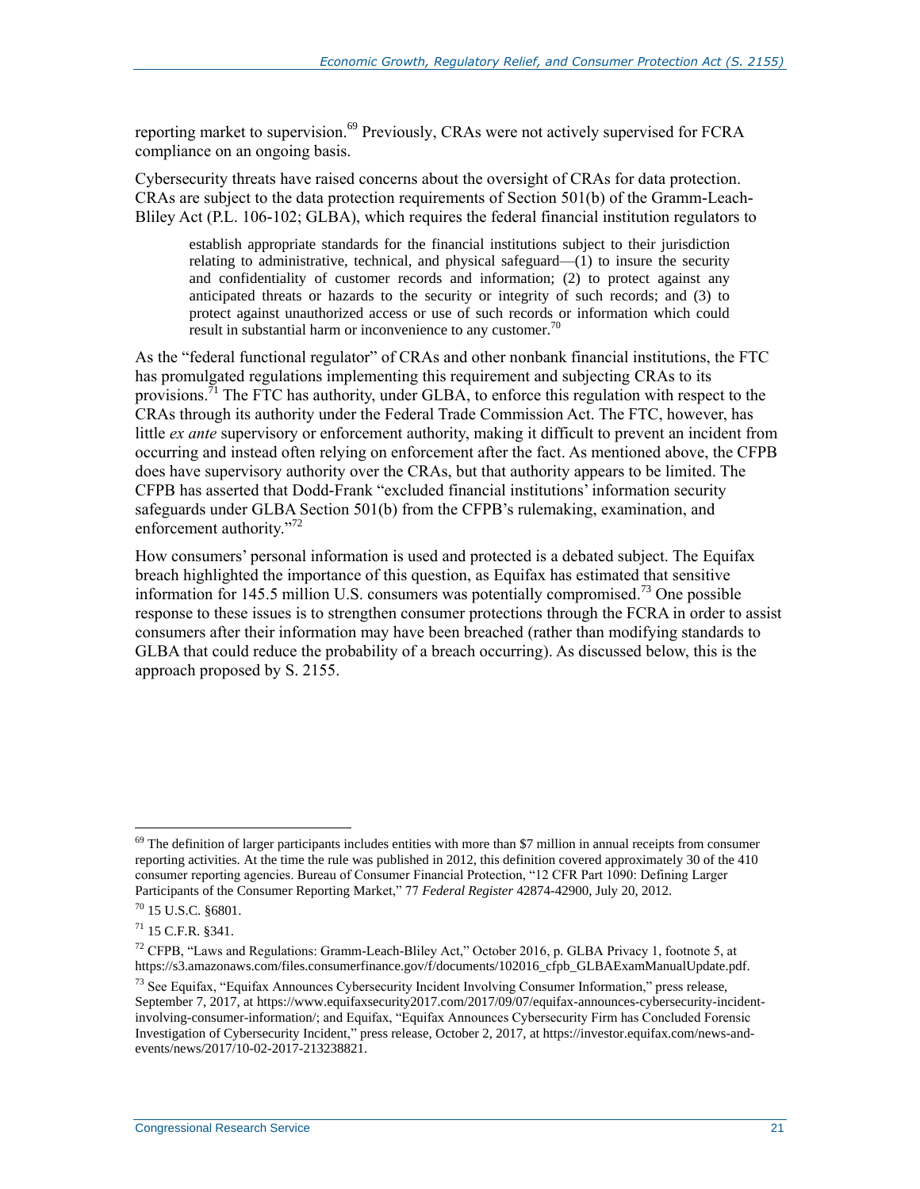reporting market to supervision.[69] Previously, CRAs were not actively supervised for FCRA compliance on an ongoing basis.

Cybersecurity threats have raised concerns about the oversight of CRAs for data protection. CRAs are subject to the data protection requirements of Section 501(b) of the Gramm-Leach-Bliley Act (P.L. 106-102; GLBA), which requires the federal financial institution regulators to

> establish appropriate standards for the financial institutions subject to their jurisdiction relating to administrative, technical, and physical safeguard—(1) to insure the security and confidentiality of customer records and information; (2) to protect against any anticipated threats or hazards to the security or integrity of such records; and (3) to protect against unauthorized access or use of such records or information which could result in substantial harm or inconvenience to any customer.[70]

As the "federal functional regulator" of CRAs and other nonbank financial institutions, the FTC has promulgated regulations implementing this requirement and subjecting CRAs to its provisions.[71] The FTC has authority, under GLBA, to enforce this regulation with respect to the CRAs through its authority under the Federal Trade Commission Act. The FTC, however, has little *ex ante* supervisory or enforcement authority, making it difficult to prevent an incident from occurring and instead often relying on enforcement after the fact. As mentioned above, the CFPB does have supervisory authority over the CRAs, but that authority appears to be limited. The CFPB has asserted that Dodd-Frank "excluded financial institutions' information security safeguards under GLBA Section 501(b) from the CFPB's rulemaking, examination, and enforcement authority."[72]

How consumers' personal information is used and protected is a debated subject. The Equifax breach highlighted the importance of this question, as Equifax has estimated that sensitive information for 145.5 million U.S. consumers was potentially compromised.[73] One possible response to these issues is to strengthen consumer protections through the FCRA in order to assist consumers after their information may have been breached (rather than modifying standards to GLBA that could reduce the probability of a breach occurring). As discussed below, this is the approach proposed by S. 2155.

---

[69] The definition of larger participants includes entities with more than $7 million in annual receipts from consumer reporting activities. At the time the rule was published in 2012, this definition covered approximately 30 of the 410 consumer reporting agencies. Bureau of Consumer Financial Protection, "12 CFR Part 1090: Defining Larger Participants of the Consumer Reporting Market," 77 *Federal Register* 42874-42900, July 20, 2012.

[70] 15 U.S.C. §6801.

[71] 15 C.F.R. §341.

[72] CFPB, "Laws and Regulations: Gramm-Leach-Bliley Act," October 2016, p. GLBA Privacy 1, footnote 5, at https://s3.amazonaws.com/files.consumerfinance.gov/f/documents/102016_cfpb_GLBAExamManualUpdate.pdf.

[73] See Equifax, "Equifax Announces Cybersecurity Incident Involving Consumer Information," press release, September 7, 2017, at https://www.equifaxsecurity2017.com/2017/09/07/equifax-announces-cybersecurity-incident-involving-consumer-information/; and Equifax, "Equifax Announces Cybersecurity Firm has Concluded Forensic Investigation of Cybersecurity Incident," press release, October 2, 2017, at https://investor.equifax.com/news-and-events/news/2017/10-02-2017-213238821.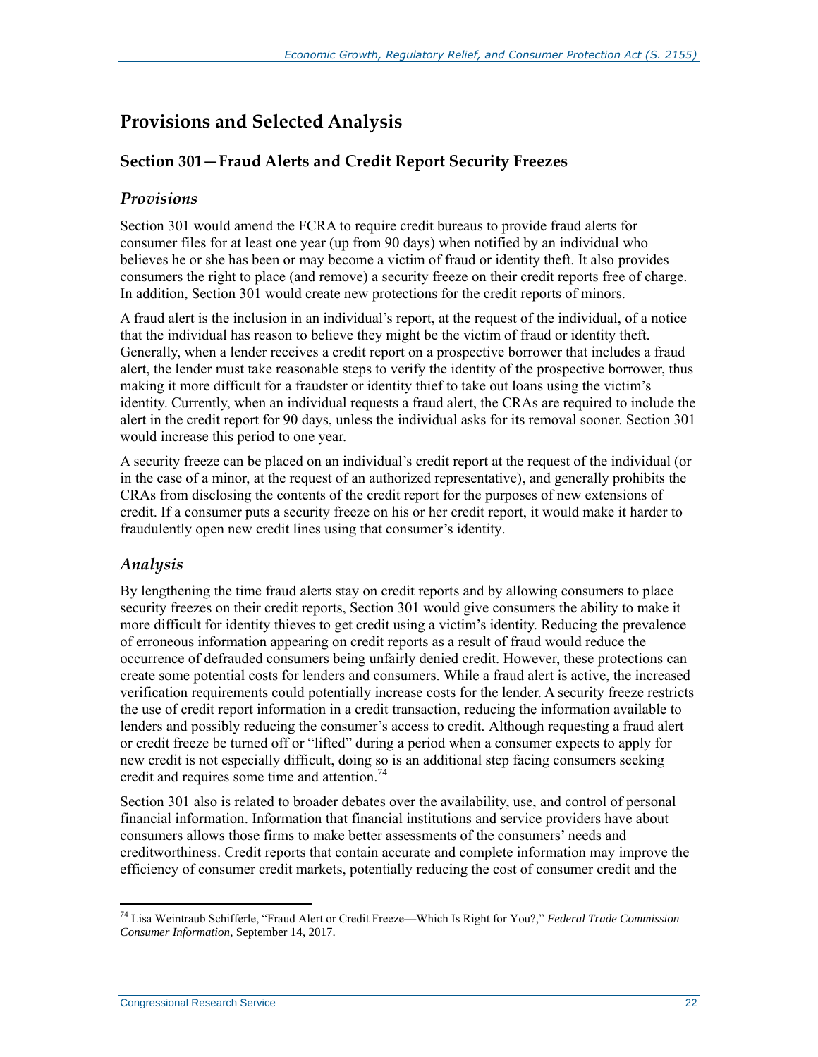## Provisions and Selected Analysis

### Section 301—Fraud Alerts and Credit Report Security Freezes

#### *Provisions*

Section 301 would amend the FCRA to require credit bureaus to provide fraud alerts for consumer files for at least one year (up from 90 days) when notified by an individual who believes he or she has been or may become a victim of fraud or identity theft. It also provides consumers the right to place (and remove) a security freeze on their credit reports free of charge. In addition, Section 301 would create new protections for the credit reports of minors.

A fraud alert is the inclusion in an individual's report, at the request of the individual, of a notice that the individual has reason to believe they might be the victim of fraud or identity theft. Generally, when a lender receives a credit report on a prospective borrower that includes a fraud alert, the lender must take reasonable steps to verify the identity of the prospective borrower, thus making it more difficult for a fraudster or identity thief to take out loans using the victim's identity. Currently, when an individual requests a fraud alert, the CRAs are required to include the alert in the credit report for 90 days, unless the individual asks for its removal sooner. Section 301 would increase this period to one year.

A security freeze can be placed on an individual's credit report at the request of the individual (or in the case of a minor, at the request of an authorized representative), and generally prohibits the CRAs from disclosing the contents of the credit report for the purposes of new extensions of credit. If a consumer puts a security freeze on his or her credit report, it would make it harder to fraudulently open new credit lines using that consumer's identity.

#### *Analysis*

By lengthening the time fraud alerts stay on credit reports and by allowing consumers to place security freezes on their credit reports, Section 301 would give consumers the ability to make it more difficult for identity thieves to get credit using a victim's identity. Reducing the prevalence of erroneous information appearing on credit reports as a result of fraud would reduce the occurrence of defrauded consumers being unfairly denied credit. However, these protections can create some potential costs for lenders and consumers. While a fraud alert is active, the increased verification requirements could potentially increase costs for the lender. A security freeze restricts the use of credit report information in a credit transaction, reducing the information available to lenders and possibly reducing the consumer's access to credit. Although requesting a fraud alert or credit freeze be turned off or "lifted" during a period when a consumer expects to apply for new credit is not especially difficult, doing so is an additional step facing consumers seeking credit and requires some time and attention.[74]

Section 301 also is related to broader debates over the availability, use, and control of personal financial information. Information that financial institutions and service providers have about consumers allows those firms to make better assessments of the consumers' needs and creditworthiness. Credit reports that contain accurate and complete information may improve the efficiency of consumer credit markets, potentially reducing the cost of consumer credit and the

---

[74] Lisa Weintraub Schifferle, "Fraud Alert or Credit Freeze—Which Is Right for You?," *Federal Trade Commission Consumer Information*, September 14, 2017.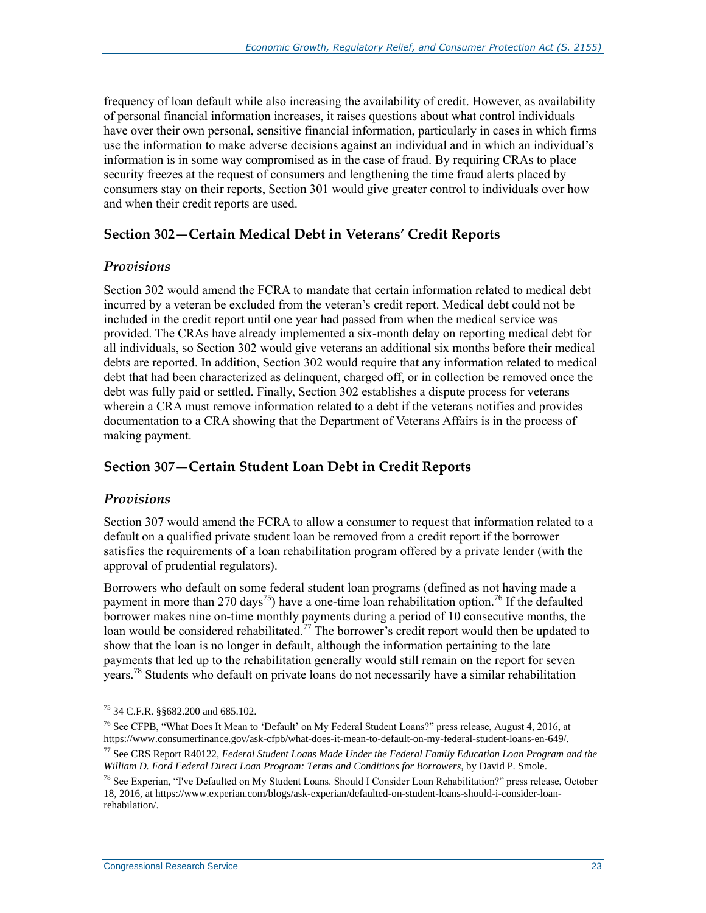frequency of loan default while also increasing the availability of credit. However, as availability of personal financial information increases, it raises questions about what control individuals have over their own personal, sensitive financial information, particularly in cases in which firms use the information to make adverse decisions against an individual and in which an individual's information is in some way compromised as in the case of fraud. By requiring CRAs to place security freezes at the request of consumers and lengthening the time fraud alerts placed by consumers stay on their reports, Section 301 would give greater control to individuals over how and when their credit reports are used.

### Section 302—Certain Medical Debt in Veterans' Credit Reports

#### *Provisions*

Section 302 would amend the FCRA to mandate that certain information related to medical debt incurred by a veteran be excluded from the veteran's credit report. Medical debt could not be included in the credit report until one year had passed from when the medical service was provided. The CRAs have already implemented a six-month delay on reporting medical debt for all individuals, so Section 302 would give veterans an additional six months before their medical debts are reported. In addition, Section 302 would require that any information related to medical debt that had been characterized as delinquent, charged off, or in collection be removed once the debt was fully paid or settled. Finally, Section 302 establishes a dispute process for veterans wherein a CRA must remove information related to a debt if the veterans notifies and provides documentation to a CRA showing that the Department of Veterans Affairs is in the process of making payment.

### Section 307—Certain Student Loan Debt in Credit Reports

#### *Provisions*

Section 307 would amend the FCRA to allow a consumer to request that information related to a default on a qualified private student loan be removed from a credit report if the borrower satisfies the requirements of a loan rehabilitation program offered by a private lender (with the approval of prudential regulators).

Borrowers who default on some federal student loan programs (defined as not having made a payment in more than 270 days[75]) have a one-time loan rehabilitation option.[76] If the defaulted borrower makes nine on-time monthly payments during a period of 10 consecutive months, the loan would be considered rehabilitated.[77] The borrower's credit report would then be updated to show that the loan is no longer in default, although the information pertaining to the late payments that led up to the rehabilitation generally would still remain on the report for seven years.[78] Students who default on private loans do not necessarily have a similar rehabilitation

---

[75] 34 C.F.R. §§682.200 and 685.102.

[76] See CFPB, "What Does It Mean to 'Default' on My Federal Student Loans?" press release, August 4, 2016, at https://www.consumerfinance.gov/ask-cfpb/what-does-it-mean-to-default-on-my-federal-student-loans-en-649/.

[77] See CRS Report R40122, *Federal Student Loans Made Under the Federal Family Education Loan Program and the William D. Ford Federal Direct Loan Program: Terms and Conditions for Borrowers*, by David P. Smole.

[78] See Experian, "I've Defaulted on My Student Loans. Should I Consider Loan Rehabilitation?" press release, October 18, 2016, at https://www.experian.com/blogs/ask-experian/defaulted-on-student-loans-should-i-consider-loan-rehabilation/.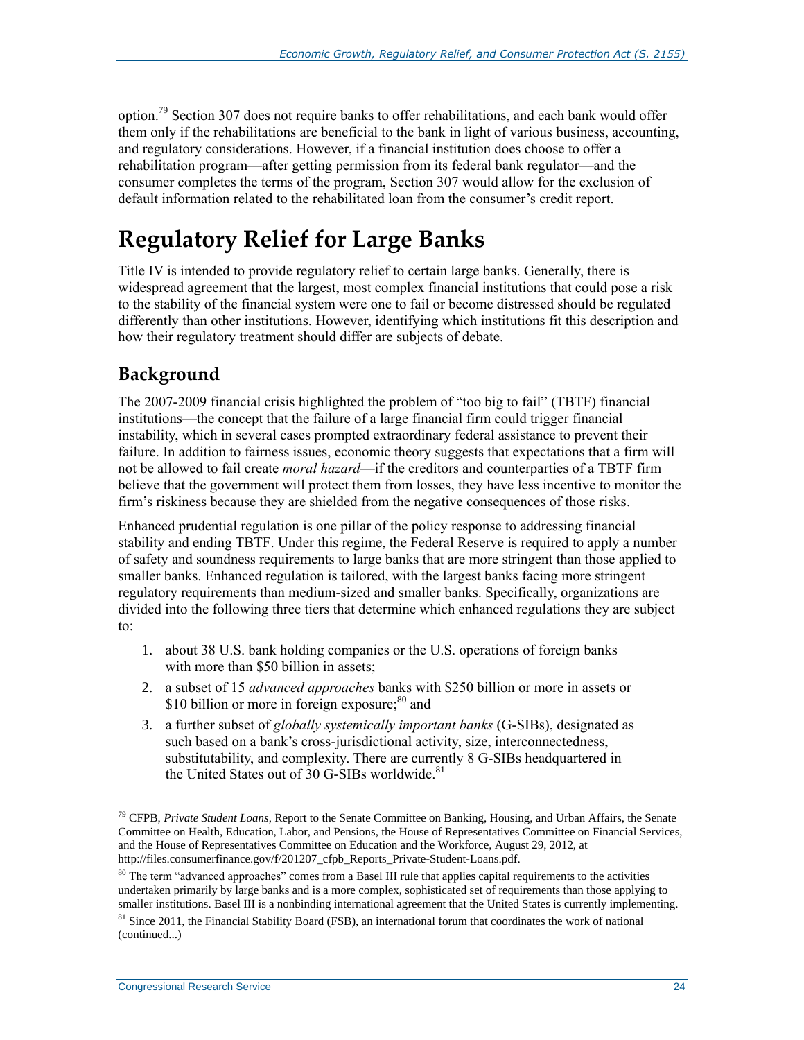option.[79] Section 307 does not require banks to offer rehabilitations, and each bank would offer them only if the rehabilitations are beneficial to the bank in light of various business, accounting, and regulatory considerations. However, if a financial institution does choose to offer a rehabilitation program—after getting permission from its federal bank regulator—and the consumer completes the terms of the program, Section 307 would allow for the exclusion of default information related to the rehabilitated loan from the consumer's credit report.

# Regulatory Relief for Large Banks

Title IV is intended to provide regulatory relief to certain large banks. Generally, there is widespread agreement that the largest, most complex financial institutions that could pose a risk to the stability of the financial system were one to fail or become distressed should be regulated differently than other institutions. However, identifying which institutions fit this description and how their regulatory treatment should differ are subjects of debate.

## Background

The 2007-2009 financial crisis highlighted the problem of "too big to fail" (TBTF) financial institutions—the concept that the failure of a large financial firm could trigger financial instability, which in several cases prompted extraordinary federal assistance to prevent their failure. In addition to fairness issues, economic theory suggests that expectations that a firm will not be allowed to fail create *moral hazard*—if the creditors and counterparties of a TBTF firm believe that the government will protect them from losses, they have less incentive to monitor the firm's riskiness because they are shielded from the negative consequences of those risks.

Enhanced prudential regulation is one pillar of the policy response to addressing financial stability and ending TBTF. Under this regime, the Federal Reserve is required to apply a number of safety and soundness requirements to large banks that are more stringent than those applied to smaller banks. Enhanced regulation is tailored, with the largest banks facing more stringent regulatory requirements than medium-sized and smaller banks. Specifically, organizations are divided into the following three tiers that determine which enhanced regulations they are subject to:

1. about 38 U.S. bank holding companies or the U.S. operations of foreign banks with more than $50 billion in assets;
2. a subset of 15 *advanced approaches* banks with $250 billion or more in assets or $10 billion or more in foreign exposure;[80] and
3. a further subset of *globally systemically important banks* (G-SIBs), designated as such based on a bank's cross-jurisdictional activity, size, interconnectedness, substitutability, and complexity. There are currently 8 G-SIBs headquartered in the United States out of 30 G-SIBs worldwide.[81]

---

[79] CFPB, *Private Student Loans*, Report to the Senate Committee on Banking, Housing, and Urban Affairs, the Senate Committee on Health, Education, Labor, and Pensions, the House of Representatives Committee on Financial Services, and the House of Representatives Committee on Education and the Workforce, August 29, 2012, at http://files.consumerfinance.gov/f/201207_cfpb_Reports_Private-Student-Loans.pdf.

[80] The term "advanced approaches" comes from a Basel III rule that applies capital requirements to the activities undertaken primarily by large banks and is a more complex, sophisticated set of requirements than those applying to smaller institutions. Basel III is a nonbinding international agreement that the United States is currently implementing.

[81] Since 2011, the Financial Stability Board (FSB), an international forum that coordinates the work of national (continued...)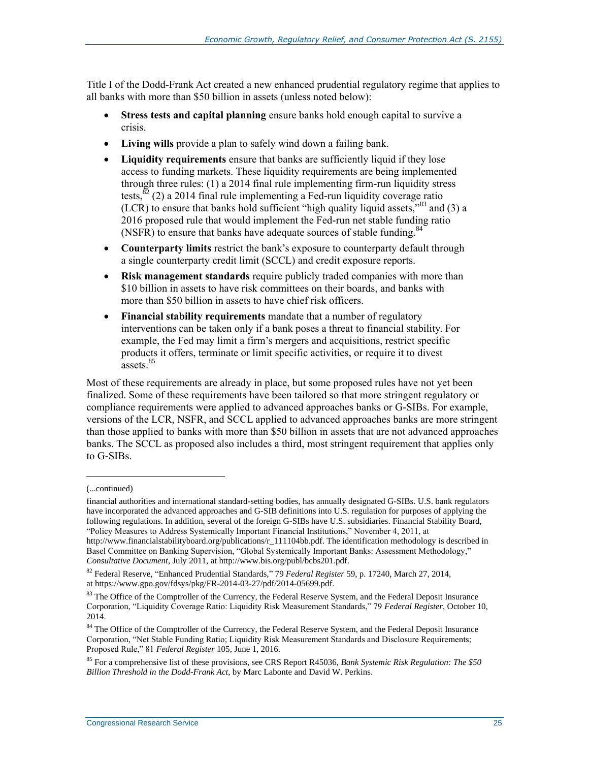Title I of the Dodd-Frank Act created a new enhanced prudential regulatory regime that applies to all banks with more than $50 billion in assets (unless noted below):

- **Stress tests and capital planning** ensure banks hold enough capital to survive a crisis.
- **Living wills** provide a plan to safely wind down a failing bank.
- **Liquidity requirements** ensure that banks are sufficiently liquid if they lose access to funding markets. These liquidity requirements are being implemented through three rules: (1) a 2014 final rule implementing firm-run liquidity stress tests,[82] (2) a 2014 final rule implementing a Fed-run liquidity coverage ratio (LCR) to ensure that banks hold sufficient "high quality liquid assets,"[83] and (3) a 2016 proposed rule that would implement the Fed-run net stable funding ratio (NSFR) to ensure that banks have adequate sources of stable funding.[84]
- **Counterparty limits** restrict the bank's exposure to counterparty default through a single counterparty credit limit (SCCL) and credit exposure reports.
- **Risk management standards** require publicly traded companies with more than $10 billion in assets to have risk committees on their boards, and banks with more than $50 billion in assets to have chief risk officers.
- **Financial stability requirements** mandate that a number of regulatory interventions can be taken only if a bank poses a threat to financial stability. For example, the Fed may limit a firm's mergers and acquisitions, restrict specific products it offers, terminate or limit specific activities, or require it to divest assets.[85]

Most of these requirements are already in place, but some proposed rules have not yet been finalized. Some of these requirements have been tailored so that more stringent regulatory or compliance requirements were applied to advanced approaches banks or G-SIBs. For example, versions of the LCR, NSFR, and SCCL applied to advanced approaches banks are more stringent than those applied to banks with more than $50 billion in assets that are not advanced approaches banks. The SCCL as proposed also includes a third, most stringent requirement that applies only to G-SIBs.

---

(...continued)

financial authorities and international standard-setting bodies, has annually designated G-SIBs. U.S. bank regulators have incorporated the advanced approaches and G-SIB definitions into U.S. regulation for purposes of applying the following regulations. In addition, several of the foreign G-SIBs have U.S. subsidiaries. Financial Stability Board, "Policy Measures to Address Systemically Important Financial Institutions," November 4, 2011, at http://www.financialstabilityboard.org/publications/r_111104bb.pdf. The identification methodology is described in Basel Committee on Banking Supervision, "Global Systemically Important Banks: Assessment Methodology," *Consultative Document*, July 2011, at http://www.bis.org/publ/bcbs201.pdf.

[82] Federal Reserve, "Enhanced Prudential Standards," 79 *Federal Register* 59, p. 17240, March 27, 2014, at https://www.gpo.gov/fdsys/pkg/FR-2014-03-27/pdf/2014-05699.pdf.

[83] The Office of the Comptroller of the Currency, the Federal Reserve System, and the Federal Deposit Insurance Corporation, "Liquidity Coverage Ratio: Liquidity Risk Measurement Standards," 79 *Federal Register*, October 10, 2014.

[84] The Office of the Comptroller of the Currency, the Federal Reserve System, and the Federal Deposit Insurance Corporation, "Net Stable Funding Ratio; Liquidity Risk Measurement Standards and Disclosure Requirements; Proposed Rule," 81 *Federal Register* 105, June 1, 2016.

[85] For a comprehensive list of these provisions, see CRS Report R45036, *Bank Systemic Risk Regulation: The $50 Billion Threshold in the Dodd-Frank Act*, by Marc Labonte and David W. Perkins.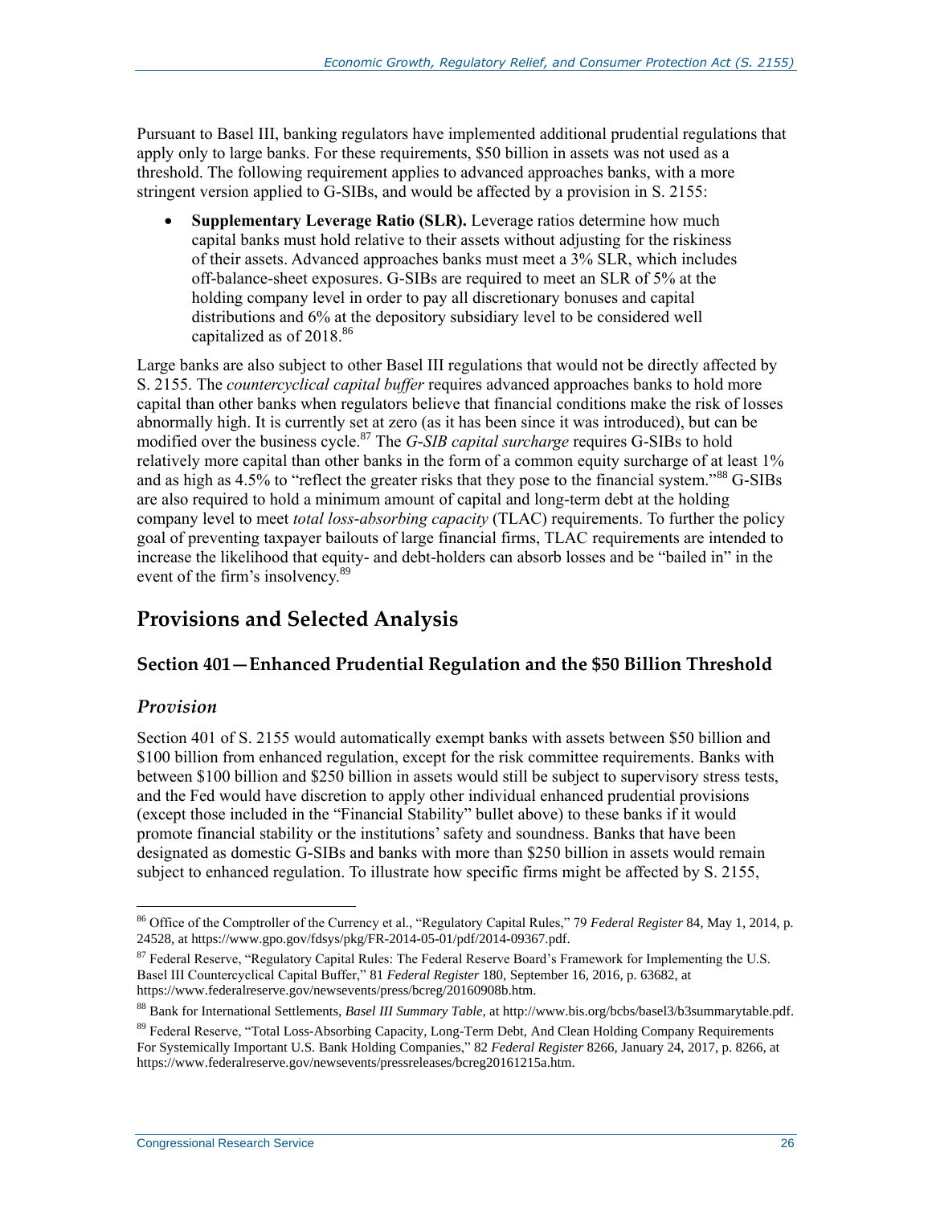Pursuant to Basel III, banking regulators have implemented additional prudential regulations that apply only to large banks. For these requirements, $50 billion in assets was not used as a threshold. The following requirement applies to advanced approaches banks, with a more stringent version applied to G-SIBs, and would be affected by a provision in S. 2155:

- **Supplementary Leverage Ratio (SLR).** Leverage ratios determine how much capital banks must hold relative to their assets without adjusting for the riskiness of their assets. Advanced approaches banks must meet a 3% SLR, which includes off-balance-sheet exposures. G-SIBs are required to meet an SLR of 5% at the holding company level in order to pay all discretionary bonuses and capital distributions and 6% at the depository subsidiary level to be considered well capitalized as of 2018.[86]

Large banks are also subject to other Basel III regulations that would not be directly affected by S. 2155. The *countercyclical capital buffer* requires advanced approaches banks to hold more capital than other banks when regulators believe that financial conditions make the risk of losses abnormally high. It is currently set at zero (as it has been since it was introduced), but can be modified over the business cycle.[87] The *G-SIB capital surcharge* requires G-SIBs to hold relatively more capital than other banks in the form of a common equity surcharge of at least 1% and as high as 4.5% to "reflect the greater risks that they pose to the financial system."[88] G-SIBs are also required to hold a minimum amount of capital and long-term debt at the holding company level to meet *total loss-absorbing capacity* (TLAC) requirements. To further the policy goal of preventing taxpayer bailouts of large financial firms, TLAC requirements are intended to increase the likelihood that equity- and debt-holders can absorb losses and be "bailed in" in the event of the firm's insolvency.[89]

## Provisions and Selected Analysis

### Section 401—Enhanced Prudential Regulation and the $50 Billion Threshold

#### *Provision*

Section 401 of S. 2155 would automatically exempt banks with assets between $50 billion and $100 billion from enhanced regulation, except for the risk committee requirements. Banks with between $100 billion and $250 billion in assets would still be subject to supervisory stress tests, and the Fed would have discretion to apply other individual enhanced prudential provisions (except those included in the "Financial Stability" bullet above) to these banks if it would promote financial stability or the institutions' safety and soundness. Banks that have been designated as domestic G-SIBs and banks with more than $250 billion in assets would remain subject to enhanced regulation. To illustrate how specific firms might be affected by S. 2155,

---

[86] Office of the Comptroller of the Currency et al., "Regulatory Capital Rules," 79 *Federal Register* 84, May 1, 2014, p. 24528, at https://www.gpo.gov/fdsys/pkg/FR-2014-05-01/pdf/2014-09367.pdf.

[87] Federal Reserve, "Regulatory Capital Rules: The Federal Reserve Board's Framework for Implementing the U.S. Basel III Countercyclical Capital Buffer," 81 *Federal Register* 180, September 16, 2016, p. 63682, at https://www.federalreserve.gov/newsevents/press/bcreg/20160908b.htm.

[88] Bank for International Settlements, *Basel III Summary Table*, at http://www.bis.org/bcbs/basel3/b3summarytable.pdf.

[89] Federal Reserve, "Total Loss-Absorbing Capacity, Long-Term Debt, And Clean Holding Company Requirements For Systemically Important U.S. Bank Holding Companies," 82 *Federal Register* 8266, January 24, 2017, p. 8266, at https://www.federalreserve.gov/newsevents/pressreleases/bcreg20161215a.htm.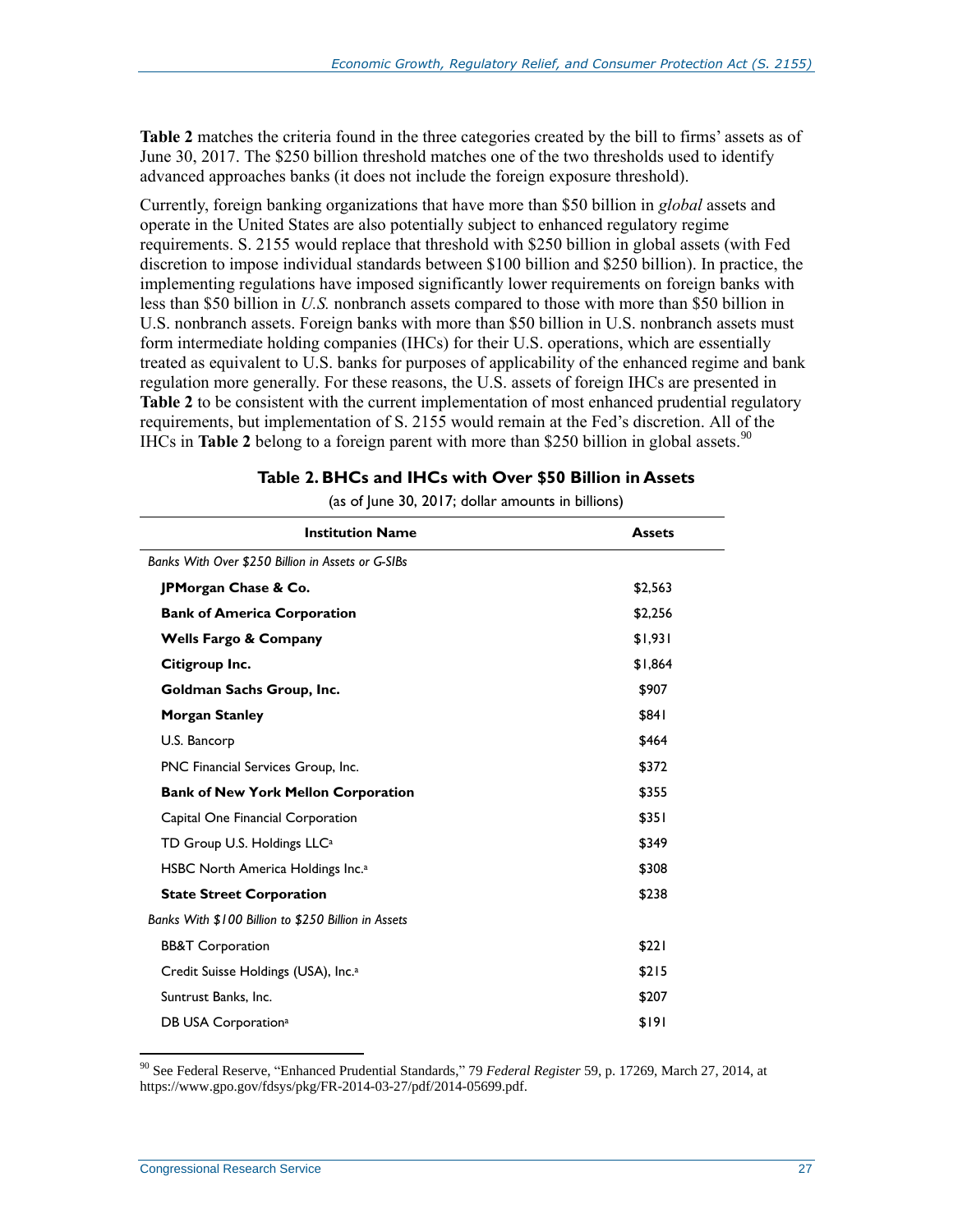**Table 2** matches the criteria found in the three categories created by the bill to firms' assets as of June 30, 2017. The $250 billion threshold matches one of the two thresholds used to identify advanced approaches banks (it does not include the foreign exposure threshold).

Currently, foreign banking organizations that have more than $50 billion in *global* assets and operate in the United States are also potentially subject to enhanced regulatory regime requirements. S. 2155 would replace that threshold with $250 billion in global assets (with Fed discretion to impose individual standards between $100 billion and $250 billion). In practice, the implementing regulations have imposed significantly lower requirements on foreign banks with less than $50 billion in *U.S.* nonbranch assets compared to those with more than $50 billion in U.S. nonbranch assets. Foreign banks with more than $50 billion in U.S. nonbranch assets must form intermediate holding companies (IHCs) for their U.S. operations, which are essentially treated as equivalent to U.S. banks for purposes of applicability of the enhanced regime and bank regulation more generally. For these reasons, the U.S. assets of foreign IHCs are presented in **Table 2** to be consistent with the current implementation of most enhanced prudential regulatory requirements, but implementation of S. 2155 would remain at the Fed's discretion. All of the IHCs in **Table 2** belong to a foreign parent with more than $250 billion in global assets.[90]

**Table 2. BHCs and IHCs with Over $50 Billion in Assets**

(as of June 30, 2017; dollar amounts in billions)

| Institution Name | Assets |
|---|---|
| *Banks With Over $250 Billion in Assets or G-SIBs* | |
| **JPMorgan Chase & Co.** | $2,563 |
| **Bank of America Corporation** | $2,256 |
| **Wells Fargo & Company** | $1,931 |
| **Citigroup Inc.** | $1,864 |
| **Goldman Sachs Group, Inc.** | $907 |
| **Morgan Stanley** | $841 |
| U.S. Bancorp | $464 |
| PNC Financial Services Group, Inc. | $372 |
| **Bank of New York Mellon Corporation** | $355 |
| Capital One Financial Corporation | $351 |
| TD Group U.S. Holdings LLC[a] | $349 |
| HSBC North America Holdings Inc.[a] | $308 |
| **State Street Corporation** | $238 |
| *Banks With $100 Billion to $250 Billion in Assets* | |
| BB&T Corporation | $221 |
| Credit Suisse Holdings (USA), Inc.[a] | $215 |
| Suntrust Banks, Inc. | $207 |
| DB USA Corporation[a] | $191 |

[90] See Federal Reserve, "Enhanced Prudential Standards," 79 *Federal Register* 59, p. 17269, March 27, 2014, at https://www.gpo.gov/fdsys/pkg/FR-2014-03-27/pdf/2014-05699.pdf.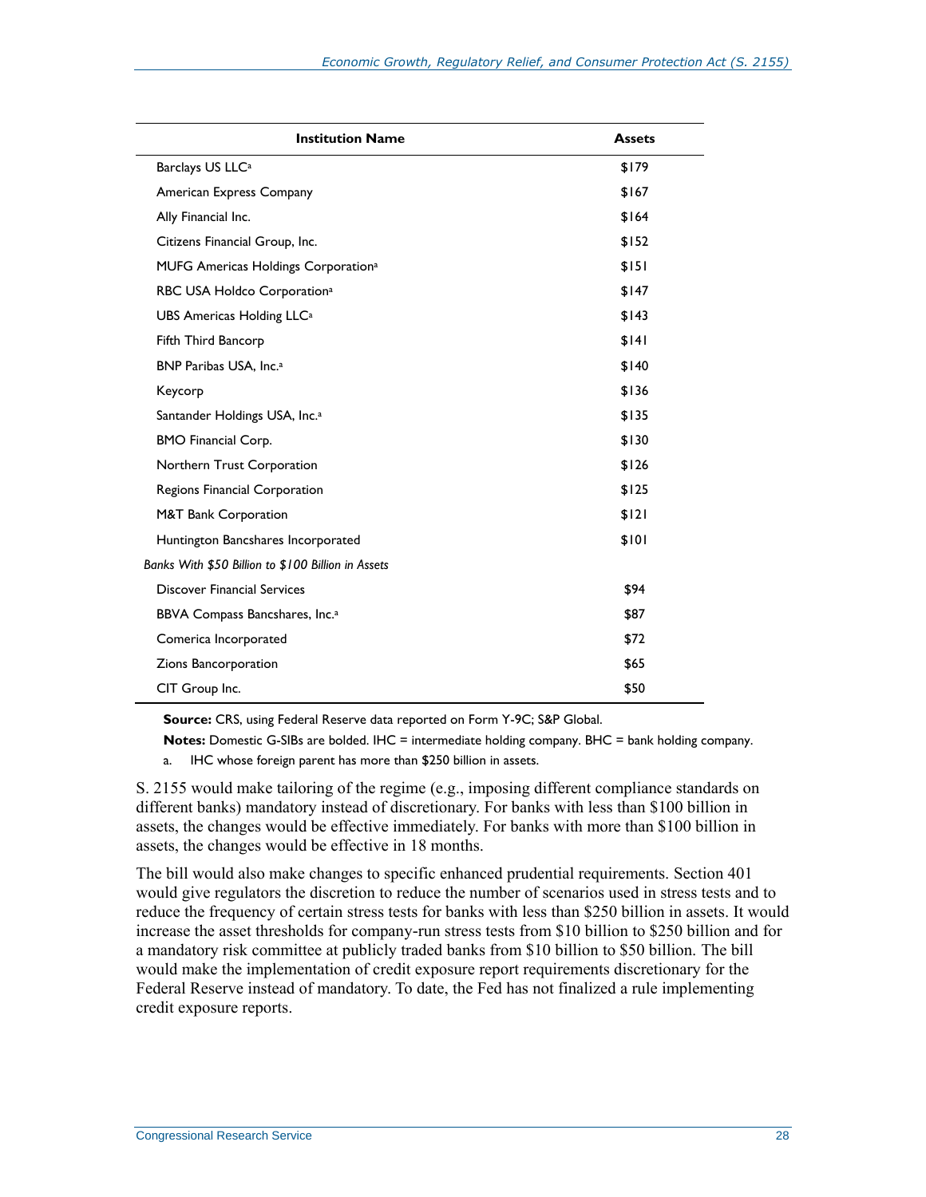| Institution Name | Assets |
| --- | --- |
| Barclays US LLC[a] | $179 |
| American Express Company | $167 |
| Ally Financial Inc. | $164 |
| Citizens Financial Group, Inc. | $152 |
| MUFG Americas Holdings Corporation[a] | $151 |
| RBC USA Holdco Corporation[a] | $147 |
| UBS Americas Holding LLC[a] | $143 |
| Fifth Third Bancorp | $141 |
| BNP Paribas USA, Inc.[a] | $140 |
| Keycorp | $136 |
| Santander Holdings USA, Inc.[a] | $135 |
| BMO Financial Corp. | $130 |
| Northern Trust Corporation | $126 |
| Regions Financial Corporation | $125 |
| M&T Bank Corporation | $121 |
| Huntington Bancshares Incorporated | $101 |
| *Banks With $50 Billion to $100 Billion in Assets* | |
| Discover Financial Services | $94 |
| BBVA Compass Bancshares, Inc.[a] | $87 |
| Comerica Incorporated | $72 |
| Zions Bancorporation | $65 |
| CIT Group Inc. | $50 |

**Source:** CRS, using Federal Reserve data reported on Form Y-9C; S&P Global.

**Notes:** Domestic G-SIBs are bolded. IHC = intermediate holding company. BHC = bank holding company.

a. IHC whose foreign parent has more than $250 billion in assets.

S. 2155 would make tailoring of the regime (e.g., imposing different compliance standards on different banks) mandatory instead of discretionary. For banks with less than $100 billion in assets, the changes would be effective immediately. For banks with more than $100 billion in assets, the changes would be effective in 18 months.

The bill would also make changes to specific enhanced prudential requirements. Section 401 would give regulators the discretion to reduce the number of scenarios used in stress tests and to reduce the frequency of certain stress tests for banks with less than $250 billion in assets. It would increase the asset thresholds for company-run stress tests from $10 billion to $250 billion and for a mandatory risk committee at publicly traded banks from $10 billion to $50 billion. The bill would make the implementation of credit exposure report requirements discretionary for the Federal Reserve instead of mandatory. To date, the Fed has not finalized a rule implementing credit exposure reports.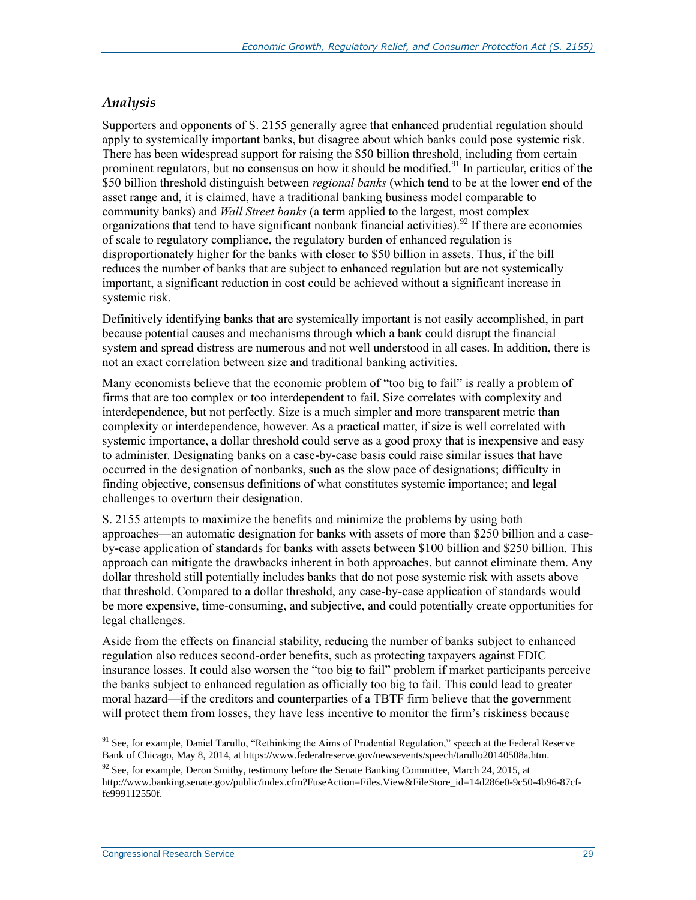### *Analysis*

Supporters and opponents of S. 2155 generally agree that enhanced prudential regulation should apply to systemically important banks, but disagree about which banks could pose systemic risk. There has been widespread support for raising the $50 billion threshold, including from certain prominent regulators, but no consensus on how it should be modified.[91] In particular, critics of the $50 billion threshold distinguish between *regional banks* (which tend to be at the lower end of the asset range and, it is claimed, have a traditional banking business model comparable to community banks) and *Wall Street banks* (a term applied to the largest, most complex organizations that tend to have significant nonbank financial activities).[92] If there are economies of scale to regulatory compliance, the regulatory burden of enhanced regulation is disproportionately higher for the banks with closer to $50 billion in assets. Thus, if the bill reduces the number of banks that are subject to enhanced regulation but are not systemically important, a significant reduction in cost could be achieved without a significant increase in systemic risk.

Definitively identifying banks that are systemically important is not easily accomplished, in part because potential causes and mechanisms through which a bank could disrupt the financial system and spread distress are numerous and not well understood in all cases. In addition, there is not an exact correlation between size and traditional banking activities.

Many economists believe that the economic problem of "too big to fail" is really a problem of firms that are too complex or too interdependent to fail. Size correlates with complexity and interdependence, but not perfectly. Size is a much simpler and more transparent metric than complexity or interdependence, however. As a practical matter, if size is well correlated with systemic importance, a dollar threshold could serve as a good proxy that is inexpensive and easy to administer. Designating banks on a case-by-case basis could raise similar issues that have occurred in the designation of nonbanks, such as the slow pace of designations; difficulty in finding objective, consensus definitions of what constitutes systemic importance; and legal challenges to overturn their designation.

S. 2155 attempts to maximize the benefits and minimize the problems by using both approaches—an automatic designation for banks with assets of more than $250 billion and a case-by-case application of standards for banks with assets between $100 billion and $250 billion. This approach can mitigate the drawbacks inherent in both approaches, but cannot eliminate them. Any dollar threshold still potentially includes banks that do not pose systemic risk with assets above that threshold. Compared to a dollar threshold, any case-by-case application of standards would be more expensive, time-consuming, and subjective, and could potentially create opportunities for legal challenges.

Aside from the effects on financial stability, reducing the number of banks subject to enhanced regulation also reduces second-order benefits, such as protecting taxpayers against FDIC insurance losses. It could also worsen the "too big to fail" problem if market participants perceive the banks subject to enhanced regulation as officially too big to fail. This could lead to greater moral hazard—if the creditors and counterparties of a TBTF firm believe that the government will protect them from losses, they have less incentive to monitor the firm's riskiness because

[91] See, for example, Daniel Tarullo, "Rethinking the Aims of Prudential Regulation," speech at the Federal Reserve Bank of Chicago, May 8, 2014, at https://www.federalreserve.gov/newsevents/speech/tarullo20140508a.htm.

[92] See, for example, Deron Smithy, testimony before the Senate Banking Committee, March 24, 2015, at http://www.banking.senate.gov/public/index.cfm?FuseAction=Files.View&FileStore_id=14d286e0-9c50-4b96-87cf-fe999112550f.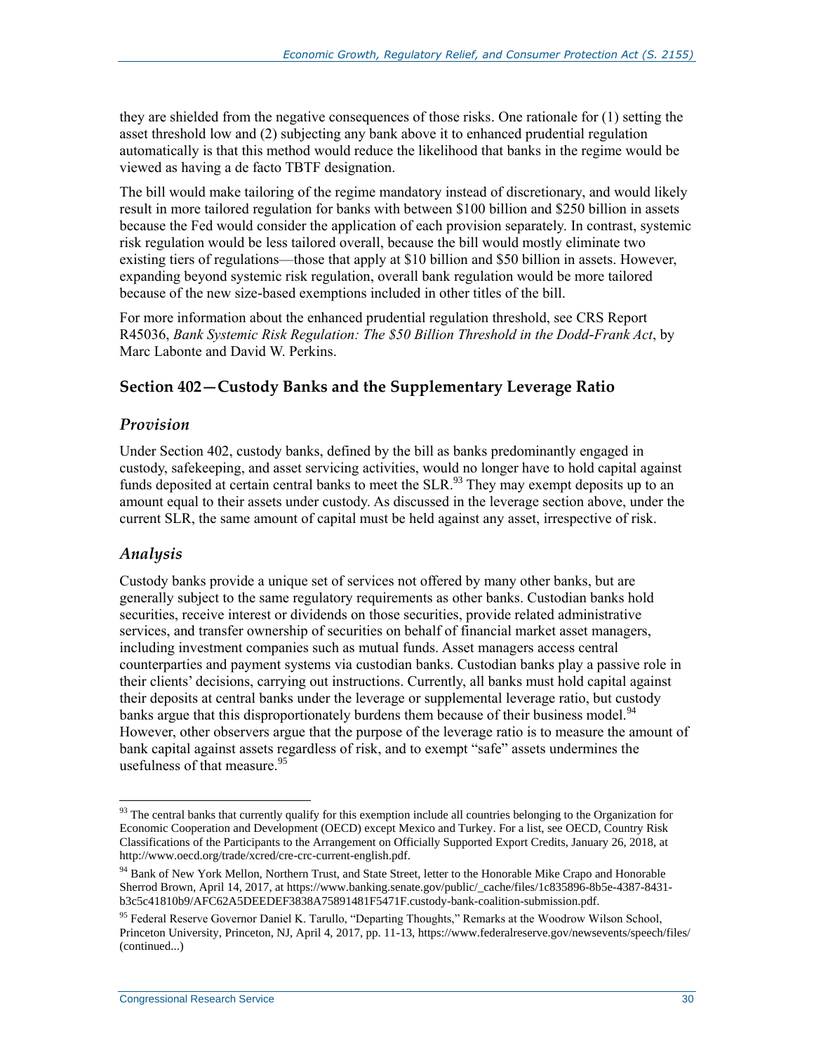they are shielded from the negative consequences of those risks. One rationale for (1) setting the asset threshold low and (2) subjecting any bank above it to enhanced prudential regulation automatically is that this method would reduce the likelihood that banks in the regime would be viewed as having a de facto TBTF designation.

The bill would make tailoring of the regime mandatory instead of discretionary, and would likely result in more tailored regulation for banks with between \$100 billion and \$250 billion in assets because the Fed would consider the application of each provision separately. In contrast, systemic risk regulation would be less tailored overall, because the bill would mostly eliminate two existing tiers of regulations—those that apply at \$10 billion and \$50 billion in assets. However, expanding beyond systemic risk regulation, overall bank regulation would be more tailored because of the new size-based exemptions included in other titles of the bill.

For more information about the enhanced prudential regulation threshold, see CRS Report R45036, *Bank Systemic Risk Regulation: The \$50 Billion Threshold in the Dodd-Frank Act*, by Marc Labonte and David W. Perkins.

## Section 402—Custody Banks and the Supplementary Leverage Ratio

### *Provision*

Under Section 402, custody banks, defined by the bill as banks predominantly engaged in custody, safekeeping, and asset servicing activities, would no longer have to hold capital against funds deposited at certain central banks to meet the SLR.[93] They may exempt deposits up to an amount equal to their assets under custody. As discussed in the leverage section above, under the current SLR, the same amount of capital must be held against any asset, irrespective of risk.

### *Analysis*

Custody banks provide a unique set of services not offered by many other banks, but are generally subject to the same regulatory requirements as other banks. Custodian banks hold securities, receive interest or dividends on those securities, provide related administrative services, and transfer ownership of securities on behalf of financial market asset managers, including investment companies such as mutual funds. Asset managers access central counterparties and payment systems via custodian banks. Custodian banks play a passive role in their clients' decisions, carrying out instructions. Currently, all banks must hold capital against their deposits at central banks under the leverage or supplemental leverage ratio, but custody banks argue that this disproportionately burdens them because of their business model.[94] However, other observers argue that the purpose of the leverage ratio is to measure the amount of bank capital against assets regardless of risk, and to exempt "safe" assets undermines the usefulness of that measure.[95]

---

[93] The central banks that currently qualify for this exemption include all countries belonging to the Organization for Economic Cooperation and Development (OECD) except Mexico and Turkey. For a list, see OECD, Country Risk Classifications of the Participants to the Arrangement on Officially Supported Export Credits, January 26, 2018, at http://www.oecd.org/trade/xcred/cre-crc-current-english.pdf.

[94] Bank of New York Mellon, Northern Trust, and State Street, letter to the Honorable Mike Crapo and Honorable Sherrod Brown, April 14, 2017, at https://www.banking.senate.gov/public/_cache/files/1c835896-8b5e-4387-8431-b3c5c41810b9/AFC62A5DEEDEF3838A75891481F5471F.custody-bank-coalition-submission.pdf.

[95] Federal Reserve Governor Daniel K. Tarullo, "Departing Thoughts," Remarks at the Woodrow Wilson School, Princeton University, Princeton, NJ, April 4, 2017, pp. 11-13, https://www.federalreserve.gov/newsevents/speech/files/ (continued...)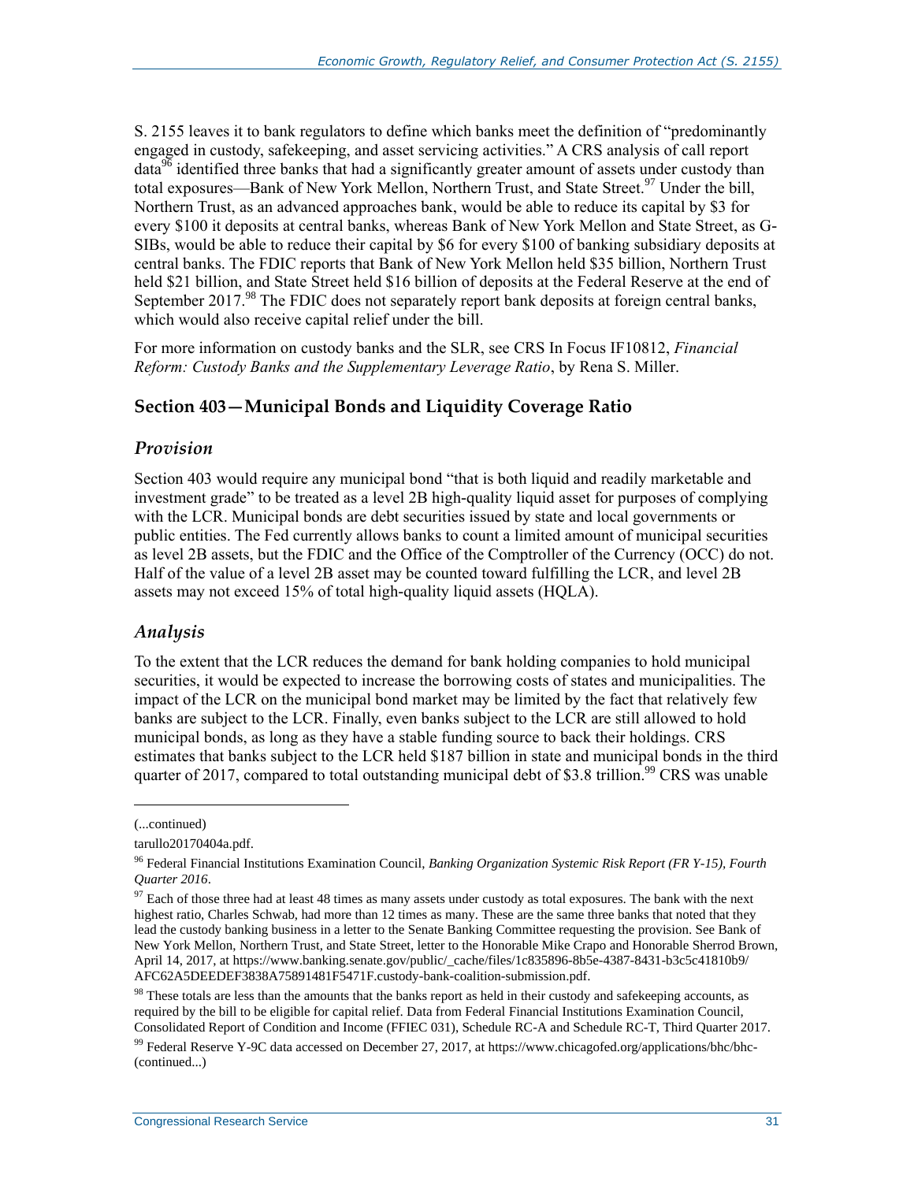S. 2155 leaves it to bank regulators to define which banks meet the definition of "predominantly engaged in custody, safekeeping, and asset servicing activities." A CRS analysis of call report data[96] identified three banks that had a significantly greater amount of assets under custody than total exposures—Bank of New York Mellon, Northern Trust, and State Street.[97] Under the bill, Northern Trust, as an advanced approaches bank, would be able to reduce its capital by $3 for every $100 it deposits at central banks, whereas Bank of New York Mellon and State Street, as G-SIBs, would be able to reduce their capital by $6 for every $100 of banking subsidiary deposits at central banks. The FDIC reports that Bank of New York Mellon held $35 billion, Northern Trust held $21 billion, and State Street held $16 billion of deposits at the Federal Reserve at the end of September 2017.[98] The FDIC does not separately report bank deposits at foreign central banks, which would also receive capital relief under the bill.

For more information on custody banks and the SLR, see CRS In Focus IF10812, *Financial Reform: Custody Banks and the Supplementary Leverage Ratio*, by Rena S. Miller.

### Section 403—Municipal Bonds and Liquidity Coverage Ratio

#### *Provision*

Section 403 would require any municipal bond "that is both liquid and readily marketable and investment grade" to be treated as a level 2B high-quality liquid asset for purposes of complying with the LCR. Municipal bonds are debt securities issued by state and local governments or public entities. The Fed currently allows banks to count a limited amount of municipal securities as level 2B assets, but the FDIC and the Office of the Comptroller of the Currency (OCC) do not. Half of the value of a level 2B asset may be counted toward fulfilling the LCR, and level 2B assets may not exceed 15% of total high-quality liquid assets (HQLA).

#### *Analysis*

To the extent that the LCR reduces the demand for bank holding companies to hold municipal securities, it would be expected to increase the borrowing costs of states and municipalities. The impact of the LCR on the municipal bond market may be limited by the fact that relatively few banks are subject to the LCR. Finally, even banks subject to the LCR are still allowed to hold municipal bonds, as long as they have a stable funding source to back their holdings. CRS estimates that banks subject to the LCR held $187 billion in state and municipal bonds in the third quarter of 2017, compared to total outstanding municipal debt of $3.8 trillion.[99] CRS was unable

(...continued)

tarullo20170404a.pdf.

[96] Federal Financial Institutions Examination Council, *Banking Organization Systemic Risk Report (FR Y-15), Fourth Quarter 2016*.

[97] Each of those three had at least 48 times as many assets under custody as total exposures. The bank with the next highest ratio, Charles Schwab, had more than 12 times as many. These are the same three banks that noted that they lead the custody banking business in a letter to the Senate Banking Committee requesting the provision. See Bank of New York Mellon, Northern Trust, and State Street, letter to the Honorable Mike Crapo and Honorable Sherrod Brown, April 14, 2017, at https://www.banking.senate.gov/public/_cache/files/1c835896-8b5e-4387-8431-b3c5c41810b9/AFC62A5DEEDEF3838A75891481F5471F.custody-bank-coalition-submission.pdf.

[98] These totals are less than the amounts that the banks report as held in their custody and safekeeping accounts, as required by the bill to be eligible for capital relief. Data from Federal Financial Institutions Examination Council, Consolidated Report of Condition and Income (FFIEC 031), Schedule RC-A and Schedule RC-T, Third Quarter 2017.

[99] Federal Reserve Y-9C data accessed on December 27, 2017, at https://www.chicagofed.org/applications/bhc/bhc-

(continued...)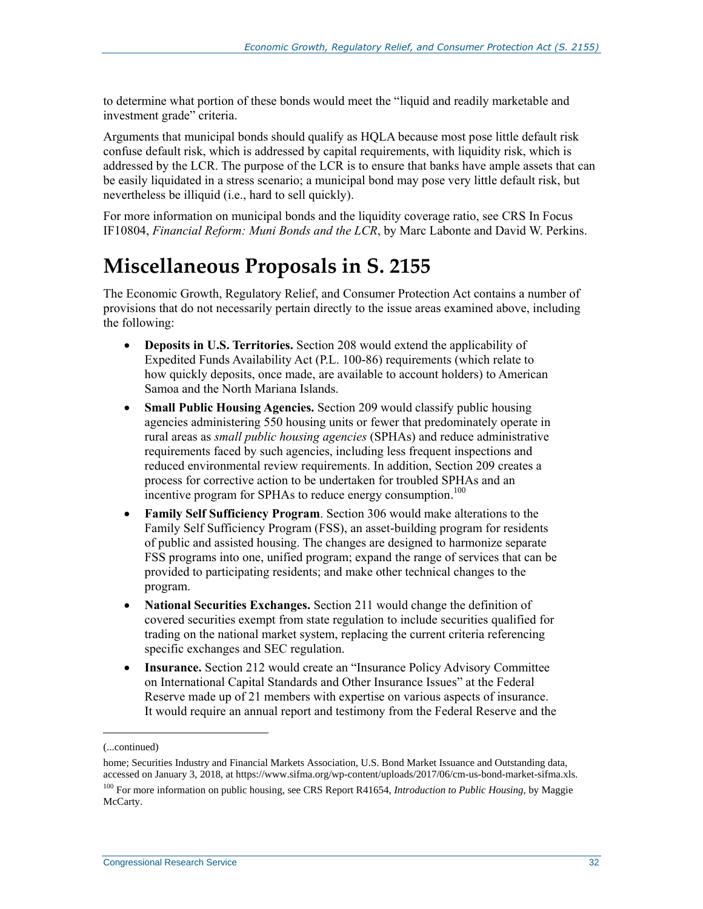to determine what portion of these bonds would meet the "liquid and readily marketable and investment grade" criteria.

Arguments that municipal bonds should qualify as HQLA because most pose little default risk confuse default risk, which is addressed by capital requirements, with liquidity risk, which is addressed by the LCR. The purpose of the LCR is to ensure that banks have ample assets that can be easily liquidated in a stress scenario; a municipal bond may pose very little default risk, but nevertheless be illiquid (i.e., hard to sell quickly).

For more information on municipal bonds and the liquidity coverage ratio, see CRS In Focus IF10804, *Financial Reform: Muni Bonds and the LCR*, by Marc Labonte and David W. Perkins.

# Miscellaneous Proposals in S. 2155

The Economic Growth, Regulatory Relief, and Consumer Protection Act contains a number of provisions that do not necessarily pertain directly to the issue areas examined above, including the following:

- **Deposits in U.S. Territories.** Section 208 would extend the applicability of Expedited Funds Availability Act (P.L. 100-86) requirements (which relate to how quickly deposits, once made, are available to account holders) to American Samoa and the North Mariana Islands.
- **Small Public Housing Agencies.** Section 209 would classify public housing agencies administering 550 housing units or fewer that predominately operate in rural areas as *small public housing agencies* (SPHAs) and reduce administrative requirements faced by such agencies, including less frequent inspections and reduced environmental review requirements. In addition, Section 209 creates a process for corrective action to be undertaken for troubled SPHAs and an incentive program for SPHAs to reduce energy consumption.[100]
- **Family Self Sufficiency Program**. Section 306 would make alterations to the Family Self Sufficiency Program (FSS), an asset-building program for residents of public and assisted housing. The changes are designed to harmonize separate FSS programs into one, unified program; expand the range of services that can be provided to participating residents; and make other technical changes to the program.
- **National Securities Exchanges.** Section 211 would change the definition of covered securities exempt from state regulation to include securities qualified for trading on the national market system, replacing the current criteria referencing specific exchanges and SEC regulation.
- **Insurance.** Section 212 would create an "Insurance Policy Advisory Committee on International Capital Standards and Other Insurance Issues" at the Federal Reserve made up of 21 members with expertise on various aspects of insurance. It would require an annual report and testimony from the Federal Reserve and the

(...continued)

home; Securities Industry and Financial Markets Association, U.S. Bond Market Issuance and Outstanding data, accessed on January 3, 2018, at https://www.sifma.org/wp-content/uploads/2017/06/cm-us-bond-market-sifma.xls.

[100] For more information on public housing, see CRS Report R41654, *Introduction to Public Housing*, by Maggie McCarty.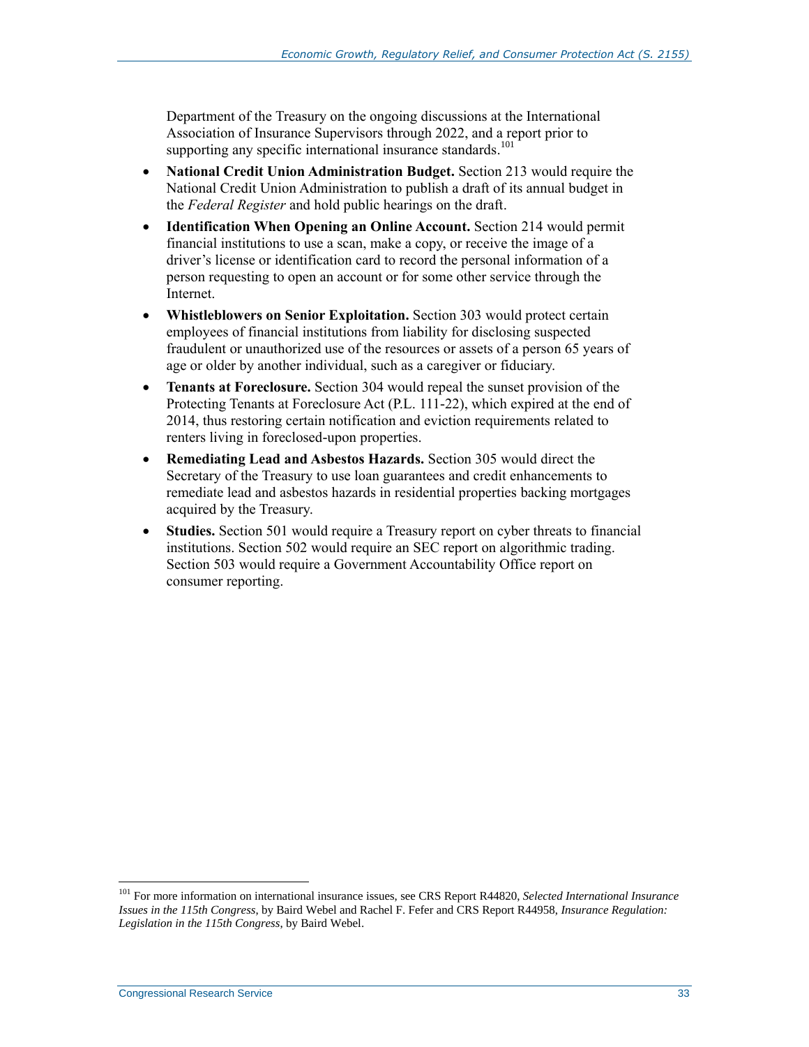Department of the Treasury on the ongoing discussions at the International Association of Insurance Supervisors through 2022, and a report prior to supporting any specific international insurance standards.[101]

- **National Credit Union Administration Budget.** Section 213 would require the National Credit Union Administration to publish a draft of its annual budget in the *Federal Register* and hold public hearings on the draft.
- **Identification When Opening an Online Account.** Section 214 would permit financial institutions to use a scan, make a copy, or receive the image of a driver's license or identification card to record the personal information of a person requesting to open an account or for some other service through the Internet.
- **Whistleblowers on Senior Exploitation.** Section 303 would protect certain employees of financial institutions from liability for disclosing suspected fraudulent or unauthorized use of the resources or assets of a person 65 years of age or older by another individual, such as a caregiver or fiduciary.
- **Tenants at Foreclosure.** Section 304 would repeal the sunset provision of the Protecting Tenants at Foreclosure Act (P.L. 111-22), which expired at the end of 2014, thus restoring certain notification and eviction requirements related to renters living in foreclosed-upon properties.
- **Remediating Lead and Asbestos Hazards.** Section 305 would direct the Secretary of the Treasury to use loan guarantees and credit enhancements to remediate lead and asbestos hazards in residential properties backing mortgages acquired by the Treasury.
- **Studies.** Section 501 would require a Treasury report on cyber threats to financial institutions. Section 502 would require an SEC report on algorithmic trading. Section 503 would require a Government Accountability Office report on consumer reporting.

[101] For more information on international insurance issues, see CRS Report R44820, *Selected International Insurance Issues in the 115th Congress*, by Baird Webel and Rachel F. Fefer and CRS Report R44958, *Insurance Regulation: Legislation in the 115th Congress*, by Baird Webel.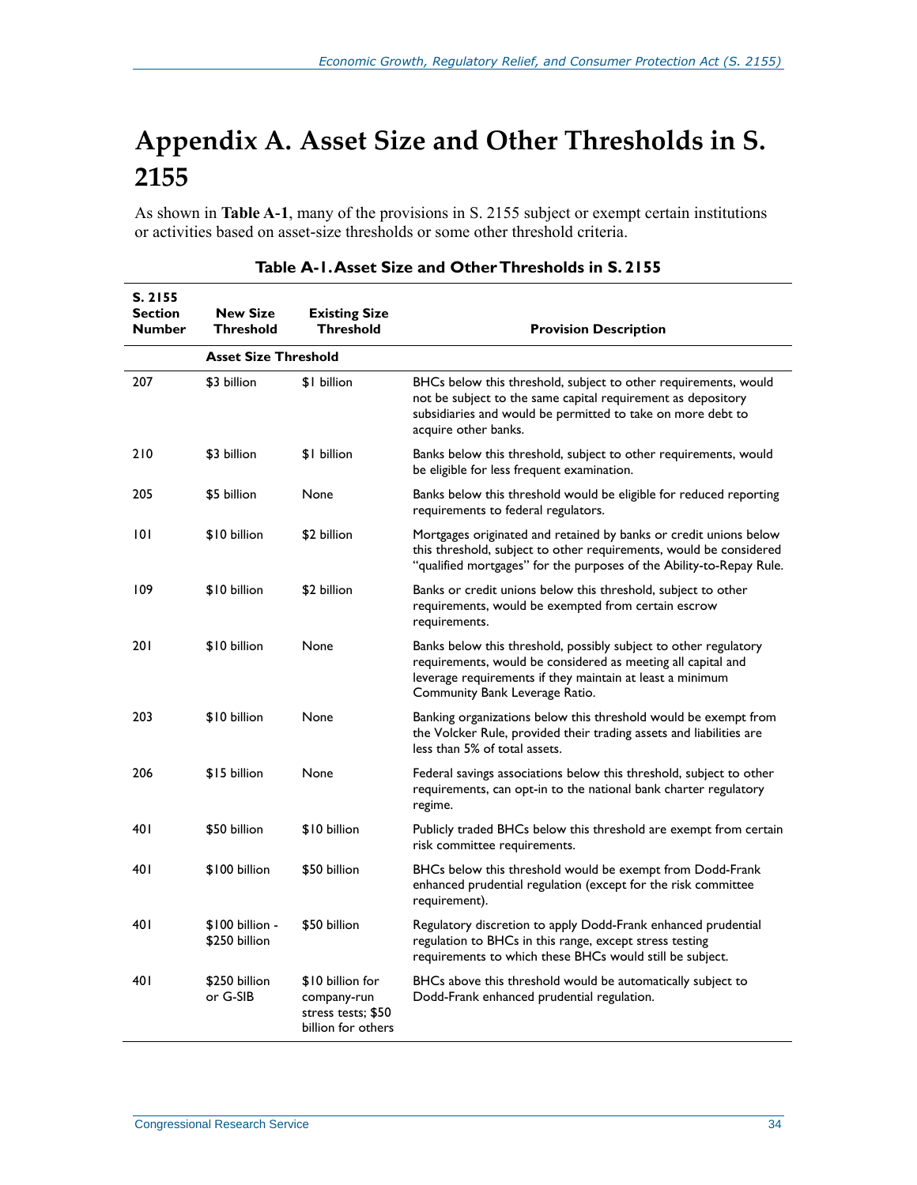# Appendix A. Asset Size and Other Thresholds in S. 2155

As shown in **Table A-1**, many of the provisions in S. 2155 subject or exempt certain institutions or activities based on asset-size thresholds or some other threshold criteria.

**Table A-1. Asset Size and Other Thresholds in S. 2155**

| S. 2155 Section Number | New Size Threshold | Existing Size Threshold | Provision Description |
|---|---|---|---|
| | **Asset Size Threshold** | | |
| 207 | $3 billion | $1 billion | BHCs below this threshold, subject to other requirements, would not be subject to the same capital requirement as depository subsidiaries and would be permitted to take on more debt to acquire other banks. |
| 210 | $3 billion | $1 billion | Banks below this threshold, subject to other requirements, would be eligible for less frequent examination. |
| 205 | $5 billion | None | Banks below this threshold would be eligible for reduced reporting requirements to federal regulators. |
| 101 | $10 billion | $2 billion | Mortgages originated and retained by banks or credit unions below this threshold, subject to other requirements, would be considered "qualified mortgages" for the purposes of the Ability-to-Repay Rule. |
| 109 | $10 billion | $2 billion | Banks or credit unions below this threshold, subject to other requirements, would be exempted from certain escrow requirements. |
| 201 | $10 billion | None | Banks below this threshold, possibly subject to other regulatory requirements, would be considered as meeting all capital and leverage requirements if they maintain at least a minimum Community Bank Leverage Ratio. |
| 203 | $10 billion | None | Banking organizations below this threshold would be exempt from the Volcker Rule, provided their trading assets and liabilities are less than 5% of total assets. |
| 206 | $15 billion | None | Federal savings associations below this threshold, subject to other requirements, can opt-in to the national bank charter regulatory regime. |
| 401 | $50 billion | $10 billion | Publicly traded BHCs below this threshold are exempt from certain risk committee requirements. |
| 401 | $100 billion | $50 billion | BHCs below this threshold would be exempt from Dodd-Frank enhanced prudential regulation (except for the risk committee requirement). |
| 401 | $100 billion - $250 billion | $50 billion | Regulatory discretion to apply Dodd-Frank enhanced prudential regulation to BHCs in this range, except stress testing requirements to which these BHCs would still be subject. |
| 401 | $250 billion or G-SIB | $10 billion for company-run stress tests; $50 billion for others | BHCs above this threshold would be automatically subject to Dodd-Frank enhanced prudential regulation. |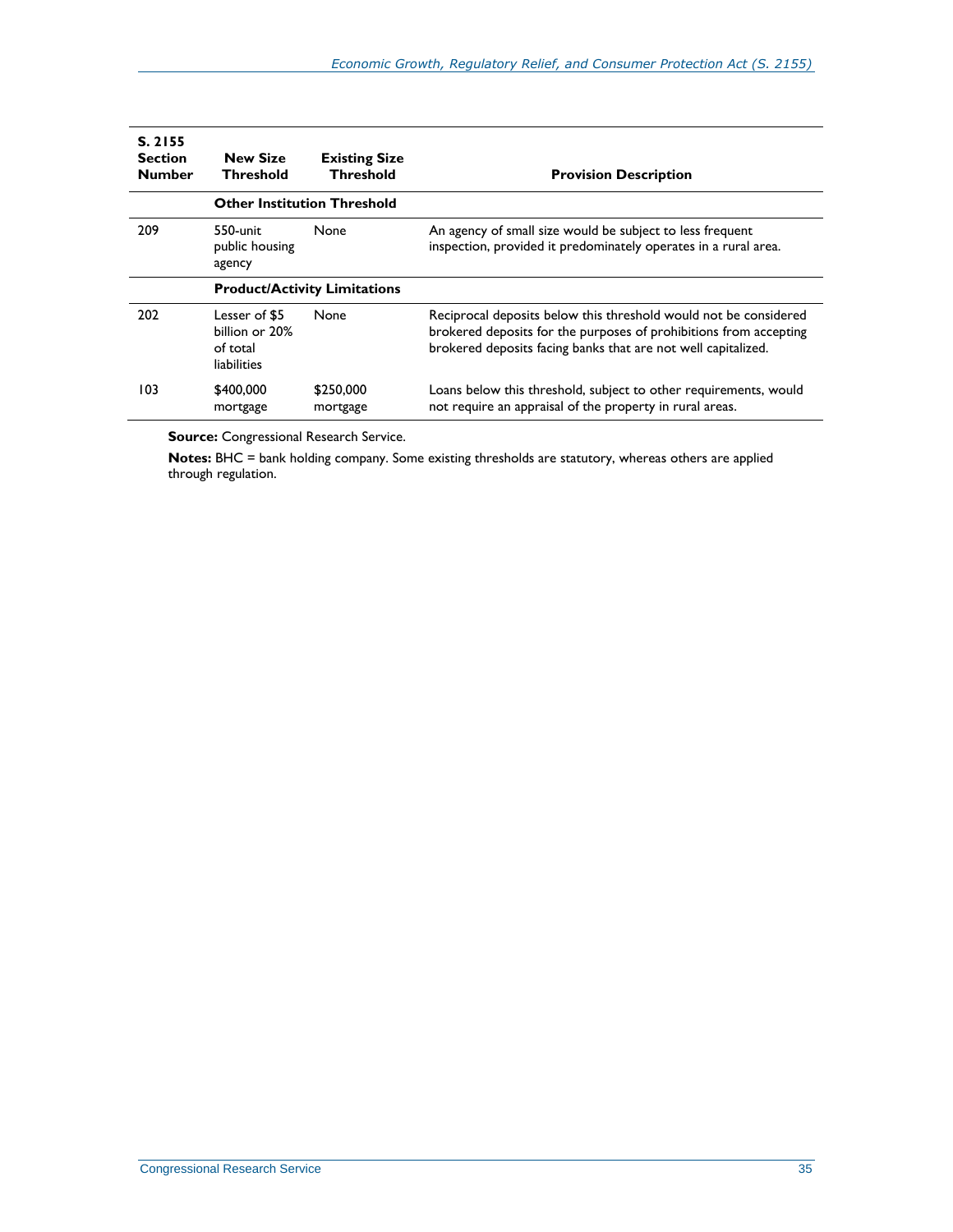| S. 2155 Section Number | New Size Threshold | Existing Size Threshold | Provision Description |
| --- | --- | --- | --- |
| | **Other Institution Threshold** | | |
| 209 | 550-unit public housing agency | None | An agency of small size would be subject to less frequent inspection, provided it predominately operates in a rural area. |
| | **Product/Activity Limitations** | | |
| 202 | Lesser of $5 billion or 20% of total liabilities | None | Reciprocal deposits below this threshold would not be considered brokered deposits for the purposes of prohibitions from accepting brokered deposits facing banks that are not well capitalized. |
| 103 | $400,000 mortgage | $250,000 mortgage | Loans below this threshold, subject to other requirements, would not require an appraisal of the property in rural areas. |

**Source:** Congressional Research Service.

**Notes:** BHC = bank holding company. Some existing thresholds are statutory, whereas others are applied through regulation.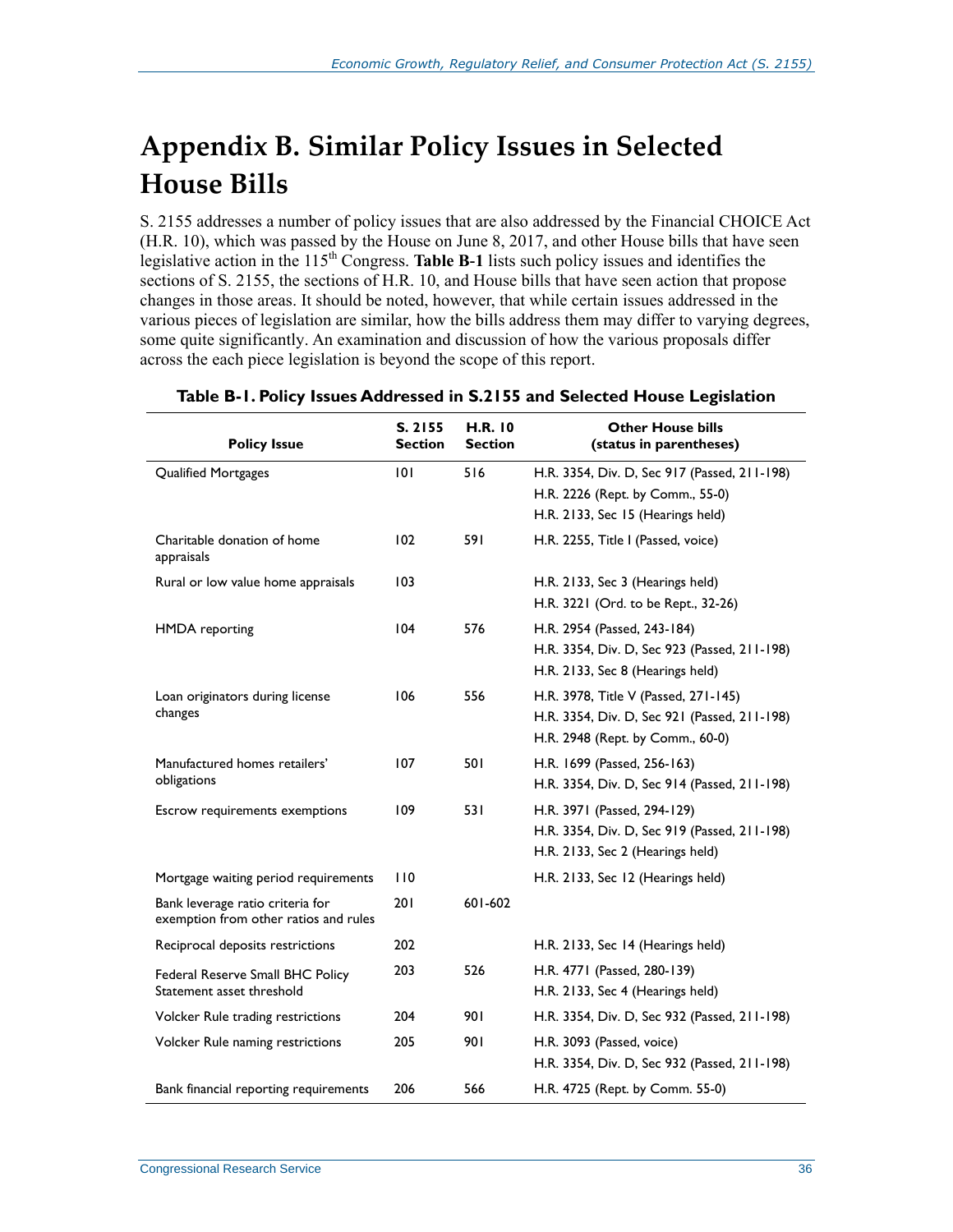# Appendix B. Similar Policy Issues in Selected House Bills

S. 2155 addresses a number of policy issues that are also addressed by the Financial CHOICE Act (H.R. 10), which was passed by the House on June 8, 2017, and other House bills that have seen legislative action in the 115th Congress. **Table B-1** lists such policy issues and identifies the sections of S. 2155, the sections of H.R. 10, and House bills that have seen action that propose changes in those areas. It should be noted, however, that while certain issues addressed in the various pieces of legislation are similar, how the bills address them may differ to varying degrees, some quite significantly. An examination and discussion of how the various proposals differ across the each piece legislation is beyond the scope of this report.

**Table B-1. Policy Issues Addressed in S.2155 and Selected House Legislation**

| Policy Issue | S. 2155 Section | H.R. 10 Section | Other House bills (status in parentheses) |
|---|---|---|---|
| Qualified Mortgages | 101 | 516 | H.R. 3354, Div. D, Sec 917 (Passed, 211-198)<br>H.R. 2226 (Rept. by Comm., 55-0)<br>H.R. 2133, Sec 15 (Hearings held) |
| Charitable donation of home appraisals | 102 | 591 | H.R. 2255, Title I (Passed, voice) |
| Rural or low value home appraisals | 103 | | H.R. 2133, Sec 3 (Hearings held)<br>H.R. 3221 (Ord. to be Rept., 32-26) |
| HMDA reporting | 104 | 576 | H.R. 2954 (Passed, 243-184)<br>H.R. 3354, Div. D, Sec 923 (Passed, 211-198)<br>H.R. 2133, Sec 8 (Hearings held) |
| Loan originators during license changes | 106 | 556 | H.R. 3978, Title V (Passed, 271-145)<br>H.R. 3354, Div. D, Sec 921 (Passed, 211-198)<br>H.R. 2948 (Rept. by Comm., 60-0) |
| Manufactured homes retailers' obligations | 107 | 501 | H.R. 1699 (Passed, 256-163)<br>H.R. 3354, Div. D, Sec 914 (Passed, 211-198) |
| Escrow requirements exemptions | 109 | 531 | H.R. 3971 (Passed, 294-129)<br>H.R. 3354, Div. D, Sec 919 (Passed, 211-198)<br>H.R. 2133, Sec 2 (Hearings held) |
| Mortgage waiting period requirements | 110 | | H.R. 2133, Sec 12 (Hearings held) |
| Bank leverage ratio criteria for exemption from other ratios and rules | 201 | 601-602 | |
| Reciprocal deposits restrictions | 202 | | H.R. 2133, Sec 14 (Hearings held) |
| Federal Reserve Small BHC Policy Statement asset threshold | 203 | 526 | H.R. 4771 (Passed, 280-139)<br>H.R. 2133, Sec 4 (Hearings held) |
| Volcker Rule trading restrictions | 204 | 901 | H.R. 3354, Div. D, Sec 932 (Passed, 211-198) |
| Volcker Rule naming restrictions | 205 | 901 | H.R. 3093 (Passed, voice)<br>H.R. 3354, Div. D, Sec 932 (Passed, 211-198) |
| Bank financial reporting requirements | 206 | 566 | H.R. 4725 (Rept. by Comm. 55-0) |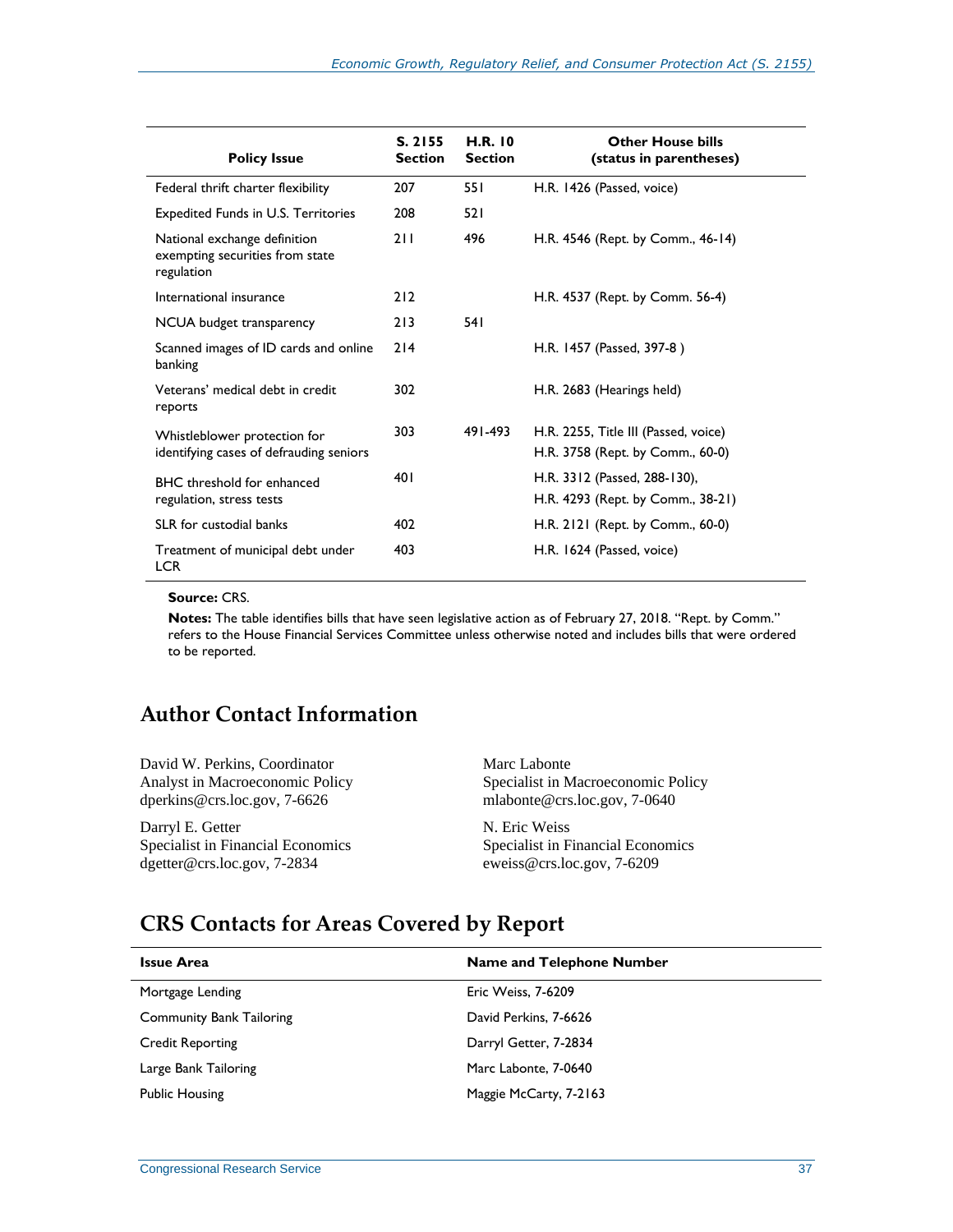| Policy Issue | S. 2155 Section | H.R. 10 Section | Other House bills (status in parentheses) |
|---|---|---|---|
| Federal thrift charter flexibility | 207 | 551 | H.R. 1426 (Passed, voice) |
| Expedited Funds in U.S. Territories | 208 | 521 | |
| National exchange definition exempting securities from state regulation | 211 | 496 | H.R. 4546 (Rept. by Comm., 46-14) |
| International insurance | 212 | | H.R. 4537 (Rept. by Comm. 56-4) |
| NCUA budget transparency | 213 | 541 | |
| Scanned images of ID cards and online banking | 214 | | H.R. 1457 (Passed, 397-8 ) |
| Veterans' medical debt in credit reports | 302 | | H.R. 2683 (Hearings held) |
| Whistleblower protection for identifying cases of defrauding seniors | 303 | 491-493 | H.R. 2255, Title III (Passed, voice) H.R. 3758 (Rept. by Comm., 60-0) |
| BHC threshold for enhanced regulation, stress tests | 401 | | H.R. 3312 (Passed, 288-130), H.R. 4293 (Rept. by Comm., 38-21) |
| SLR for custodial banks | 402 | | H.R. 2121 (Rept. by Comm., 60-0) |
| Treatment of municipal debt under LCR | 403 | | H.R. 1624 (Passed, voice) |

**Source:** CRS.

**Notes:** The table identifies bills that have seen legislative action as of February 27, 2018. "Rept. by Comm." refers to the House Financial Services Committee unless otherwise noted and includes bills that were ordered to be reported.

## Author Contact Information

David W. Perkins, Coordinator
Analyst in Macroeconomic Policy
dperkins@crs.loc.gov, 7-6626

Marc Labonte
Specialist in Macroeconomic Policy
mlabonte@crs.loc.gov, 7-0640

Darryl E. Getter
Specialist in Financial Economics
dgetter@crs.loc.gov, 7-2834

N. Eric Weiss
Specialist in Financial Economics
eweiss@crs.loc.gov, 7-6209

## CRS Contacts for Areas Covered by Report

| Issue Area | Name and Telephone Number |
|---|---|
| Mortgage Lending | Eric Weiss, 7-6209 |
| Community Bank Tailoring | David Perkins, 7-6626 |
| Credit Reporting | Darryl Getter, 7-2834 |
| Large Bank Tailoring | Marc Labonte, 7-0640 |
| Public Housing | Maggie McCarty, 7-2163 |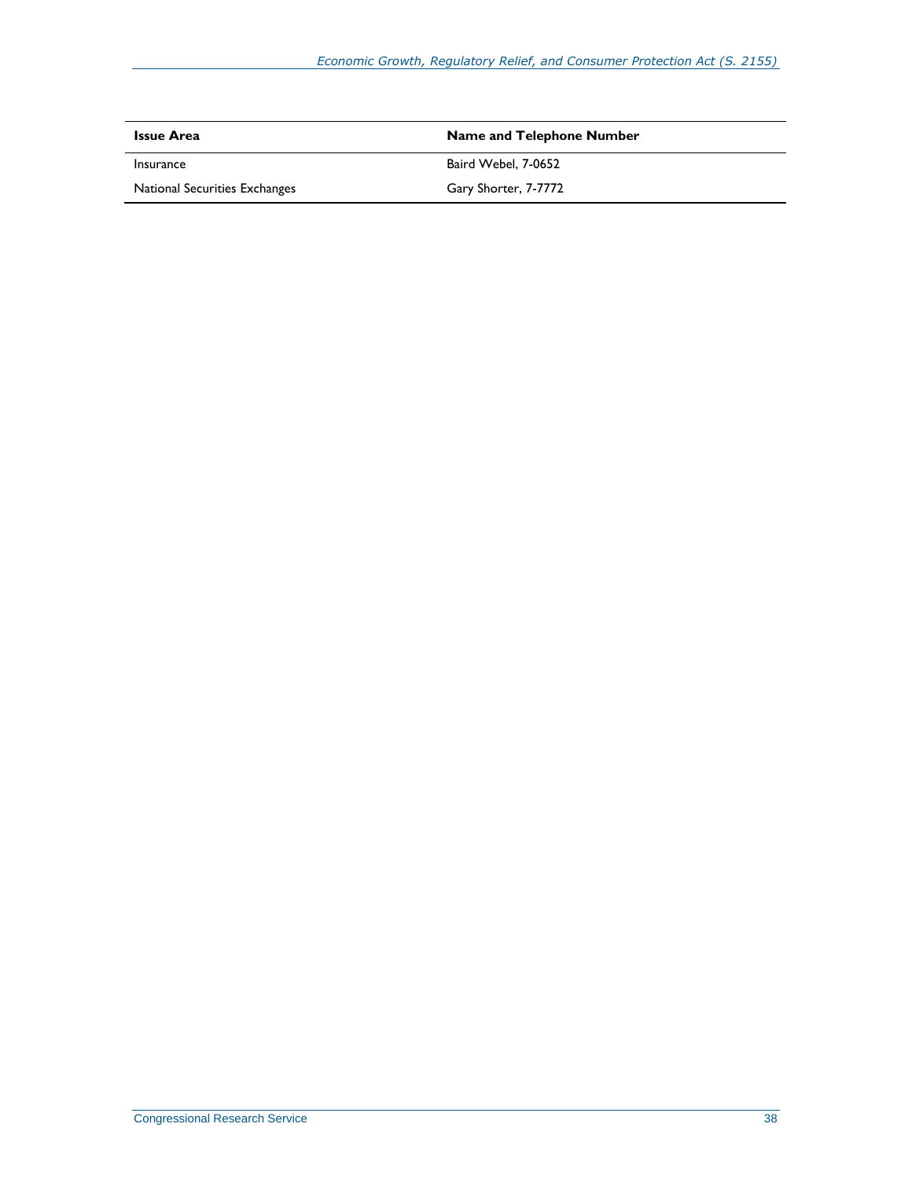| Issue Area | Name and Telephone Number |
| --- | --- |
| Insurance | Baird Webel, 7-0652 |
| National Securities Exchanges | Gary Shorter, 7-7772 |